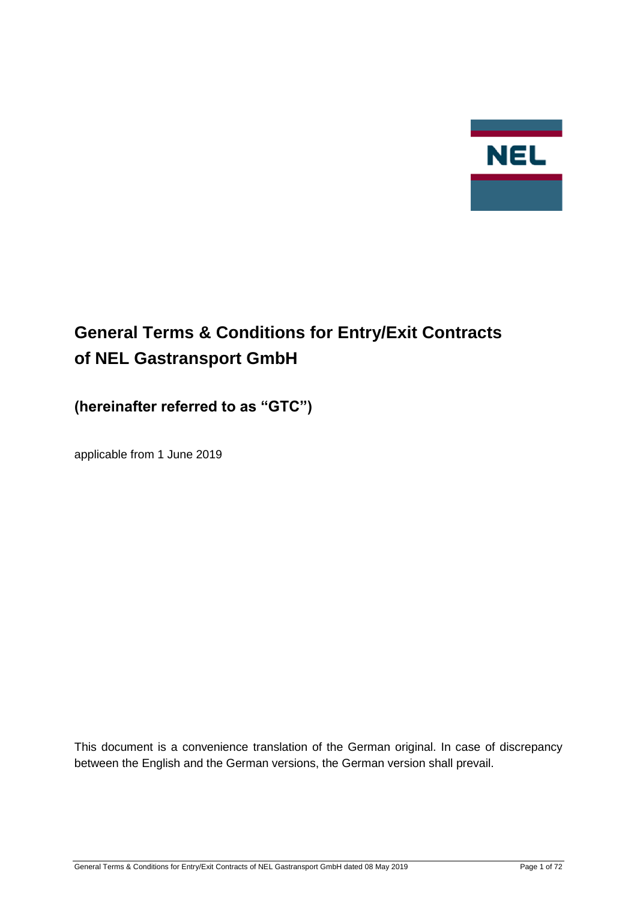NEL

# General Terms & Conditions for Entry/Exit Contracts of NEL Gastransport GmbH

## (hereinafter referred to as "GTC")

applicable from 1 June 2019

This document is a convenience translation of the German original. In case of discrepancy between the English and the German versions, the German version shall prevail.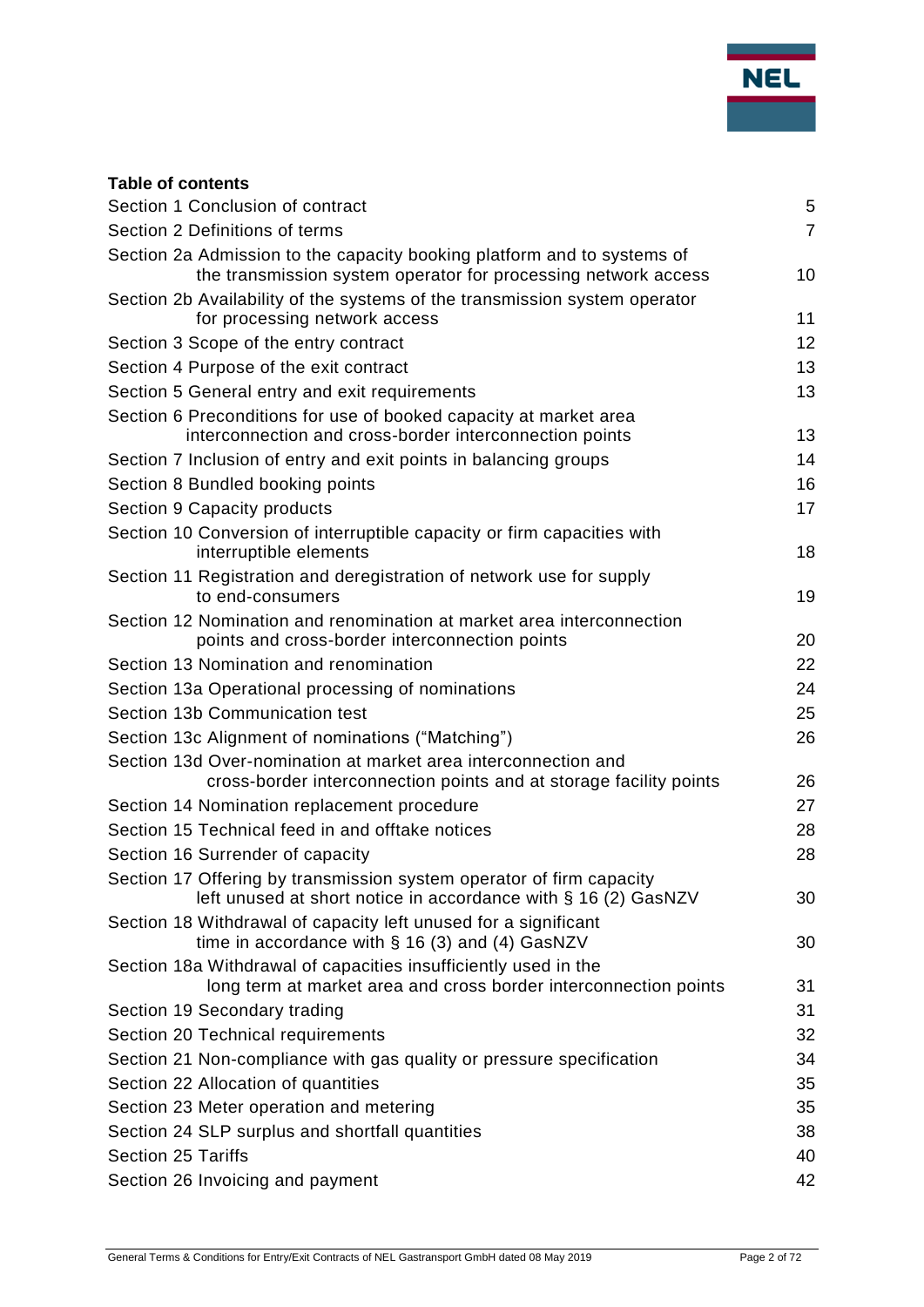**Table of contents**

| | |
|---|---|
| Section 1 Conclusion of contract | 5 |
| Section 2 Definitions of terms | 7 |
| Section 2a Admission to the capacity booking platform and to systems of the transmission system operator for processing network access | 10 |
| Section 2b Availability of the systems of the transmission system operator for processing network access | 11 |
| Section 3 Scope of the entry contract | 12 |
| Section 4 Purpose of the exit contract | 13 |
| Section 5 General entry and exit requirements | 13 |
| Section 6 Preconditions for use of booked capacity at market area interconnection and cross-border interconnection points | 13 |
| Section 7 Inclusion of entry and exit points in balancing groups | 14 |
| Section 8 Bundled booking points | 16 |
| Section 9 Capacity products | 17 |
| Section 10 Conversion of interruptible capacity or firm capacities with interruptible elements | 18 |
| Section 11 Registration and deregistration of network use for supply to end-consumers | 19 |
| Section 12 Nomination and renomination at market area interconnection points and cross-border interconnection points | 20 |
| Section 13 Nomination and renomination | 22 |
| Section 13a Operational processing of nominations | 24 |
| Section 13b Communication test | 25 |
| Section 13c Alignment of nominations ("Matching") | 26 |
| Section 13d Over-nomination at market area interconnection and cross-border interconnection points and at storage facility points | 26 |
| Section 14 Nomination replacement procedure | 27 |
| Section 15 Technical feed in and offtake notices | 28 |
| Section 16 Surrender of capacity | 28 |
| Section 17 Offering by transmission system operator of firm capacity left unused at short notice in accordance with § 16 (2) GasNZV | 30 |
| Section 18 Withdrawal of capacity left unused for a significant time in accordance with § 16 (3) and (4) GasNZV | 30 |
| Section 18a Withdrawal of capacities insufficiently used in the long term at market area and cross border interconnection points | 31 |
| Section 19 Secondary trading | 31 |
| Section 20 Technical requirements | 32 |
| Section 21 Non-compliance with gas quality or pressure specification | 34 |
| Section 22 Allocation of quantities | 35 |
| Section 23 Meter operation and metering | 35 |
| Section 24 SLP surplus and shortfall quantities | 38 |
| Section 25 Tariffs | 40 |
| Section 26 Invoicing and payment | 42 |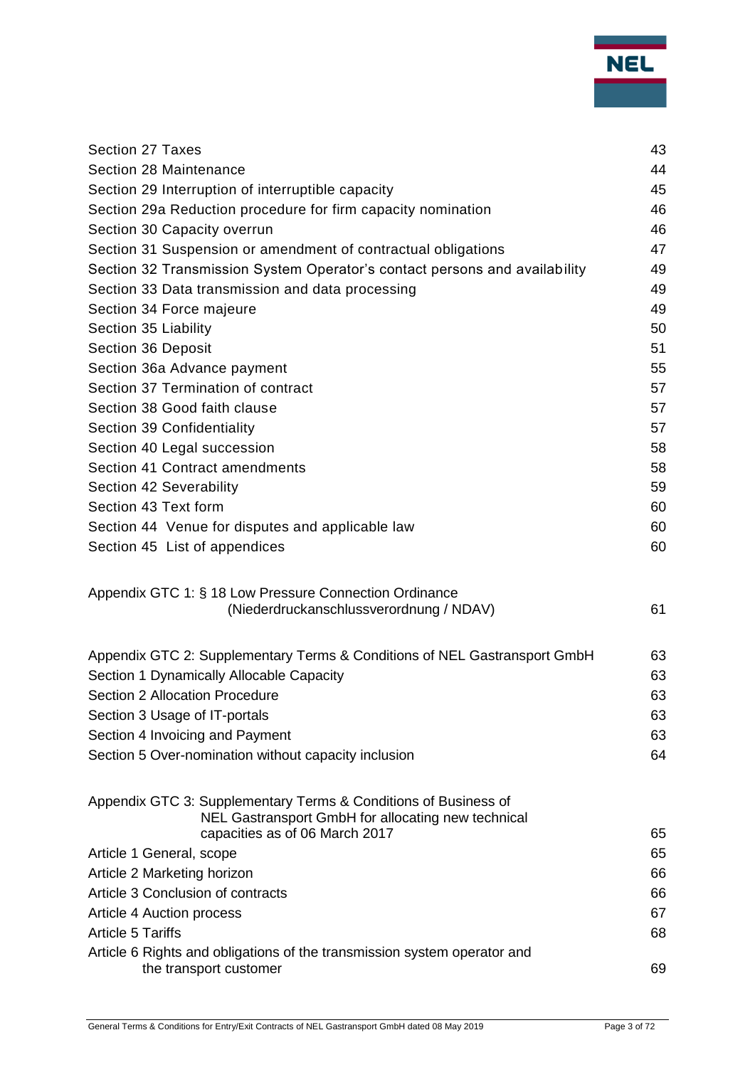| | |
|---|---|
| Section 27 Taxes | 43 |
| Section 28 Maintenance | 44 |
| Section 29 Interruption of interruptible capacity | 45 |
| Section 29a Reduction procedure for firm capacity nomination | 46 |
| Section 30 Capacity overrun | 46 |
| Section 31 Suspension or amendment of contractual obligations | 47 |
| Section 32 Transmission System Operator's contact persons and availability | 49 |
| Section 33 Data transmission and data processing | 49 |
| Section 34 Force majeure | 49 |
| Section 35 Liability | 50 |
| Section 36 Deposit | 51 |
| Section 36a Advance payment | 55 |
| Section 37 Termination of contract | 57 |
| Section 38 Good faith clause | 57 |
| Section 39 Confidentiality | 57 |
| Section 40 Legal succession | 58 |
| Section 41 Contract amendments | 58 |
| Section 42 Severability | 59 |
| Section 43 Text form | 60 |
| Section 44 Venue for disputes and applicable law | 60 |
| Section 45 List of appendices | 60 |
| | |
| Appendix GTC 1: § 18 Low Pressure Connection Ordinance (Niederdruckanschlussverordnung / NDAV) | 61 |
| | |
| Appendix GTC 2: Supplementary Terms & Conditions of NEL Gastransport GmbH | 63 |
| Section 1 Dynamically Allocable Capacity | 63 |
| Section 2 Allocation Procedure | 63 |
| Section 3 Usage of IT-portals | 63 |
| Section 4 Invoicing and Payment | 63 |
| Section 5 Over-nomination without capacity inclusion | 64 |
| | |
| Appendix GTC 3: Supplementary Terms & Conditions of Business of NEL Gastransport GmbH for allocating new technical capacities as of 06 March 2017 | 65 |
| Article 1 General, scope | 65 |
| Article 2 Marketing horizon | 66 |
| Article 3 Conclusion of contracts | 66 |
| Article 4 Auction process | 67 |
| Article 5 Tariffs | 68 |
| Article 6 Rights and obligations of the transmission system operator and the transport customer | 69 |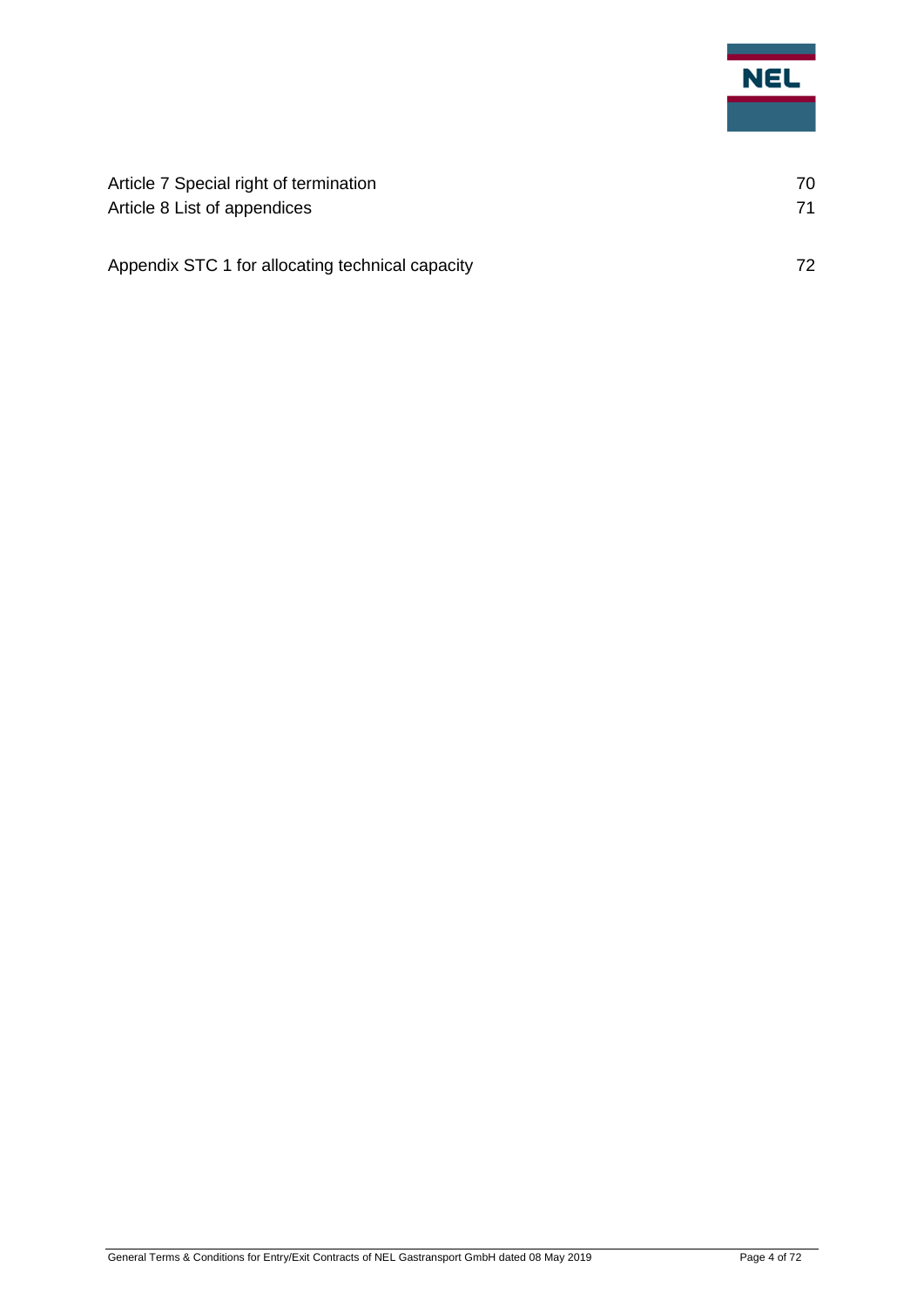| | |
|---|---|
| Article 7 Special right of termination | 70 |
| Article 8 List of appendices | 71 |
| | |
| Appendix STC 1 for allocating technical capacity | 72 |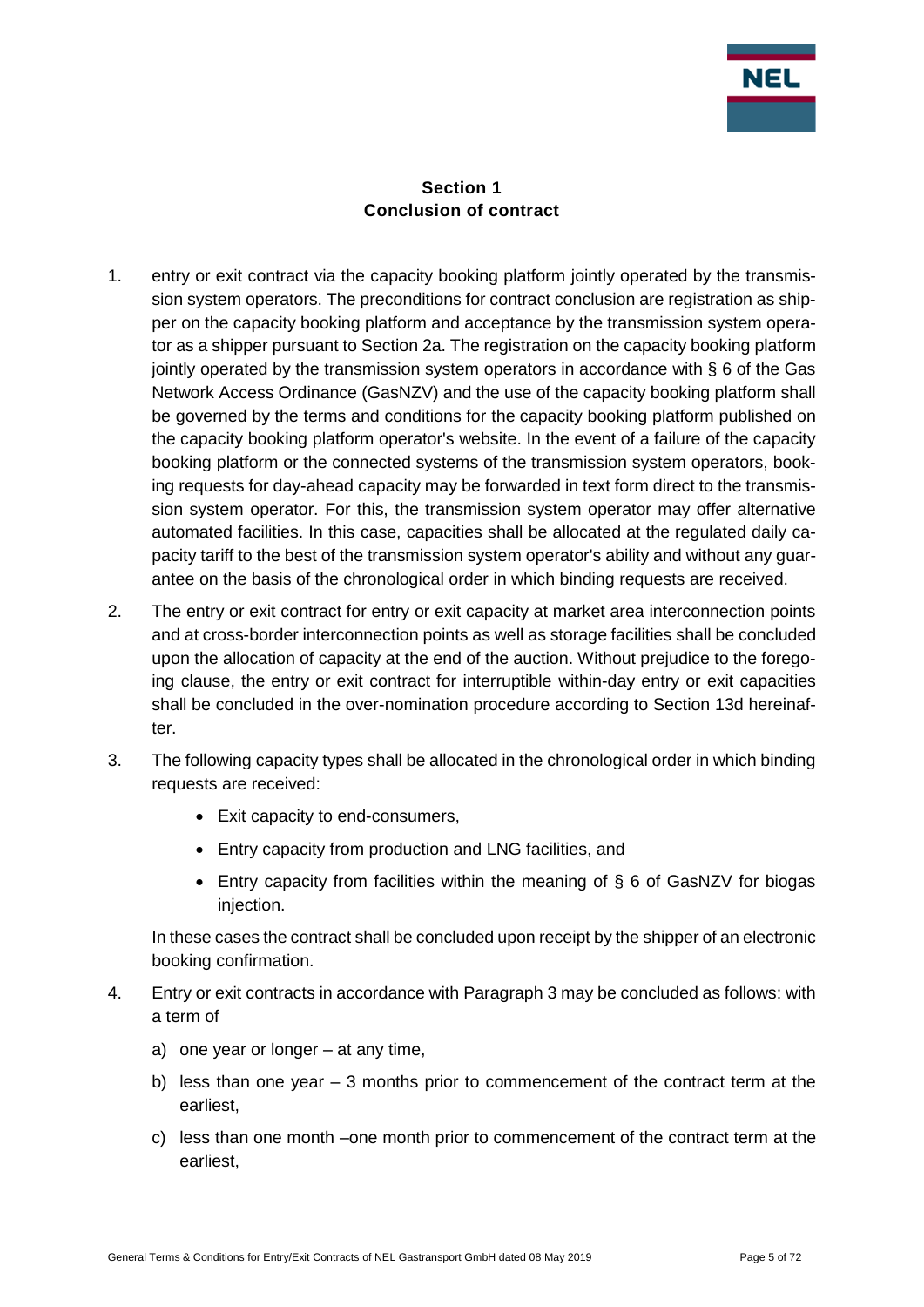## Section 1
## Conclusion of contract

1. entry or exit contract via the capacity booking platform jointly operated by the transmission system operators. The preconditions for contract conclusion are registration as shipper on the capacity booking platform and acceptance by the transmission system operator as a shipper pursuant to Section 2a. The registration on the capacity booking platform jointly operated by the transmission system operators in accordance with § 6 of the Gas Network Access Ordinance (GasNZV) and the use of the capacity booking platform shall be governed by the terms and conditions for the capacity booking platform published on the capacity booking platform operator's website. In the event of a failure of the capacity booking platform or the connected systems of the transmission system operators, booking requests for day-ahead capacity may be forwarded in text form direct to the transmission system operator. For this, the transmission system operator may offer alternative automated facilities. In this case, capacities shall be allocated at the regulated daily capacity tariff to the best of the transmission system operator's ability and without any guarantee on the basis of the chronological order in which binding requests are received.

2. The entry or exit contract for entry or exit capacity at market area interconnection points and at cross-border interconnection points as well as storage facilities shall be concluded upon the allocation of capacity at the end of the auction. Without prejudice to the foregoing clause, the entry or exit contract for interruptible within-day entry or exit capacities shall be concluded in the over-nomination procedure according to Section 13d hereinafter.

3. The following capacity types shall be allocated in the chronological order in which binding requests are received:

   - Exit capacity to end-consumers,
   - Entry capacity from production and LNG facilities, and
   - Entry capacity from facilities within the meaning of § 6 of GasNZV for biogas injection.

   In these cases the contract shall be concluded upon receipt by the shipper of an electronic booking confirmation.

4. Entry or exit contracts in accordance with Paragraph 3 may be concluded as follows: with a term of

   a) one year or longer – at any time,

   b) less than one year – 3 months prior to commencement of the contract term at the earliest,

   c) less than one month –one month prior to commencement of the contract term at the earliest,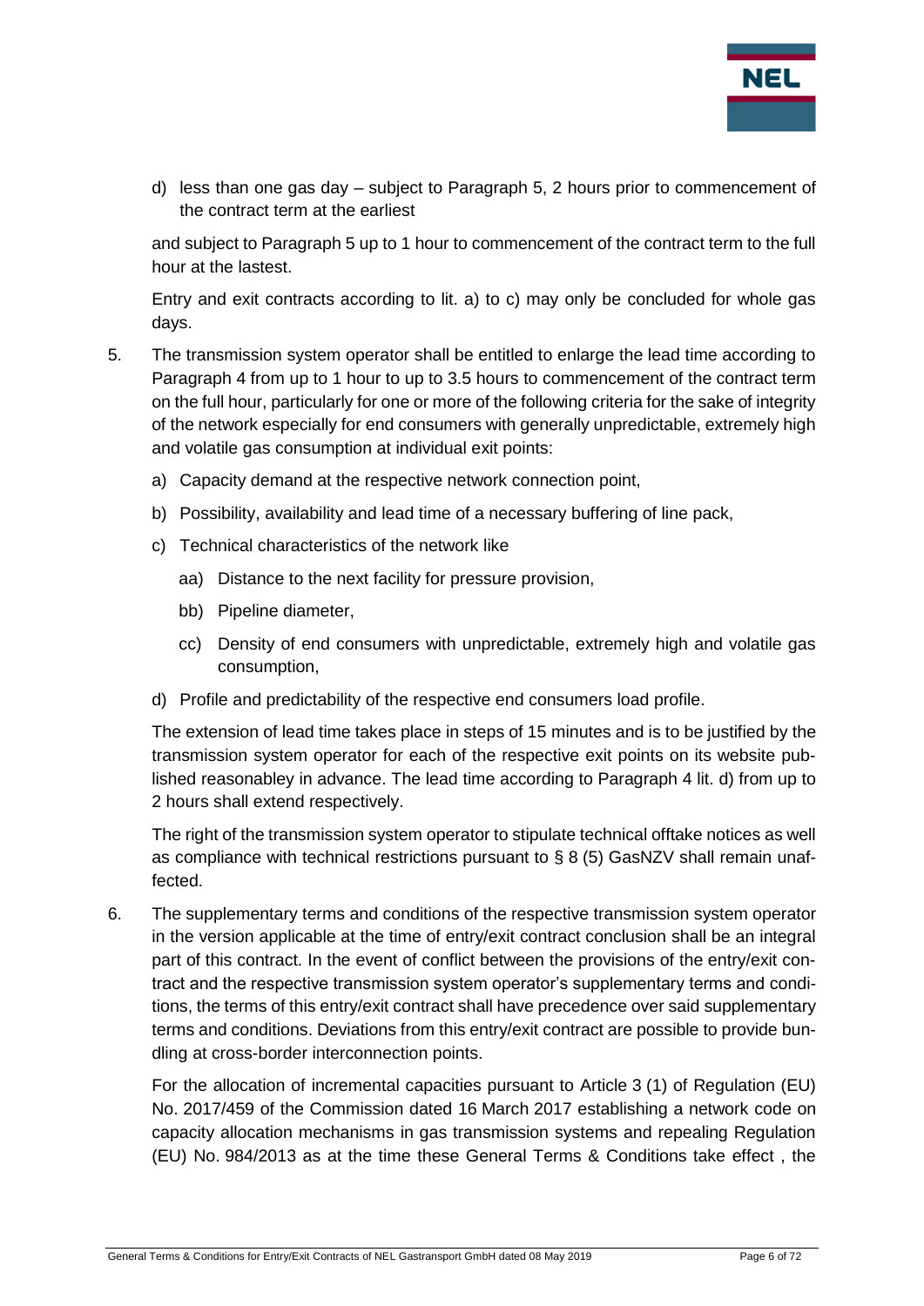d) less than one gas day – subject to Paragraph 5, 2 hours prior to commencement of the contract term at the earliest

and subject to Paragraph 5 up to 1 hour to commencement of the contract term to the full hour at the lastest.

Entry and exit contracts according to lit. a) to c) may only be concluded for whole gas days.

5. The transmission system operator shall be entitled to enlarge the lead time according to Paragraph 4 from up to 1 hour to up to 3.5 hours to commencement of the contract term on the full hour, particularly for one or more of the following criteria for the sake of integrity of the network especially for end consumers with generally unpredictable, extremely high and volatile gas consumption at individual exit points:

   a) Capacity demand at the respective network connection point,

   b) Possibility, availability and lead time of a necessary buffering of line pack,

   c) Technical characteristics of the network like

      aa) Distance to the next facility for pressure provision,

      bb) Pipeline diameter,

      cc) Density of end consumers with unpredictable, extremely high and volatile gas consumption,

   d) Profile and predictability of the respective end consumers load profile.

   The extension of lead time takes place in steps of 15 minutes and is to be justified by the transmission system operator for each of the respective exit points on its website published reasonabley in advance. The lead time according to Paragraph 4 lit. d) from up to 2 hours shall extend respectively.

   The right of the transmission system operator to stipulate technical offtake notices as well as compliance with technical restrictions pursuant to § 8 (5) GasNZV shall remain unaffected.

6. The supplementary terms and conditions of the respective transmission system operator in the version applicable at the time of entry/exit contract conclusion shall be an integral part of this contract. In the event of conflict between the provisions of the entry/exit contract and the respective transmission system operator's supplementary terms and conditions, the terms of this entry/exit contract shall have precedence over said supplementary terms and conditions. Deviations from this entry/exit contract are possible to provide bundling at cross-border interconnection points.

   For the allocation of incremental capacities pursuant to Article 3 (1) of Regulation (EU) No. 2017/459 of the Commission dated 16 March 2017 establishing a network code on capacity allocation mechanisms in gas transmission systems and repealing Regulation (EU) No. 984/2013 as at the time these General Terms & Conditions take effect , the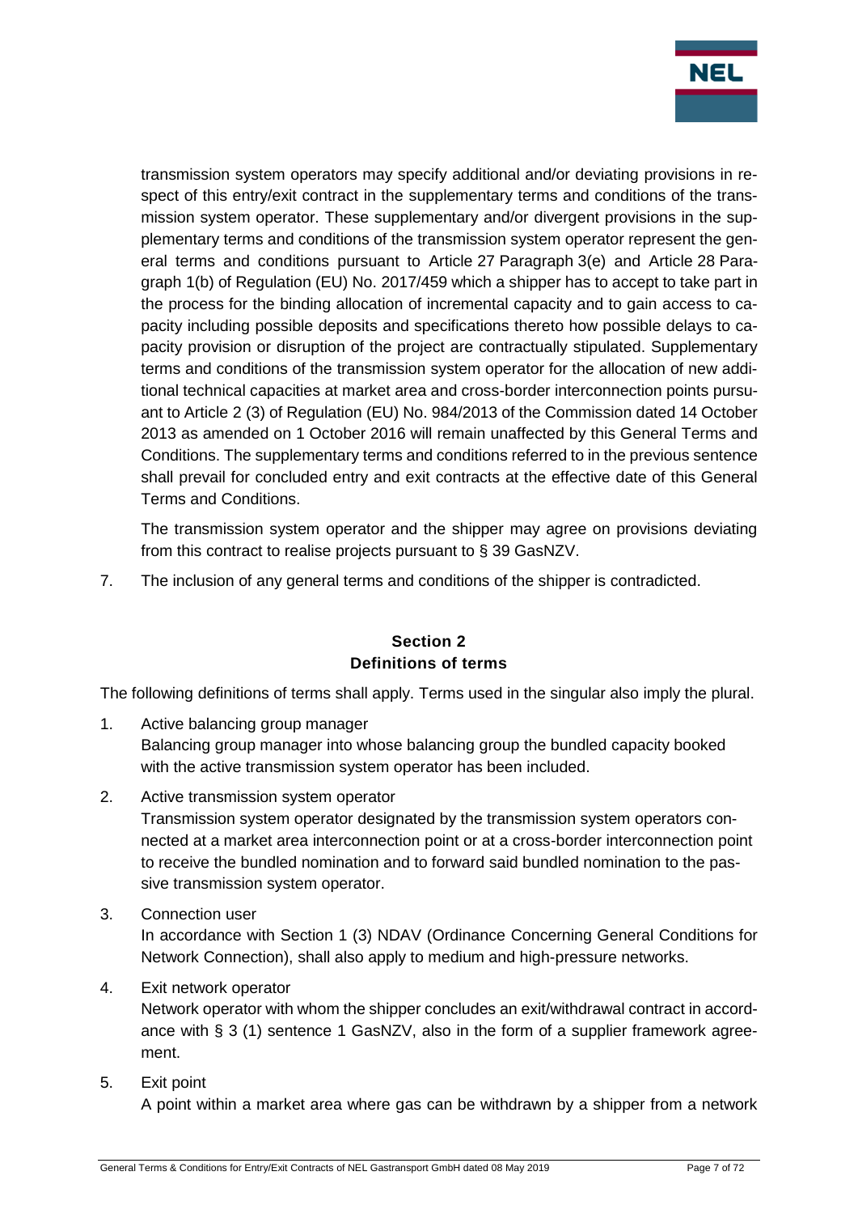transmission system operators may specify additional and/or deviating provisions in respect of this entry/exit contract in the supplementary terms and conditions of the transmission system operator. These supplementary and/or divergent provisions in the supplementary terms and conditions of the transmission system operator represent the general terms and conditions pursuant to Article 27 Paragraph 3(e) and Article 28 Paragraph 1(b) of Regulation (EU) No. 2017/459 which a shipper has to accept to take part in the process for the binding allocation of incremental capacity and to gain access to capacity including possible deposits and specifications thereto how possible delays to capacity provision or disruption of the project are contractually stipulated. Supplementary terms and conditions of the transmission system operator for the allocation of new additional technical capacities at market area and cross-border interconnection points pursuant to Article 2 (3) of Regulation (EU) No. 984/2013 of the Commission dated 14 October 2013 as amended on 1 October 2016 will remain unaffected by this General Terms and Conditions. The supplementary terms and conditions referred to in the previous sentence shall prevail for concluded entry and exit contracts at the effective date of this General Terms and Conditions.

The transmission system operator and the shipper may agree on provisions deviating from this contract to realise projects pursuant to § 39 GasNZV.

7. The inclusion of any general terms and conditions of the shipper is contradicted.

## Section 2
## Definitions of terms

The following definitions of terms shall apply. Terms used in the singular also imply the plural.

1. Active balancing group manager
   Balancing group manager into whose balancing group the bundled capacity booked with the active transmission system operator has been included.

2. Active transmission system operator
   Transmission system operator designated by the transmission system operators connected at a market area interconnection point or at a cross-border interconnection point to receive the bundled nomination and to forward said bundled nomination to the passive transmission system operator.

3. Connection user
   In accordance with Section 1 (3) NDAV (Ordinance Concerning General Conditions for Network Connection), shall also apply to medium and high-pressure networks.

4. Exit network operator
   Network operator with whom the shipper concludes an exit/withdrawal contract in accordance with § 3 (1) sentence 1 GasNZV, also in the form of a supplier framework agreement.

5. Exit point
   A point within a market area where gas can be withdrawn by a shipper from a network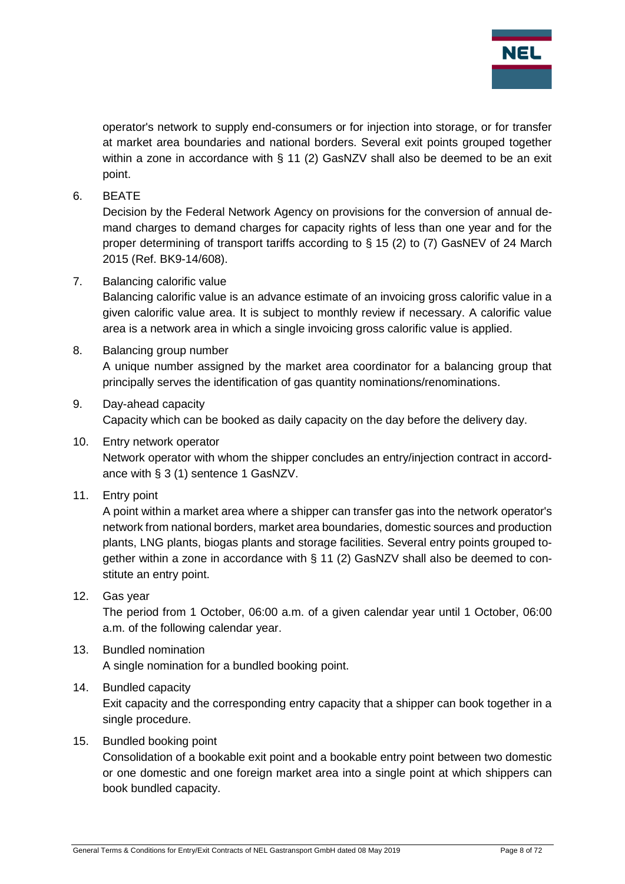operator's network to supply end-consumers or for injection into storage, or for transfer at market area boundaries and national borders. Several exit points grouped together within a zone in accordance with § 11 (2) GasNZV shall also be deemed to be an exit point.

6. BEATE
   Decision by the Federal Network Agency on provisions for the conversion of annual demand charges to demand charges for capacity rights of less than one year and for the proper determining of transport tariffs according to § 15 (2) to (7) GasNEV of 24 March 2015 (Ref. BK9-14/608).

7. Balancing calorific value
   Balancing calorific value is an advance estimate of an invoicing gross calorific value in a given calorific value area. It is subject to monthly review if necessary. A calorific value area is a network area in which a single invoicing gross calorific value is applied.

8. Balancing group number
   A unique number assigned by the market area coordinator for a balancing group that principally serves the identification of gas quantity nominations/renominations.

9. Day-ahead capacity
   Capacity which can be booked as daily capacity on the day before the delivery day.

10. Entry network operator
    Network operator with whom the shipper concludes an entry/injection contract in accordance with § 3 (1) sentence 1 GasNZV.

11. Entry point
    A point within a market area where a shipper can transfer gas into the network operator's network from national borders, market area boundaries, domestic sources and production plants, LNG plants, biogas plants and storage facilities. Several entry points grouped together within a zone in accordance with § 11 (2) GasNZV shall also be deemed to constitute an entry point.

12. Gas year
    The period from 1 October, 06:00 a.m. of a given calendar year until 1 October, 06:00 a.m. of the following calendar year.

13. Bundled nomination
    A single nomination for a bundled booking point.

14. Bundled capacity
    Exit capacity and the corresponding entry capacity that a shipper can book together in a single procedure.

15. Bundled booking point
    Consolidation of a bookable exit point and a bookable entry point between two domestic or one domestic and one foreign market area into a single point at which shippers can book bundled capacity.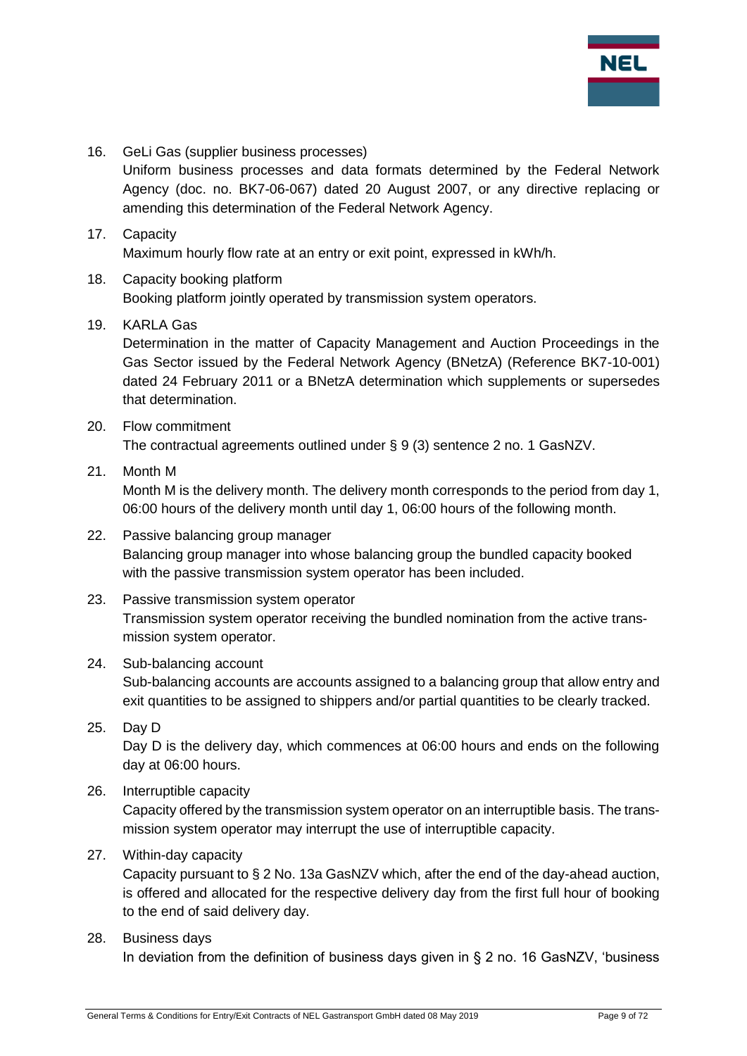16. GeLi Gas (supplier business processes)
    Uniform business processes and data formats determined by the Federal Network Agency (doc. no. BK7-06-067) dated 20 August 2007, or any directive replacing or amending this determination of the Federal Network Agency.

17. Capacity
    Maximum hourly flow rate at an entry or exit point, expressed in kWh/h.

18. Capacity booking platform
    Booking platform jointly operated by transmission system operators.

19. KARLA Gas
    Determination in the matter of Capacity Management and Auction Proceedings in the Gas Sector issued by the Federal Network Agency (BNetzA) (Reference BK7-10-001) dated 24 February 2011 or a BNetzA determination which supplements or supersedes that determination.

20. Flow commitment
    The contractual agreements outlined under § 9 (3) sentence 2 no. 1 GasNZV.

21. Month M
    Month M is the delivery month. The delivery month corresponds to the period from day 1, 06:00 hours of the delivery month until day 1, 06:00 hours of the following month.

22. Passive balancing group manager
    Balancing group manager into whose balancing group the bundled capacity booked with the passive transmission system operator has been included.

23. Passive transmission system operator
    Transmission system operator receiving the bundled nomination from the active transmission system operator.

24. Sub-balancing account
    Sub-balancing accounts are accounts assigned to a balancing group that allow entry and exit quantities to be assigned to shippers and/or partial quantities to be clearly tracked.

25. Day D
    Day D is the delivery day, which commences at 06:00 hours and ends on the following day at 06:00 hours.

26. Interruptible capacity
    Capacity offered by the transmission system operator on an interruptible basis. The transmission system operator may interrupt the use of interruptible capacity.

27. Within-day capacity
    Capacity pursuant to § 2 No. 13a GasNZV which, after the end of the day-ahead auction, is offered and allocated for the respective delivery day from the first full hour of booking to the end of said delivery day.

28. Business days
    In deviation from the definition of business days given in § 2 no. 16 GasNZV, 'business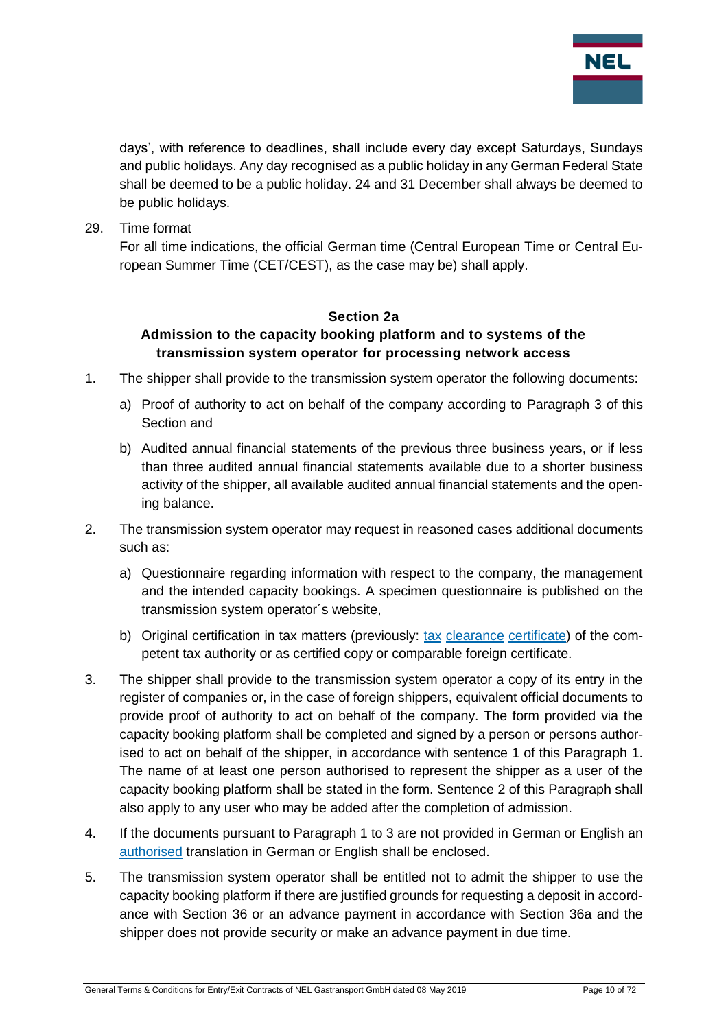days', with reference to deadlines, shall include every day except Saturdays, Sundays and public holidays. Any day recognised as a public holiday in any German Federal State shall be deemed to be a public holiday. 24 and 31 December shall always be deemed to be public holidays.

29. Time format

    For all time indications, the official German time (Central European Time or Central European Summer Time (CET/CEST), as the case may be) shall apply.

## Section 2a
### Admission to the capacity booking platform and to systems of the transmission system operator for processing network access

1. The shipper shall provide to the transmission system operator the following documents:

   a) Proof of authority to act on behalf of the company according to Paragraph 3 of this Section and

   b) Audited annual financial statements of the previous three business years, or if less than three audited annual financial statements available due to a shorter business activity of the shipper, all available audited annual financial statements and the opening balance.

2. The transmission system operator may request in reasoned cases additional documents such as:

   a) Questionnaire regarding information with respect to the company, the management and the intended capacity bookings. A specimen questionnaire is published on the transmission system operator´s website,

   b) Original certification in tax matters (previously: tax clearance certificate) of the competent tax authority or as certified copy or comparable foreign certificate.

3. The shipper shall provide to the transmission system operator a copy of its entry in the register of companies or, in the case of foreign shippers, equivalent official documents to provide proof of authority to act on behalf of the company. The form provided via the capacity booking platform shall be completed and signed by a person or persons authorised to act on behalf of the shipper, in accordance with sentence 1 of this Paragraph 1. The name of at least one person authorised to represent the shipper as a user of the capacity booking platform shall be stated in the form. Sentence 2 of this Paragraph shall also apply to any user who may be added after the completion of admission.

4. If the documents pursuant to Paragraph 1 to 3 are not provided in German or English an authorised translation in German or English shall be enclosed.

5. The transmission system operator shall be entitled not to admit the shipper to use the capacity booking platform if there are justified grounds for requesting a deposit in accordance with Section 36 or an advance payment in accordance with Section 36a and the shipper does not provide security or make an advance payment in due time.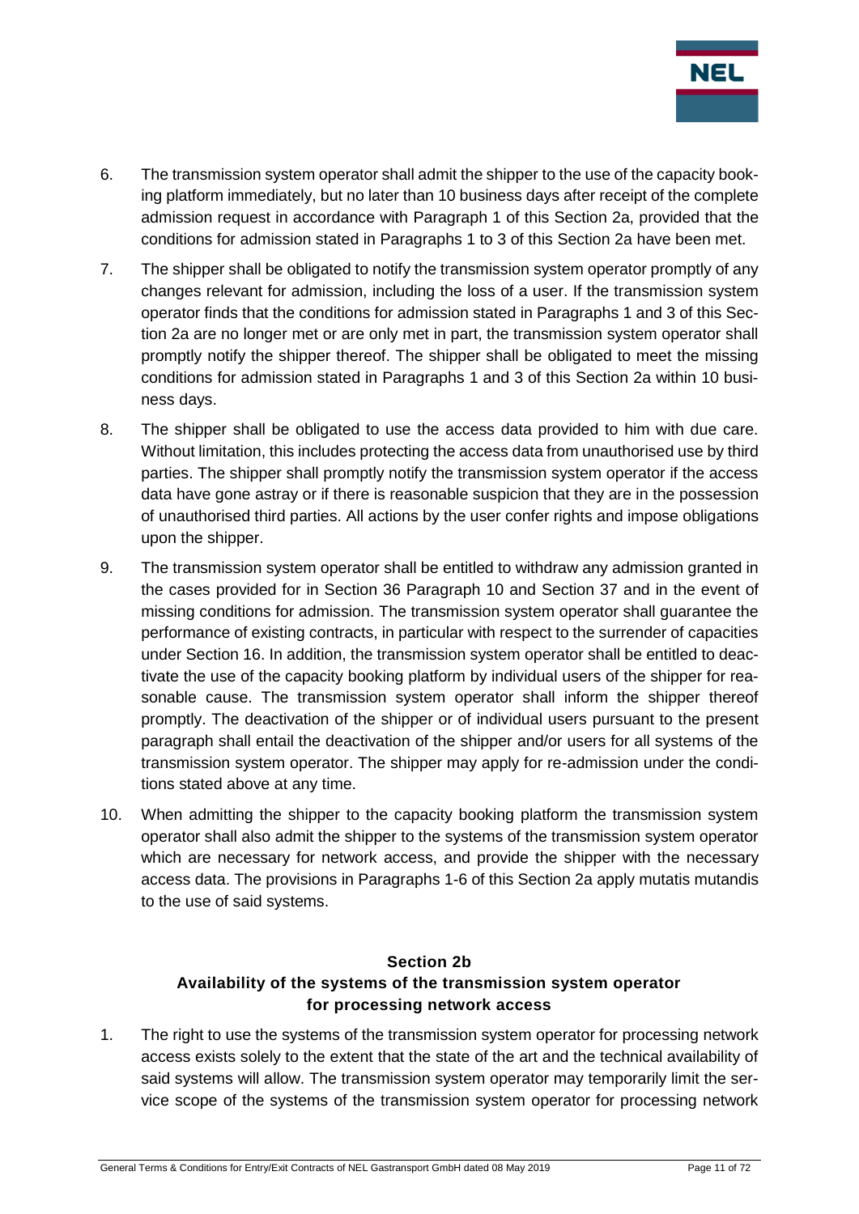6. The transmission system operator shall admit the shipper to the use of the capacity booking platform immediately, but no later than 10 business days after receipt of the complete admission request in accordance with Paragraph 1 of this Section 2a, provided that the conditions for admission stated in Paragraphs 1 to 3 of this Section 2a have been met.

7. The shipper shall be obligated to notify the transmission system operator promptly of any changes relevant for admission, including the loss of a user. If the transmission system operator finds that the conditions for admission stated in Paragraphs 1 and 3 of this Section 2a are no longer met or are only met in part, the transmission system operator shall promptly notify the shipper thereof. The shipper shall be obligated to meet the missing conditions for admission stated in Paragraphs 1 and 3 of this Section 2a within 10 business days.

8. The shipper shall be obligated to use the access data provided to him with due care. Without limitation, this includes protecting the access data from unauthorised use by third parties. The shipper shall promptly notify the transmission system operator if the access data have gone astray or if there is reasonable suspicion that they are in the possession of unauthorised third parties. All actions by the user confer rights and impose obligations upon the shipper.

9. The transmission system operator shall be entitled to withdraw any admission granted in the cases provided for in Section 36 Paragraph 10 and Section 37 and in the event of missing conditions for admission. The transmission system operator shall guarantee the performance of existing contracts, in particular with respect to the surrender of capacities under Section 16. In addition, the transmission system operator shall be entitled to deactivate the use of the capacity booking platform by individual users of the shipper for reasonable cause. The transmission system operator shall inform the shipper thereof promptly. The deactivation of the shipper or of individual users pursuant to the present paragraph shall entail the deactivation of the shipper and/or users for all systems of the transmission system operator. The shipper may apply for re-admission under the conditions stated above at any time.

10. When admitting the shipper to the capacity booking platform the transmission system operator shall also admit the shipper to the systems of the transmission system operator which are necessary for network access, and provide the shipper with the necessary access data. The provisions in Paragraphs 1-6 of this Section 2a apply mutatis mutandis to the use of said systems.

## Section 2b
## Availability of the systems of the transmission system operator for processing network access

1. The right to use the systems of the transmission system operator for processing network access exists solely to the extent that the state of the art and the technical availability of said systems will allow. The transmission system operator may temporarily limit the service scope of the systems of the transmission system operator for processing network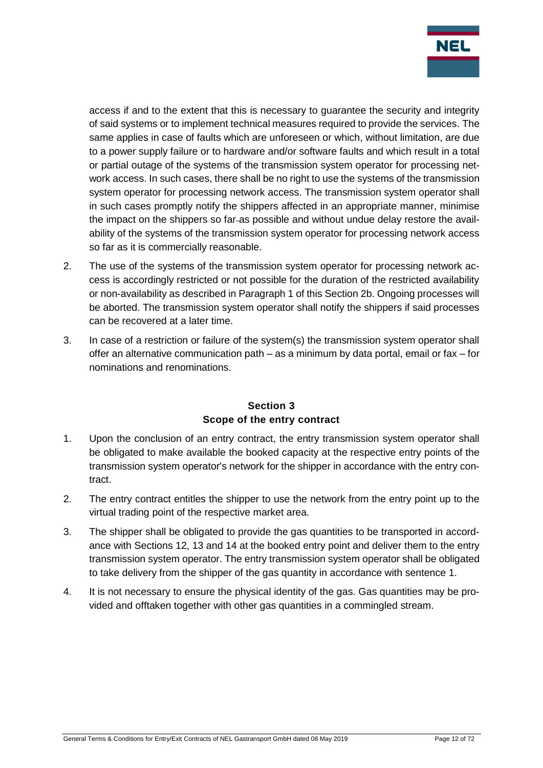access if and to the extent that this is necessary to guarantee the security and integrity of said systems or to implement technical measures required to provide the services. The same applies in case of faults which are unforeseen or which, without limitation, are due to a power supply failure or to hardware and/or software faults and which result in a total or partial outage of the systems of the transmission system operator for processing network access. In such cases, there shall be no right to use the systems of the transmission system operator for processing network access. The transmission system operator shall in such cases promptly notify the shippers affected in an appropriate manner, minimise the impact on the shippers so far as possible and without undue delay restore the availability of the systems of the transmission system operator for processing network access so far as it is commercially reasonable.

2. The use of the systems of the transmission system operator for processing network access is accordingly restricted or not possible for the duration of the restricted availability or non-availability as described in Paragraph 1 of this Section 2b. Ongoing processes will be aborted. The transmission system operator shall notify the shippers if said processes can be recovered at a later time.

3. In case of a restriction or failure of the system(s) the transmission system operator shall offer an alternative communication path – as a minimum by data portal, email or fax – for nominations and renominations.

## Section 3
## Scope of the entry contract

1. Upon the conclusion of an entry contract, the entry transmission system operator shall be obligated to make available the booked capacity at the respective entry points of the transmission system operator's network for the shipper in accordance with the entry contract.

2. The entry contract entitles the shipper to use the network from the entry point up to the virtual trading point of the respective market area.

3. The shipper shall be obligated to provide the gas quantities to be transported in accordance with Sections 12, 13 and 14 at the booked entry point and deliver them to the entry transmission system operator. The entry transmission system operator shall be obligated to take delivery from the shipper of the gas quantity in accordance with sentence 1.

4. It is not necessary to ensure the physical identity of the gas. Gas quantities may be provided and offtaken together with other gas quantities in a commingled stream.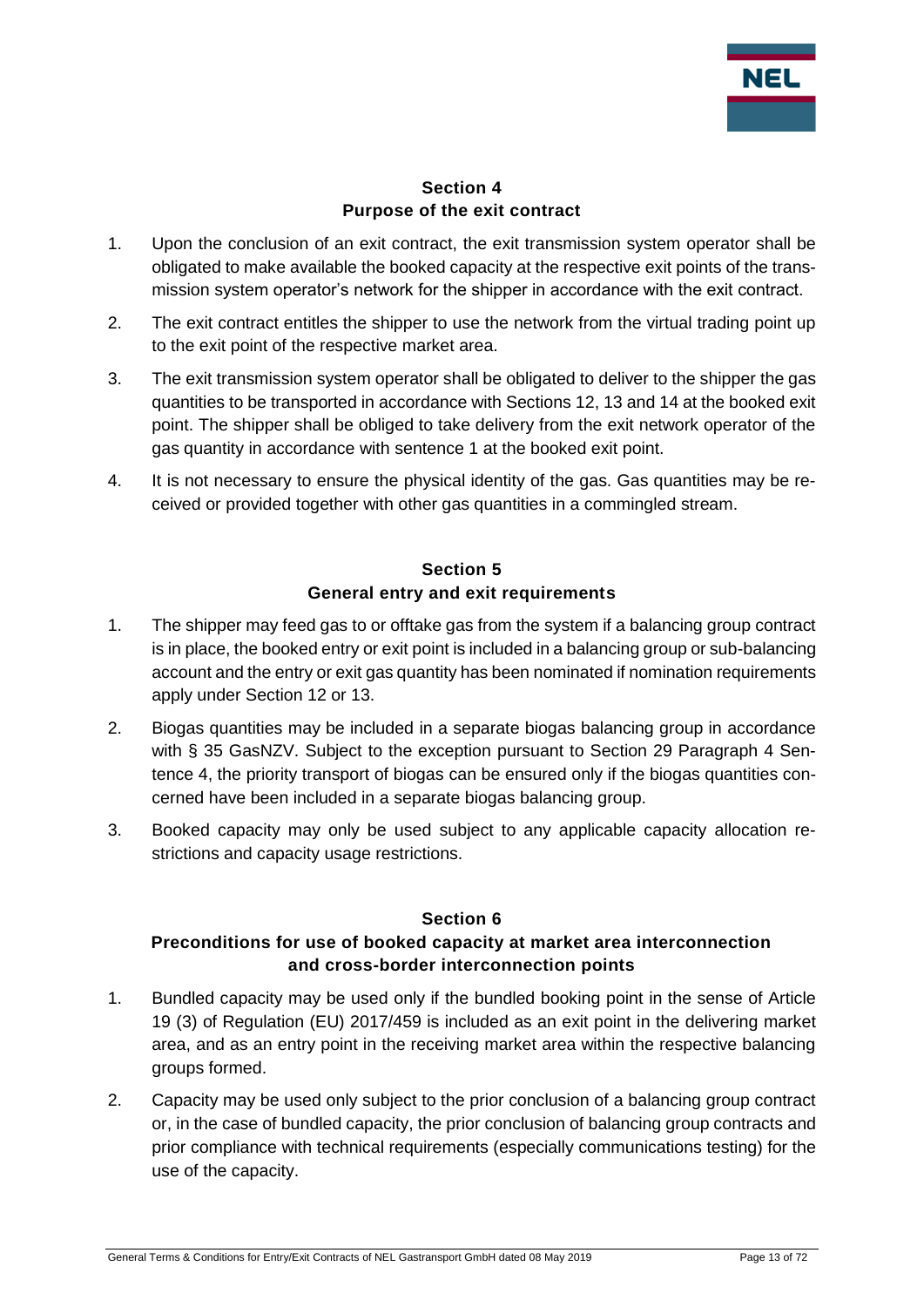## Section 4
## Purpose of the exit contract

1. Upon the conclusion of an exit contract, the exit transmission system operator shall be obligated to make available the booked capacity at the respective exit points of the transmission system operator's network for the shipper in accordance with the exit contract.
2. The exit contract entitles the shipper to use the network from the virtual trading point up to the exit point of the respective market area.
3. The exit transmission system operator shall be obligated to deliver to the shipper the gas quantities to be transported in accordance with Sections 12, 13 and 14 at the booked exit point. The shipper shall be obliged to take delivery from the exit network operator of the gas quantity in accordance with sentence 1 at the booked exit point.
4. It is not necessary to ensure the physical identity of the gas. Gas quantities may be received or provided together with other gas quantities in a commingled stream.

## Section 5
## General entry and exit requirements

1. The shipper may feed gas to or offtake gas from the system if a balancing group contract is in place, the booked entry or exit point is included in a balancing group or sub-balancing account and the entry or exit gas quantity has been nominated if nomination requirements apply under Section 12 or 13.
2. Biogas quantities may be included in a separate biogas balancing group in accordance with § 35 GasNZV. Subject to the exception pursuant to Section 29 Paragraph 4 Sentence 4, the priority transport of biogas can be ensured only if the biogas quantities concerned have been included in a separate biogas balancing group.
3. Booked capacity may only be used subject to any applicable capacity allocation restrictions and capacity usage restrictions.

## Section 6
## Preconditions for use of booked capacity at market area interconnection and cross-border interconnection points

1. Bundled capacity may be used only if the bundled booking point in the sense of Article 19 (3) of Regulation (EU) 2017/459 is included as an exit point in the delivering market area, and as an entry point in the receiving market area within the respective balancing groups formed.
2. Capacity may be used only subject to the prior conclusion of a balancing group contract or, in the case of bundled capacity, the prior conclusion of balancing group contracts and prior compliance with technical requirements (especially communications testing) for the use of the capacity.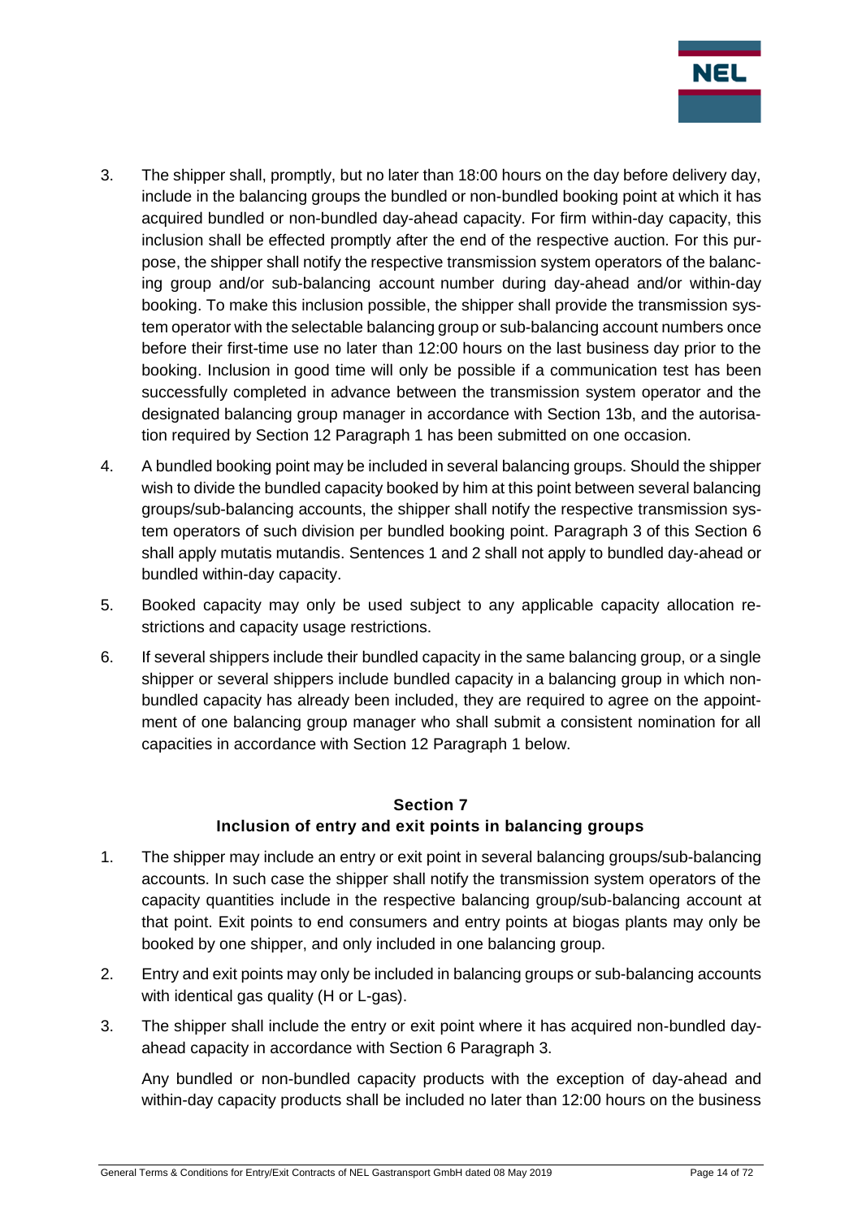3. The shipper shall, promptly, but no later than 18:00 hours on the day before delivery day, include in the balancing groups the bundled or non-bundled booking point at which it has acquired bundled or non-bundled day-ahead capacity. For firm within-day capacity, this inclusion shall be effected promptly after the end of the respective auction. For this purpose, the shipper shall notify the respective transmission system operators of the balancing group and/or sub-balancing account number during day-ahead and/or within-day booking. To make this inclusion possible, the shipper shall provide the transmission system operator with the selectable balancing group or sub-balancing account numbers once before their first-time use no later than 12:00 hours on the last business day prior to the booking. Inclusion in good time will only be possible if a communication test has been successfully completed in advance between the transmission system operator and the designated balancing group manager in accordance with Section 13b, and the autorisation required by Section 12 Paragraph 1 has been submitted on one occasion.

4. A bundled booking point may be included in several balancing groups. Should the shipper wish to divide the bundled capacity booked by him at this point between several balancing groups/sub-balancing accounts, the shipper shall notify the respective transmission system operators of such division per bundled booking point. Paragraph 3 of this Section 6 shall apply mutatis mutandis. Sentences 1 and 2 shall not apply to bundled day-ahead or bundled within-day capacity.

5. Booked capacity may only be used subject to any applicable capacity allocation restrictions and capacity usage restrictions.

6. If several shippers include their bundled capacity in the same balancing group, or a single shipper or several shippers include bundled capacity in a balancing group in which non-bundled capacity has already been included, they are required to agree on the appointment of one balancing group manager who shall submit a consistent nomination for all capacities in accordance with Section 12 Paragraph 1 below.

## Section 7
## Inclusion of entry and exit points in balancing groups

1. The shipper may include an entry or exit point in several balancing groups/sub-balancing accounts. In such case the shipper shall notify the transmission system operators of the capacity quantities include in the respective balancing group/sub-balancing account at that point. Exit points to end consumers and entry points at biogas plants may only be booked by one shipper, and only included in one balancing group.

2. Entry and exit points may only be included in balancing groups or sub-balancing accounts with identical gas quality (H or L-gas).

3. The shipper shall include the entry or exit point where it has acquired non-bundled day-ahead capacity in accordance with Section 6 Paragraph 3.

   Any bundled or non-bundled capacity products with the exception of day-ahead and within-day capacity products shall be included no later than 12:00 hours on the business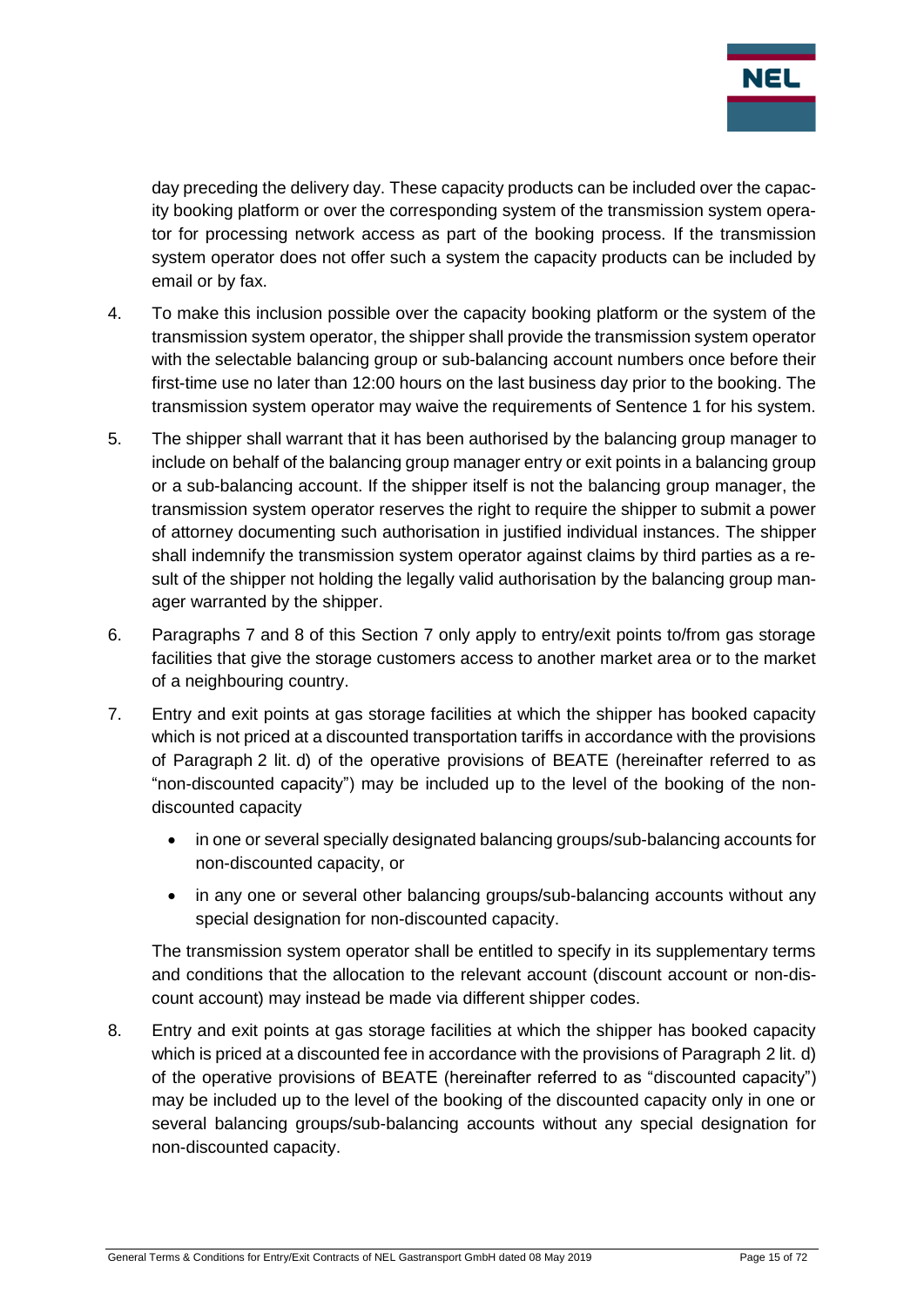day preceding the delivery day. These capacity products can be included over the capacity booking platform or over the corresponding system of the transmission system operator for processing network access as part of the booking process. If the transmission system operator does not offer such a system the capacity products can be included by email or by fax.

4. To make this inclusion possible over the capacity booking platform or the system of the transmission system operator, the shipper shall provide the transmission system operator with the selectable balancing group or sub-balancing account numbers once before their first-time use no later than 12:00 hours on the last business day prior to the booking. The transmission system operator may waive the requirements of Sentence 1 for his system.

5. The shipper shall warrant that it has been authorised by the balancing group manager to include on behalf of the balancing group manager entry or exit points in a balancing group or a sub-balancing account. If the shipper itself is not the balancing group manager, the transmission system operator reserves the right to require the shipper to submit a power of attorney documenting such authorisation in justified individual instances. The shipper shall indemnify the transmission system operator against claims by third parties as a result of the shipper not holding the legally valid authorisation by the balancing group manager warranted by the shipper.

6. Paragraphs 7 and 8 of this Section 7 only apply to entry/exit points to/from gas storage facilities that give the storage customers access to another market area or to the market of a neighbouring country.

7. Entry and exit points at gas storage facilities at which the shipper has booked capacity which is not priced at a discounted transportation tariffs in accordance with the provisions of Paragraph 2 lit. d) of the operative provisions of BEATE (hereinafter referred to as "non-discounted capacity") may be included up to the level of the booking of the non-discounted capacity

   - in one or several specially designated balancing groups/sub-balancing accounts for non-discounted capacity, or
   - in any one or several other balancing groups/sub-balancing accounts without any special designation for non-discounted capacity.

   The transmission system operator shall be entitled to specify in its supplementary terms and conditions that the allocation to the relevant account (discount account or non-discount account) may instead be made via different shipper codes.

8. Entry and exit points at gas storage facilities at which the shipper has booked capacity which is priced at a discounted fee in accordance with the provisions of Paragraph 2 lit. d) of the operative provisions of BEATE (hereinafter referred to as "discounted capacity") may be included up to the level of the booking of the discounted capacity only in one or several balancing groups/sub-balancing accounts without any special designation for non-discounted capacity.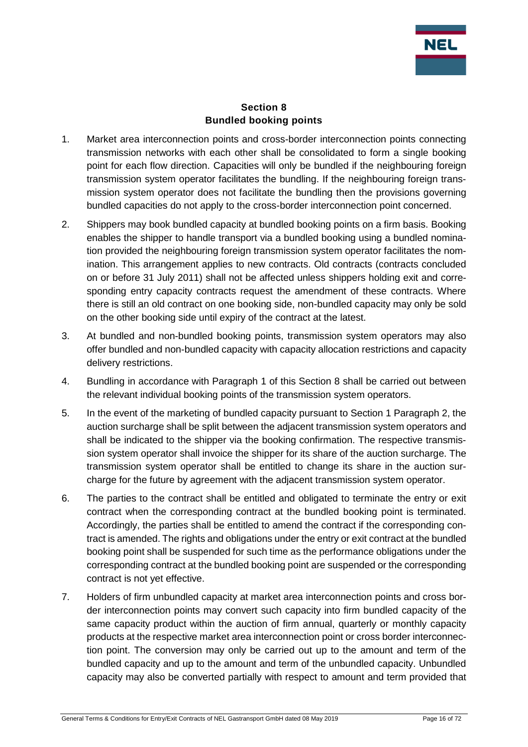## Section 8
## Bundled booking points

1. Market area interconnection points and cross-border interconnection points connecting transmission networks with each other shall be consolidated to form a single booking point for each flow direction. Capacities will only be bundled if the neighbouring foreign transmission system operator facilitates the bundling. If the neighbouring foreign transmission system operator does not facilitate the bundling then the provisions governing bundled capacities do not apply to the cross-border interconnection point concerned.

2. Shippers may book bundled capacity at bundled booking points on a firm basis. Booking enables the shipper to handle transport via a bundled booking using a bundled nomination provided the neighbouring foreign transmission system operator facilitates the nomination. This arrangement applies to new contracts. Old contracts (contracts concluded on or before 31 July 2011) shall not be affected unless shippers holding exit and corresponding entry capacity contracts request the amendment of these contracts. Where there is still an old contract on one booking side, non-bundled capacity may only be sold on the other booking side until expiry of the contract at the latest.

3. At bundled and non-bundled booking points, transmission system operators may also offer bundled and non-bundled capacity with capacity allocation restrictions and capacity delivery restrictions.

4. Bundling in accordance with Paragraph 1 of this Section 8 shall be carried out between the relevant individual booking points of the transmission system operators.

5. In the event of the marketing of bundled capacity pursuant to Section 1 Paragraph 2, the auction surcharge shall be split between the adjacent transmission system operators and shall be indicated to the shipper via the booking confirmation. The respective transmission system operator shall invoice the shipper for its share of the auction surcharge. The transmission system operator shall be entitled to change its share in the auction surcharge for the future by agreement with the adjacent transmission system operator.

6. The parties to the contract shall be entitled and obligated to terminate the entry or exit contract when the corresponding contract at the bundled booking point is terminated. Accordingly, the parties shall be entitled to amend the contract if the corresponding contract is amended. The rights and obligations under the entry or exit contract at the bundled booking point shall be suspended for such time as the performance obligations under the corresponding contract at the bundled booking point are suspended or the corresponding contract is not yet effective.

7. Holders of firm unbundled capacity at market area interconnection points and cross border interconnection points may convert such capacity into firm bundled capacity of the same capacity product within the auction of firm annual, quarterly or monthly capacity products at the respective market area interconnection point or cross border interconnection point. The conversion may only be carried out up to the amount and term of the bundled capacity and up to the amount and term of the unbundled capacity. Unbundled capacity may also be converted partially with respect to amount and term provided that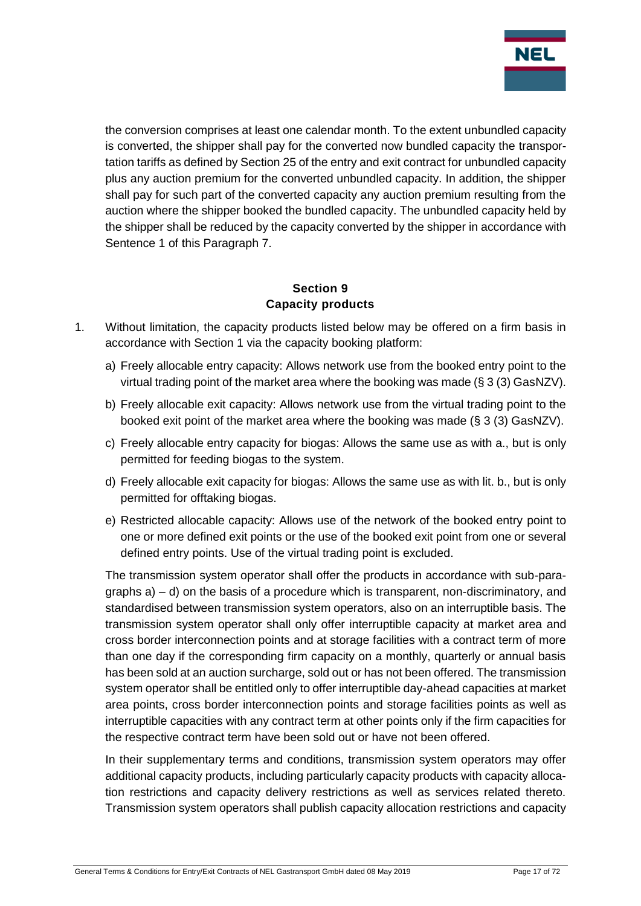the conversion comprises at least one calendar month. To the extent unbundled capacity is converted, the shipper shall pay for the converted now bundled capacity the transportation tariffs as defined by Section 25 of the entry and exit contract for unbundled capacity plus any auction premium for the converted unbundled capacity. In addition, the shipper shall pay for such part of the converted capacity any auction premium resulting from the auction where the shipper booked the bundled capacity. The unbundled capacity held by the shipper shall be reduced by the capacity converted by the shipper in accordance with Sentence 1 of this Paragraph 7.

## Section 9
## Capacity products

1. Without limitation, the capacity products listed below may be offered on a firm basis in accordance with Section 1 via the capacity booking platform:

   a) Freely allocable entry capacity: Allows network use from the booked entry point to the virtual trading point of the market area where the booking was made (§ 3 (3) GasNZV).

   b) Freely allocable exit capacity: Allows network use from the virtual trading point to the booked exit point of the market area where the booking was made (§ 3 (3) GasNZV).

   c) Freely allocable entry capacity for biogas: Allows the same use as with a., but is only permitted for feeding biogas to the system.

   d) Freely allocable exit capacity for biogas: Allows the same use as with lit. b., but is only permitted for offtaking biogas.

   e) Restricted allocable capacity: Allows use of the network of the booked entry point to one or more defined exit points or the use of the booked exit point from one or several defined entry points. Use of the virtual trading point is excluded.

   The transmission system operator shall offer the products in accordance with sub-paragraphs a) – d) on the basis of a procedure which is transparent, non-discriminatory, and standardised between transmission system operators, also on an interruptible basis. The transmission system operator shall only offer interruptible capacity at market area and cross border interconnection points and at storage facilities with a contract term of more than one day if the corresponding firm capacity on a monthly, quarterly or annual basis has been sold at an auction surcharge, sold out or has not been offered. The transmission system operator shall be entitled only to offer interruptible day-ahead capacities at market area points, cross border interconnection points and storage facilities points as well as interruptible capacities with any contract term at other points only if the firm capacities for the respective contract term have been sold out or have not been offered.

   In their supplementary terms and conditions, transmission system operators may offer additional capacity products, including particularly capacity products with capacity allocation restrictions and capacity delivery restrictions as well as services related thereto. Transmission system operators shall publish capacity allocation restrictions and capacity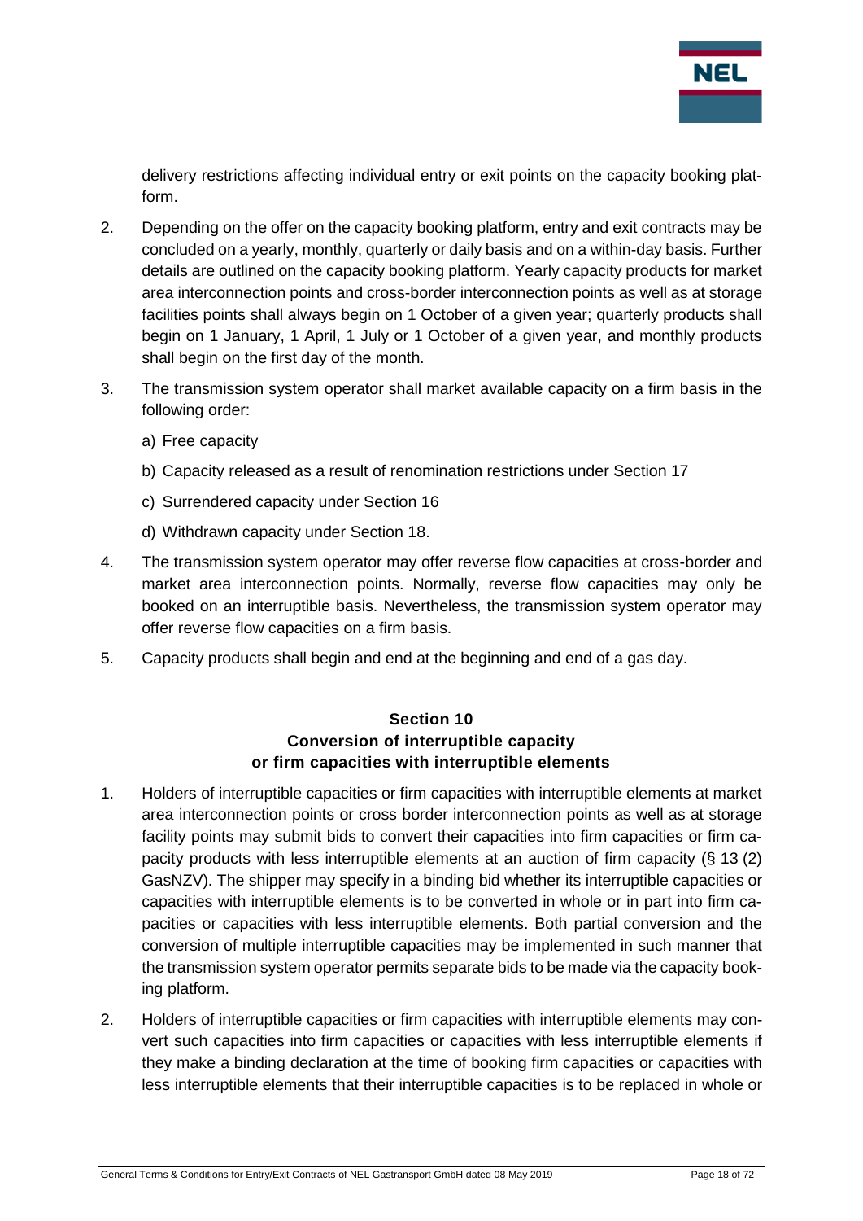delivery restrictions affecting individual entry or exit points on the capacity booking platform.

2. Depending on the offer on the capacity booking platform, entry and exit contracts may be concluded on a yearly, monthly, quarterly or daily basis and on a within-day basis. Further details are outlined on the capacity booking platform. Yearly capacity products for market area interconnection points and cross-border interconnection points as well as at storage facilities points shall always begin on 1 October of a given year; quarterly products shall begin on 1 January, 1 April, 1 July or 1 October of a given year, and monthly products shall begin on the first day of the month.

3. The transmission system operator shall market available capacity on a firm basis in the following order:

   a) Free capacity

   b) Capacity released as a result of renomination restrictions under Section 17

   c) Surrendered capacity under Section 16

   d) Withdrawn capacity under Section 18.

4. The transmission system operator may offer reverse flow capacities at cross-border and market area interconnection points. Normally, reverse flow capacities may only be booked on an interruptible basis. Nevertheless, the transmission system operator may offer reverse flow capacities on a firm basis.

5. Capacity products shall begin and end at the beginning and end of a gas day.

## Section 10
## Conversion of interruptible capacity or firm capacities with interruptible elements

1. Holders of interruptible capacities or firm capacities with interruptible elements at market area interconnection points or cross border interconnection points as well as at storage facility points may submit bids to convert their capacities into firm capacities or firm capacity products with less interruptible elements at an auction of firm capacity (§ 13 (2) GasNZV). The shipper may specify in a binding bid whether its interruptible capacities or capacities with interruptible elements is to be converted in whole or in part into firm capacities or capacities with less interruptible elements. Both partial conversion and the conversion of multiple interruptible capacities may be implemented in such manner that the transmission system operator permits separate bids to be made via the capacity booking platform.

2. Holders of interruptible capacities or firm capacities with interruptible elements may convert such capacities into firm capacities or capacities with less interruptible elements if they make a binding declaration at the time of booking firm capacities or capacities with less interruptible elements that their interruptible capacities is to be replaced in whole or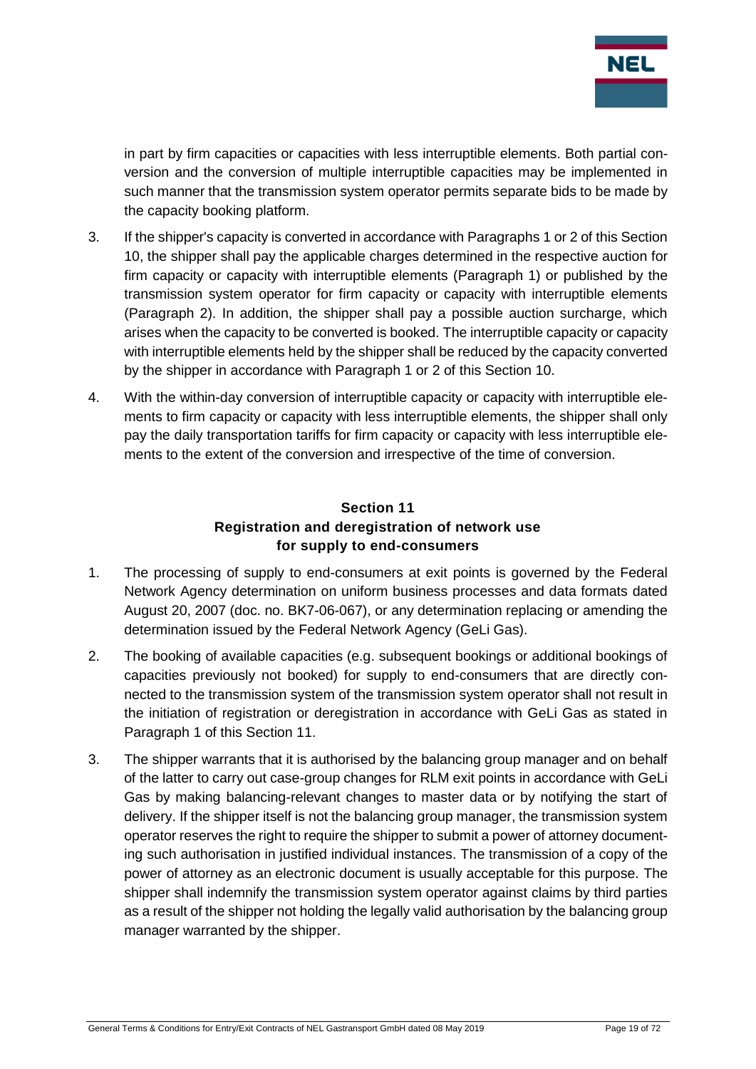in part by firm capacities or capacities with less interruptible elements. Both partial conversion and the conversion of multiple interruptible capacities may be implemented in such manner that the transmission system operator permits separate bids to be made by the capacity booking platform.

3. If the shipper's capacity is converted in accordance with Paragraphs 1 or 2 of this Section 10, the shipper shall pay the applicable charges determined in the respective auction for firm capacity or capacity with interruptible elements (Paragraph 1) or published by the transmission system operator for firm capacity or capacity with interruptible elements (Paragraph 2). In addition, the shipper shall pay a possible auction surcharge, which arises when the capacity to be converted is booked. The interruptible capacity or capacity with interruptible elements held by the shipper shall be reduced by the capacity converted by the shipper in accordance with Paragraph 1 or 2 of this Section 10.

4. With the within-day conversion of interruptible capacity or capacity with interruptible elements to firm capacity or capacity with less interruptible elements, the shipper shall only pay the daily transportation tariffs for firm capacity or capacity with less interruptible elements to the extent of the conversion and irrespective of the time of conversion.

## Section 11
## Registration and deregistration of network use for supply to end-consumers

1. The processing of supply to end-consumers at exit points is governed by the Federal Network Agency determination on uniform business processes and data formats dated August 20, 2007 (doc. no. BK7-06-067), or any determination replacing or amending the determination issued by the Federal Network Agency (GeLi Gas).

2. The booking of available capacities (e.g. subsequent bookings or additional bookings of capacities previously not booked) for supply to end-consumers that are directly connected to the transmission system of the transmission system operator shall not result in the initiation of registration or deregistration in accordance with GeLi Gas as stated in Paragraph 1 of this Section 11.

3. The shipper warrants that it is authorised by the balancing group manager and on behalf of the latter to carry out case-group changes for RLM exit points in accordance with GeLi Gas by making balancing-relevant changes to master data or by notifying the start of delivery. If the shipper itself is not the balancing group manager, the transmission system operator reserves the right to require the shipper to submit a power of attorney documenting such authorisation in justified individual instances. The transmission of a copy of the power of attorney as an electronic document is usually acceptable for this purpose. The shipper shall indemnify the transmission system operator against claims by third parties as a result of the shipper not holding the legally valid authorisation by the balancing group manager warranted by the shipper.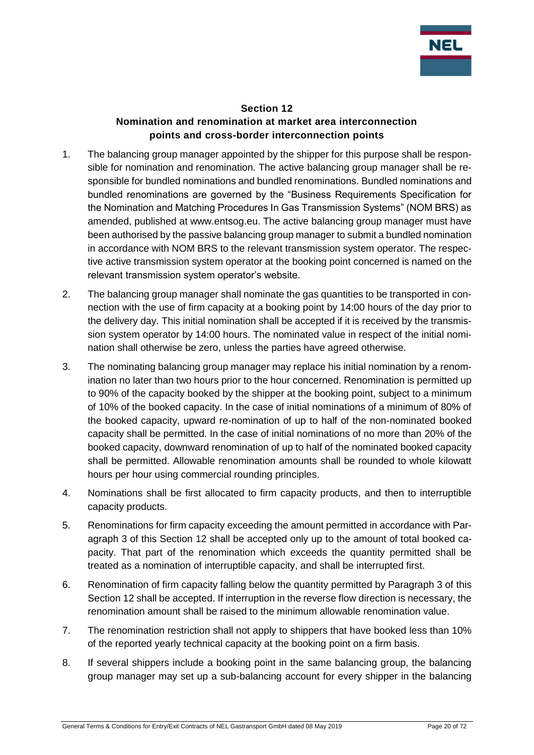## Section 12
## Nomination and renomination at market area interconnection points and cross-border interconnection points

1. The balancing group manager appointed by the shipper for this purpose shall be responsible for nomination and renomination. The active balancing group manager shall be responsible for bundled nominations and bundled renominations. Bundled nominations and bundled renominations are governed by the "Business Requirements Specification for the Nomination and Matching Procedures In Gas Transmission Systems" (NOM BRS) as amended, published at www.entsog.eu. The active balancing group manager must have been authorised by the passive balancing group manager to submit a bundled nomination in accordance with NOM BRS to the relevant transmission system operator. The respective active transmission system operator at the booking point concerned is named on the relevant transmission system operator's website.

2. The balancing group manager shall nominate the gas quantities to be transported in connection with the use of firm capacity at a booking point by 14:00 hours of the day prior to the delivery day. This initial nomination shall be accepted if it is received by the transmission system operator by 14:00 hours. The nominated value in respect of the initial nomination shall otherwise be zero, unless the parties have agreed otherwise.

3. The nominating balancing group manager may replace his initial nomination by a renomination no later than two hours prior to the hour concerned. Renomination is permitted up to 90% of the capacity booked by the shipper at the booking point, subject to a minimum of 10% of the booked capacity. In the case of initial nominations of a minimum of 80% of the booked capacity, upward re-nomination of up to half of the non-nominated booked capacity shall be permitted. In the case of initial nominations of no more than 20% of the booked capacity, downward renomination of up to half of the nominated booked capacity shall be permitted. Allowable renomination amounts shall be rounded to whole kilowatt hours per hour using commercial rounding principles.

4. Nominations shall be first allocated to firm capacity products, and then to interruptible capacity products.

5. Renominations for firm capacity exceeding the amount permitted in accordance with Paragraph 3 of this Section 12 shall be accepted only up to the amount of total booked capacity. That part of the renomination which exceeds the quantity permitted shall be treated as a nomination of interruptible capacity, and shall be interrupted first.

6. Renomination of firm capacity falling below the quantity permitted by Paragraph 3 of this Section 12 shall be accepted. If interruption in the reverse flow direction is necessary, the renomination amount shall be raised to the minimum allowable renomination value.

7. The renomination restriction shall not apply to shippers that have booked less than 10% of the reported yearly technical capacity at the booking point on a firm basis.

8. If several shippers include a booking point in the same balancing group, the balancing group manager may set up a sub-balancing account for every shipper in the balancing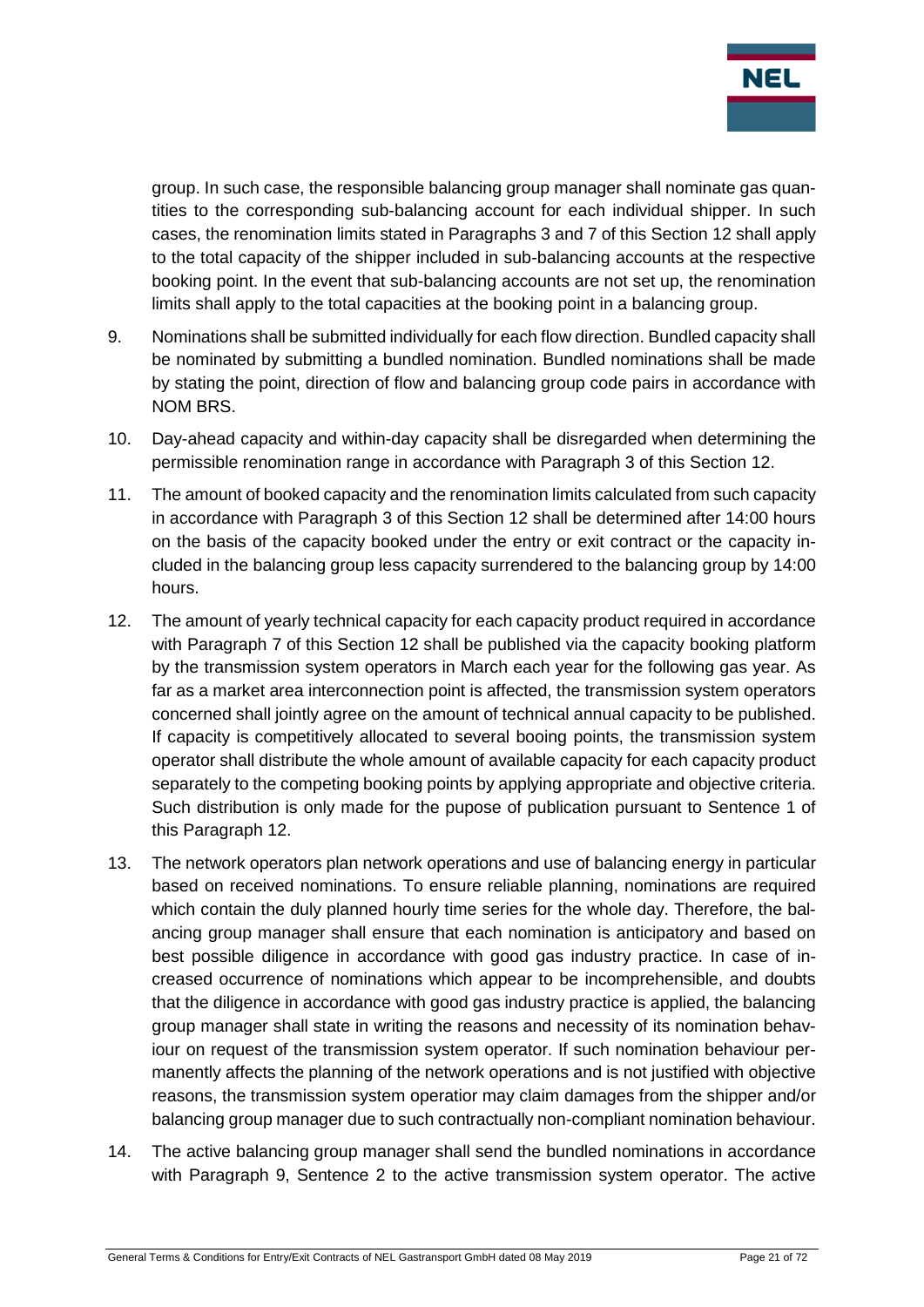group. In such case, the responsible balancing group manager shall nominate gas quantities to the corresponding sub-balancing account for each individual shipper. In such cases, the renomination limits stated in Paragraphs 3 and 7 of this Section 12 shall apply to the total capacity of the shipper included in sub-balancing accounts at the respective booking point. In the event that sub-balancing accounts are not set up, the renomination limits shall apply to the total capacities at the booking point in a balancing group.

9. Nominations shall be submitted individually for each flow direction. Bundled capacity shall be nominated by submitting a bundled nomination. Bundled nominations shall be made by stating the point, direction of flow and balancing group code pairs in accordance with NOM BRS.

10. Day-ahead capacity and within-day capacity shall be disregarded when determining the permissible renomination range in accordance with Paragraph 3 of this Section 12.

11. The amount of booked capacity and the renomination limits calculated from such capacity in accordance with Paragraph 3 of this Section 12 shall be determined after 14:00 hours on the basis of the capacity booked under the entry or exit contract or the capacity included in the balancing group less capacity surrendered to the balancing group by 14:00 hours.

12. The amount of yearly technical capacity for each capacity product required in accordance with Paragraph 7 of this Section 12 shall be published via the capacity booking platform by the transmission system operators in March each year for the following gas year. As far as a market area interconnection point is affected, the transmission system operators concerned shall jointly agree on the amount of technical annual capacity to be published. If capacity is competitively allocated to several booing points, the transmission system operator shall distribute the whole amount of available capacity for each capacity product separately to the competing booking points by applying appropriate and objective criteria. Such distribution is only made for the pupose of publication pursuant to Sentence 1 of this Paragraph 12.

13. The network operators plan network operations and use of balancing energy in particular based on received nominations. To ensure reliable planning, nominations are required which contain the duly planned hourly time series for the whole day. Therefore, the balancing group manager shall ensure that each nomination is anticipatory and based on best possible diligence in accordance with good gas industry practice. In case of increased occurrence of nominations which appear to be incomprehensible, and doubts that the diligence in accordance with good gas industry practice is applied, the balancing group manager shall state in writing the reasons and necessity of its nomination behaviour on request of the transmission system operator. If such nomination behaviour permanently affects the planning of the network operations and is not justified with objective reasons, the transmission system operatior may claim damages from the shipper and/or balancing group manager due to such contractually non-compliant nomination behaviour.

14. The active balancing group manager shall send the bundled nominations in accordance with Paragraph 9, Sentence 2 to the active transmission system operator. The active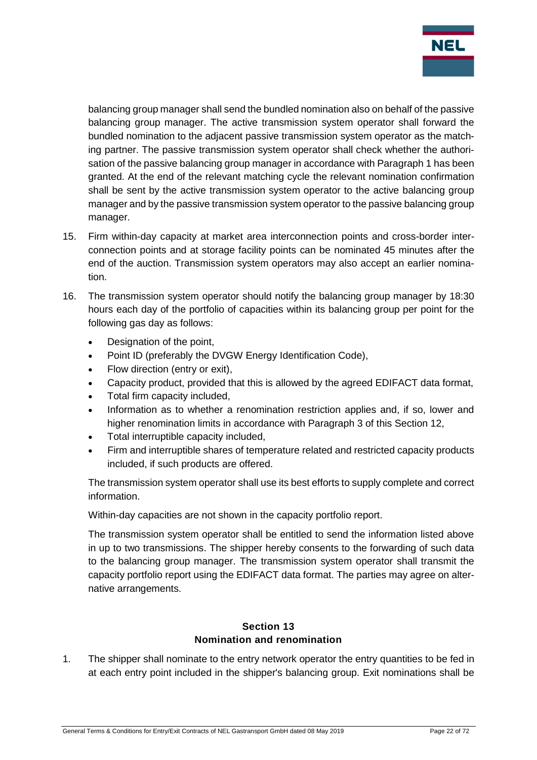balancing group manager shall send the bundled nomination also on behalf of the passive balancing group manager. The active transmission system operator shall forward the bundled nomination to the adjacent passive transmission system operator as the matching partner. The passive transmission system operator shall check whether the authorisation of the passive balancing group manager in accordance with Paragraph 1 has been granted. At the end of the relevant matching cycle the relevant nomination confirmation shall be sent by the active transmission system operator to the active balancing group manager and by the passive transmission system operator to the passive balancing group manager.

15. Firm within-day capacity at market area interconnection points and cross-border interconnection points and at storage facility points can be nominated 45 minutes after the end of the auction. Transmission system operators may also accept an earlier nomination.

16. The transmission system operator should notify the balancing group manager by 18:30 hours each day of the portfolio of capacities within its balancing group per point for the following gas day as follows:

    - Designation of the point,
    - Point ID (preferably the DVGW Energy Identification Code),
    - Flow direction (entry or exit),
    - Capacity product, provided that this is allowed by the agreed EDIFACT data format,
    - Total firm capacity included,
    - Information as to whether a renomination restriction applies and, if so, lower and higher renomination limits in accordance with Paragraph 3 of this Section 12,
    - Total interruptible capacity included,
    - Firm and interruptible shares of temperature related and restricted capacity products included, if such products are offered.

    The transmission system operator shall use its best efforts to supply complete and correct information.

    Within-day capacities are not shown in the capacity portfolio report.

    The transmission system operator shall be entitled to send the information listed above in up to two transmissions. The shipper hereby consents to the forwarding of such data to the balancing group manager. The transmission system operator shall transmit the capacity portfolio report using the EDIFACT data format. The parties may agree on alternative arrangements.

## Section 13
## Nomination and renomination

1. The shipper shall nominate to the entry network operator the entry quantities to be fed in at each entry point included in the shipper's balancing group. Exit nominations shall be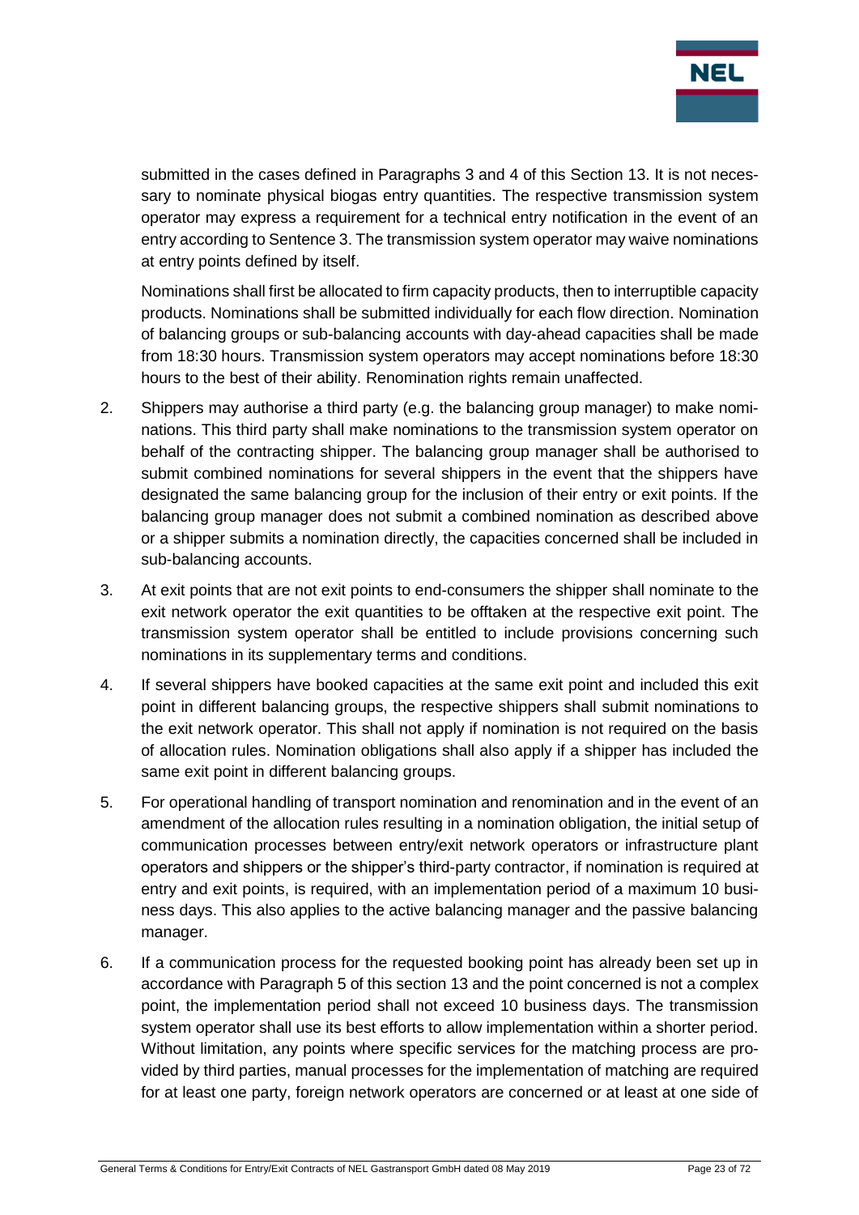submitted in the cases defined in Paragraphs 3 and 4 of this Section 13. It is not necessary to nominate physical biogas entry quantities. The respective transmission system operator may express a requirement for a technical entry notification in the event of an entry according to Sentence 3. The transmission system operator may waive nominations at entry points defined by itself.

Nominations shall first be allocated to firm capacity products, then to interruptible capacity products. Nominations shall be submitted individually for each flow direction. Nomination of balancing groups or sub-balancing accounts with day-ahead capacities shall be made from 18:30 hours. Transmission system operators may accept nominations before 18:30 hours to the best of their ability. Renomination rights remain unaffected.

2. Shippers may authorise a third party (e.g. the balancing group manager) to make nominations. This third party shall make nominations to the transmission system operator on behalf of the contracting shipper. The balancing group manager shall be authorised to submit combined nominations for several shippers in the event that the shippers have designated the same balancing group for the inclusion of their entry or exit points. If the balancing group manager does not submit a combined nomination as described above or a shipper submits a nomination directly, the capacities concerned shall be included in sub-balancing accounts.

3. At exit points that are not exit points to end-consumers the shipper shall nominate to the exit network operator the exit quantities to be offtaken at the respective exit point. The transmission system operator shall be entitled to include provisions concerning such nominations in its supplementary terms and conditions.

4. If several shippers have booked capacities at the same exit point and included this exit point in different balancing groups, the respective shippers shall submit nominations to the exit network operator. This shall not apply if nomination is not required on the basis of allocation rules. Nomination obligations shall also apply if a shipper has included the same exit point in different balancing groups.

5. For operational handling of transport nomination and renomination and in the event of an amendment of the allocation rules resulting in a nomination obligation, the initial setup of communication processes between entry/exit network operators or infrastructure plant operators and shippers or the shipper's third-party contractor, if nomination is required at entry and exit points, is required, with an implementation period of a maximum 10 business days. This also applies to the active balancing manager and the passive balancing manager.

6. If a communication process for the requested booking point has already been set up in accordance with Paragraph 5 of this section 13 and the point concerned is not a complex point, the implementation period shall not exceed 10 business days. The transmission system operator shall use its best efforts to allow implementation within a shorter period. Without limitation, any points where specific services for the matching process are provided by third parties, manual processes for the implementation of matching are required for at least one party, foreign network operators are concerned or at least at one side of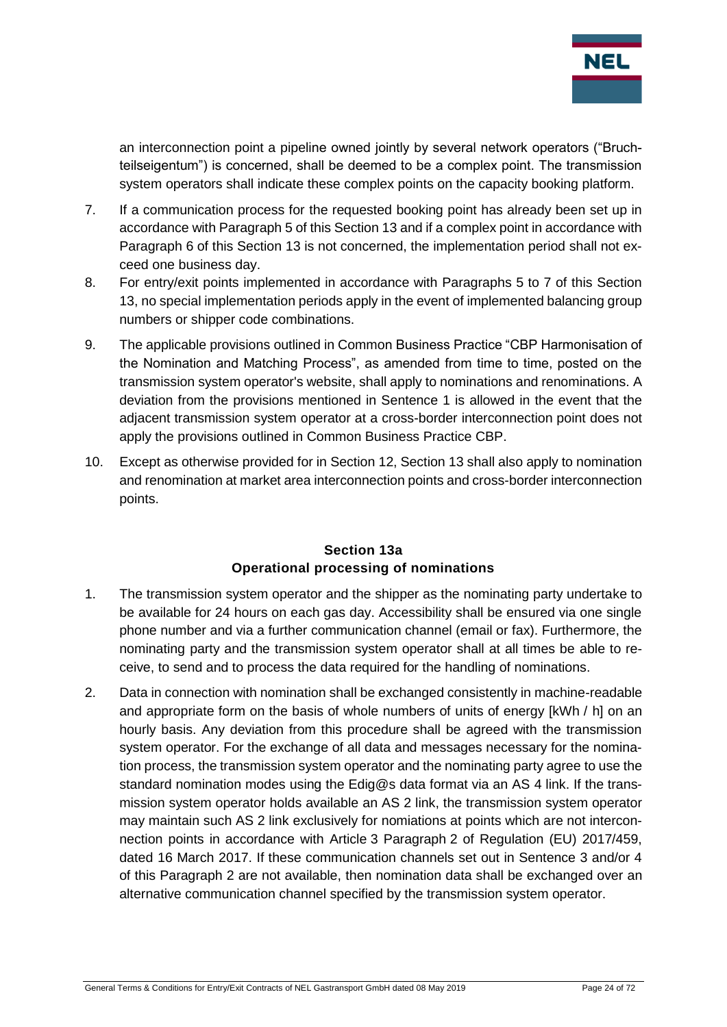an interconnection point a pipeline owned jointly by several network operators ("Bruchteilseigentum") is concerned, shall be deemed to be a complex point. The transmission system operators shall indicate these complex points on the capacity booking platform.

7. If a communication process for the requested booking point has already been set up in accordance with Paragraph 5 of this Section 13 and if a complex point in accordance with Paragraph 6 of this Section 13 is not concerned, the implementation period shall not exceed one business day.
8. For entry/exit points implemented in accordance with Paragraphs 5 to 7 of this Section 13, no special implementation periods apply in the event of implemented balancing group numbers or shipper code combinations.
9. The applicable provisions outlined in Common Business Practice "CBP Harmonisation of the Nomination and Matching Process", as amended from time to time, posted on the transmission system operator's website, shall apply to nominations and renominations. A deviation from the provisions mentioned in Sentence 1 is allowed in the event that the adjacent transmission system operator at a cross-border interconnection point does not apply the provisions outlined in Common Business Practice CBP.
10. Except as otherwise provided for in Section 12, Section 13 shall also apply to nomination and renomination at market area interconnection points and cross-border interconnection points.

## Section 13a
## Operational processing of nominations

1. The transmission system operator and the shipper as the nominating party undertake to be available for 24 hours on each gas day. Accessibility shall be ensured via one single phone number and via a further communication channel (email or fax). Furthermore, the nominating party and the transmission system operator shall at all times be able to receive, to send and to process the data required for the handling of nominations.
2. Data in connection with nomination shall be exchanged consistently in machine-readable and appropriate form on the basis of whole numbers of units of energy [kWh / h] on an hourly basis. Any deviation from this procedure shall be agreed with the transmission system operator. For the exchange of all data and messages necessary for the nomination process, the transmission system operator and the nominating party agree to use the standard nomination modes using the Edig@s data format via an AS 4 link. If the transmission system operator holds available an AS 2 link, the transmission system operator may maintain such AS 2 link exclusively for nomiations at points which are not interconnection points in accordance with Article 3 Paragraph 2 of Regulation (EU) 2017/459, dated 16 March 2017. If these communication channels set out in Sentence 3 and/or 4 of this Paragraph 2 are not available, then nomination data shall be exchanged over an alternative communication channel specified by the transmission system operator.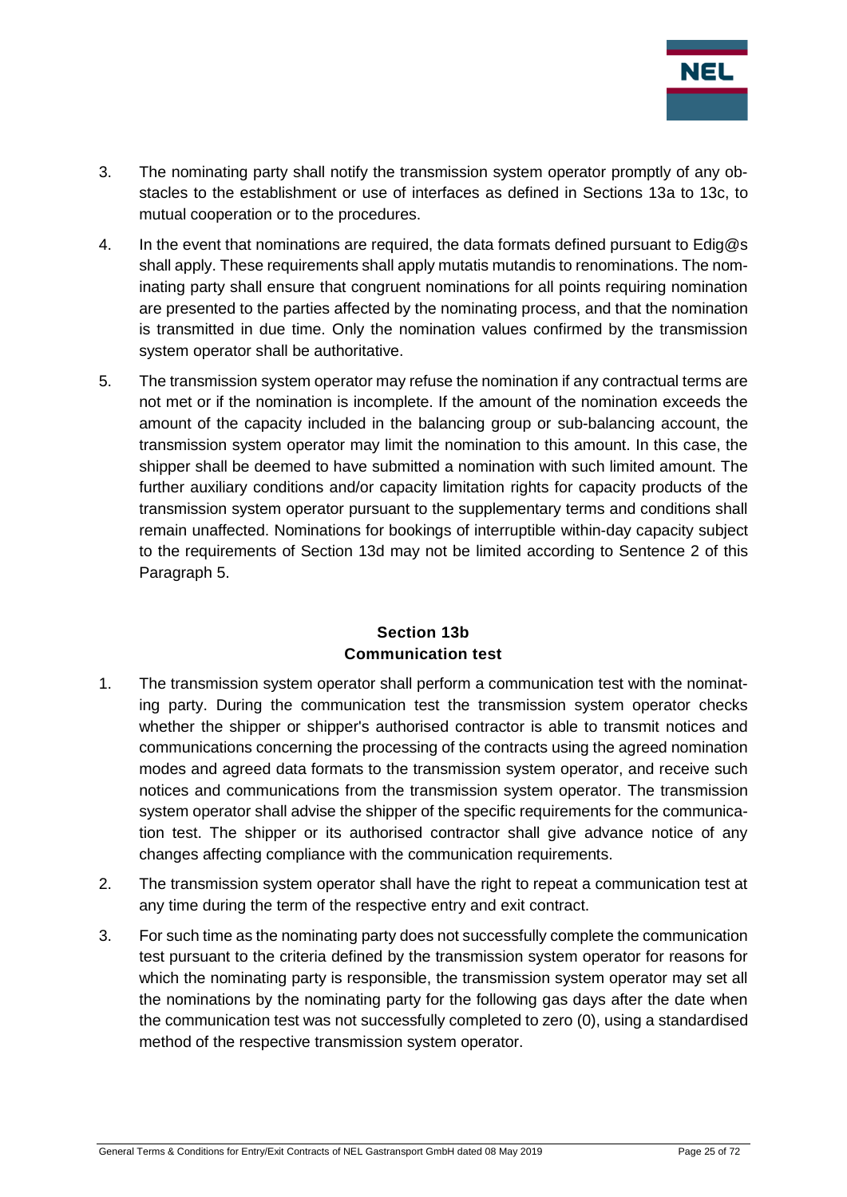3. The nominating party shall notify the transmission system operator promptly of any obstacles to the establishment or use of interfaces as defined in Sections 13a to 13c, to mutual cooperation or to the procedures.

4. In the event that nominations are required, the data formats defined pursuant to Edig@s shall apply. These requirements shall apply mutatis mutandis to renominations. The nominating party shall ensure that congruent nominations for all points requiring nomination are presented to the parties affected by the nominating process, and that the nomination is transmitted in due time. Only the nomination values confirmed by the transmission system operator shall be authoritative.

5. The transmission system operator may refuse the nomination if any contractual terms are not met or if the nomination is incomplete. If the amount of the nomination exceeds the amount of the capacity included in the balancing group or sub-balancing account, the transmission system operator may limit the nomination to this amount. In this case, the shipper shall be deemed to have submitted a nomination with such limited amount. The further auxiliary conditions and/or capacity limitation rights for capacity products of the transmission system operator pursuant to the supplementary terms and conditions shall remain unaffected. Nominations for bookings of interruptible within-day capacity subject to the requirements of Section 13d may not be limited according to Sentence 2 of this Paragraph 5.

## Section 13b
## Communication test

1. The transmission system operator shall perform a communication test with the nominating party. During the communication test the transmission system operator checks whether the shipper or shipper's authorised contractor is able to transmit notices and communications concerning the processing of the contracts using the agreed nomination modes and agreed data formats to the transmission system operator, and receive such notices and communications from the transmission system operator. The transmission system operator shall advise the shipper of the specific requirements for the communication test. The shipper or its authorised contractor shall give advance notice of any changes affecting compliance with the communication requirements.

2. The transmission system operator shall have the right to repeat a communication test at any time during the term of the respective entry and exit contract.

3. For such time as the nominating party does not successfully complete the communication test pursuant to the criteria defined by the transmission system operator for reasons for which the nominating party is responsible, the transmission system operator may set all the nominations by the nominating party for the following gas days after the date when the communication test was not successfully completed to zero (0), using a standardised method of the respective transmission system operator.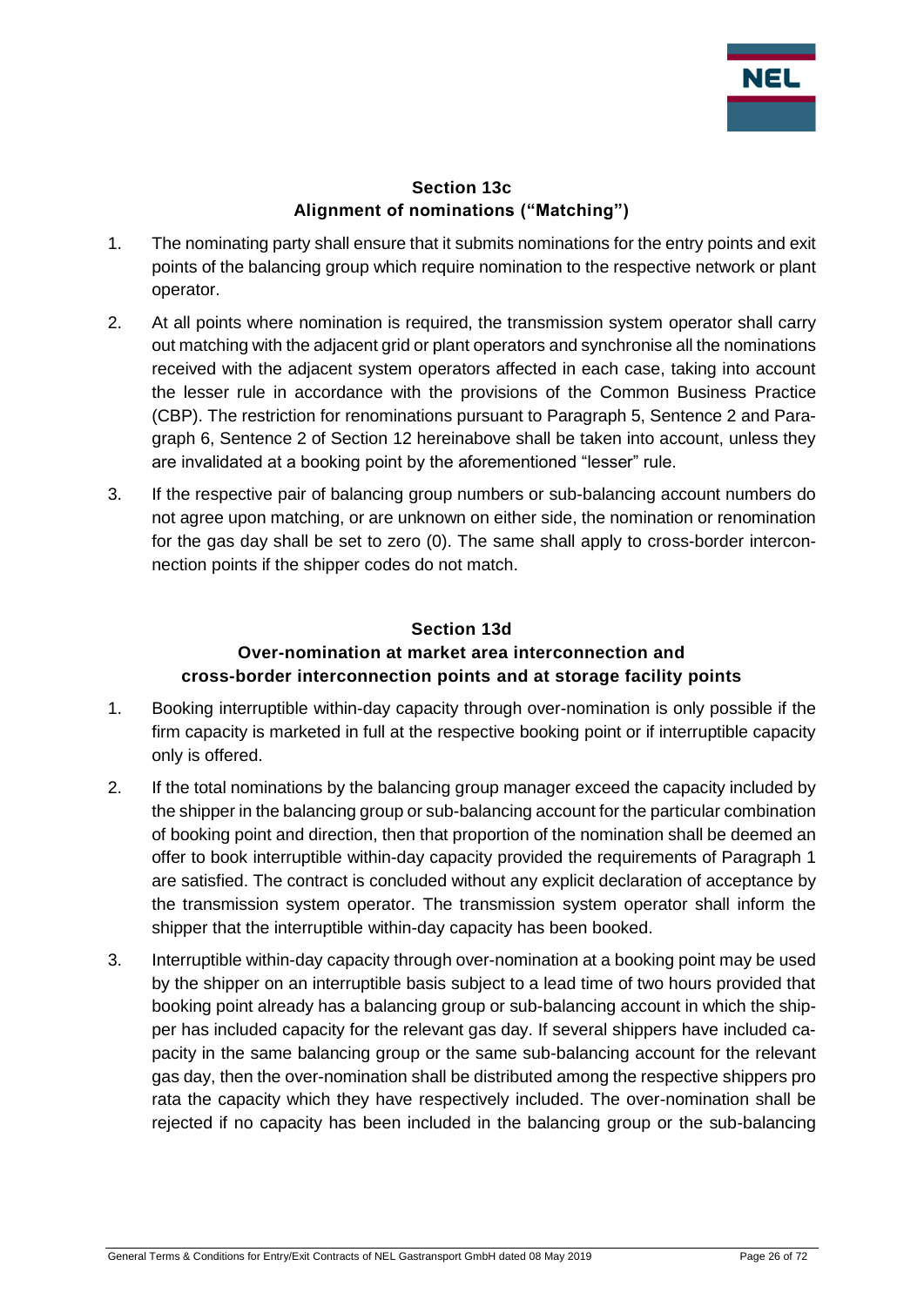## Section 13c
## Alignment of nominations ("Matching")

1. The nominating party shall ensure that it submits nominations for the entry points and exit points of the balancing group which require nomination to the respective network or plant operator.

2. At all points where nomination is required, the transmission system operator shall carry out matching with the adjacent grid or plant operators and synchronise all the nominations received with the adjacent system operators affected in each case, taking into account the lesser rule in accordance with the provisions of the Common Business Practice (CBP). The restriction for renominations pursuant to Paragraph 5, Sentence 2 and Paragraph 6, Sentence 2 of Section 12 hereinabove shall be taken into account, unless they are invalidated at a booking point by the aforementioned "lesser" rule.

3. If the respective pair of balancing group numbers or sub-balancing account numbers do not agree upon matching, or are unknown on either side, the nomination or renomination for the gas day shall be set to zero (0). The same shall apply to cross-border interconnection points if the shipper codes do not match.

## Section 13d
## Over-nomination at market area interconnection and cross-border interconnection points and at storage facility points

1. Booking interruptible within-day capacity through over-nomination is only possible if the firm capacity is marketed in full at the respective booking point or if interruptible capacity only is offered.

2. If the total nominations by the balancing group manager exceed the capacity included by the shipper in the balancing group or sub-balancing account for the particular combination of booking point and direction, then that proportion of the nomination shall be deemed an offer to book interruptible within-day capacity provided the requirements of Paragraph 1 are satisfied. The contract is concluded without any explicit declaration of acceptance by the transmission system operator. The transmission system operator shall inform the shipper that the interruptible within-day capacity has been booked.

3. Interruptible within-day capacity through over-nomination at a booking point may be used by the shipper on an interruptible basis subject to a lead time of two hours provided that booking point already has a balancing group or sub-balancing account in which the shipper has included capacity for the relevant gas day. If several shippers have included capacity in the same balancing group or the same sub-balancing account for the relevant gas day, then the over-nomination shall be distributed among the respective shippers pro rata the capacity which they have respectively included. The over-nomination shall be rejected if no capacity has been included in the balancing group or the sub-balancing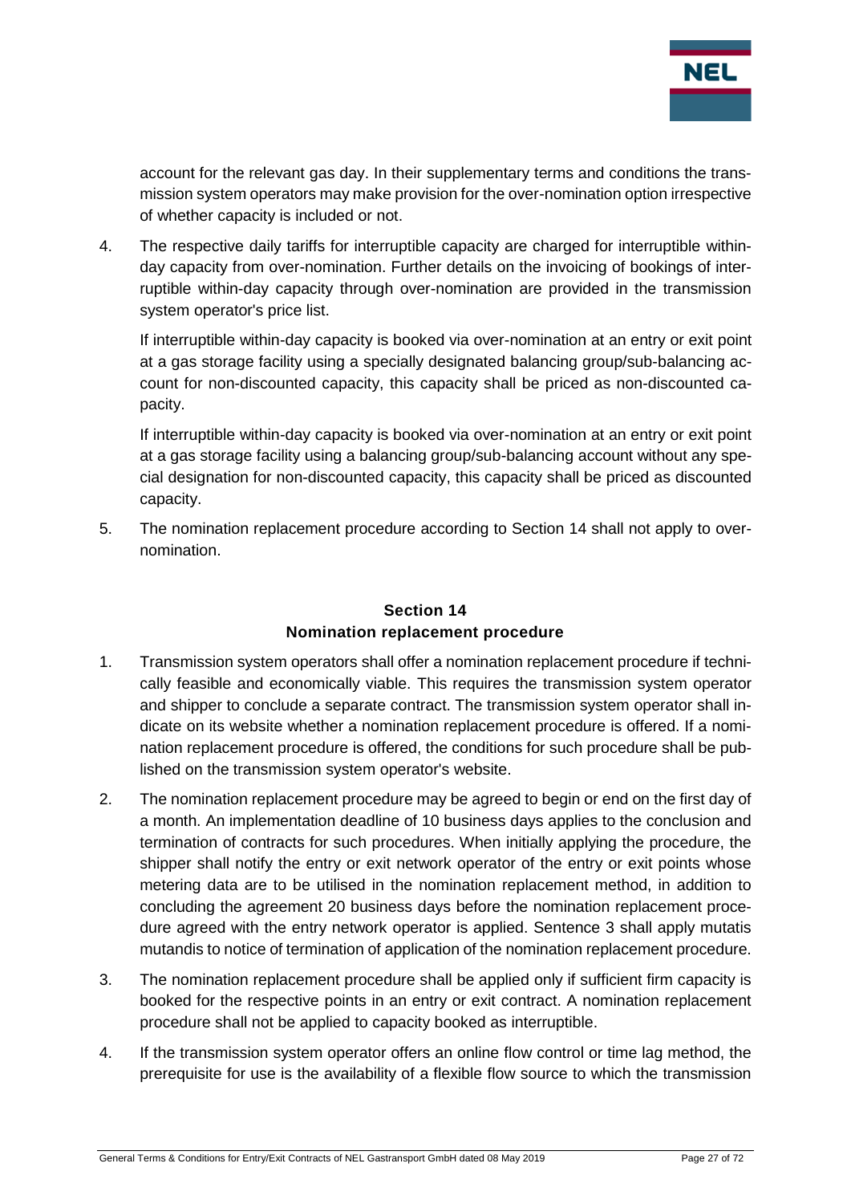account for the relevant gas day. In their supplementary terms and conditions the transmission system operators may make provision for the over-nomination option irrespective of whether capacity is included or not.

4. The respective daily tariffs for interruptible capacity are charged for interruptible within-day capacity from over-nomination. Further details on the invoicing of bookings of interruptible within-day capacity through over-nomination are provided in the transmission system operator's price list.

   If interruptible within-day capacity is booked via over-nomination at an entry or exit point at a gas storage facility using a specially designated balancing group/sub-balancing account for non-discounted capacity, this capacity shall be priced as non-discounted capacity.

   If interruptible within-day capacity is booked via over-nomination at an entry or exit point at a gas storage facility using a balancing group/sub-balancing account without any special designation for non-discounted capacity, this capacity shall be priced as discounted capacity.

5. The nomination replacement procedure according to Section 14 shall not apply to over-nomination.

## Section 14
## Nomination replacement procedure

1. Transmission system operators shall offer a nomination replacement procedure if technically feasible and economically viable. This requires the transmission system operator and shipper to conclude a separate contract. The transmission system operator shall indicate on its website whether a nomination replacement procedure is offered. If a nomination replacement procedure is offered, the conditions for such procedure shall be published on the transmission system operator's website.

2. The nomination replacement procedure may be agreed to begin or end on the first day of a month. An implementation deadline of 10 business days applies to the conclusion and termination of contracts for such procedures. When initially applying the procedure, the shipper shall notify the entry or exit network operator of the entry or exit points whose metering data are to be utilised in the nomination replacement method, in addition to concluding the agreement 20 business days before the nomination replacement procedure agreed with the entry network operator is applied. Sentence 3 shall apply mutatis mutandis to notice of termination of application of the nomination replacement procedure.

3. The nomination replacement procedure shall be applied only if sufficient firm capacity is booked for the respective points in an entry or exit contract. A nomination replacement procedure shall not be applied to capacity booked as interruptible.

4. If the transmission system operator offers an online flow control or time lag method, the prerequisite for use is the availability of a flexible flow source to which the transmission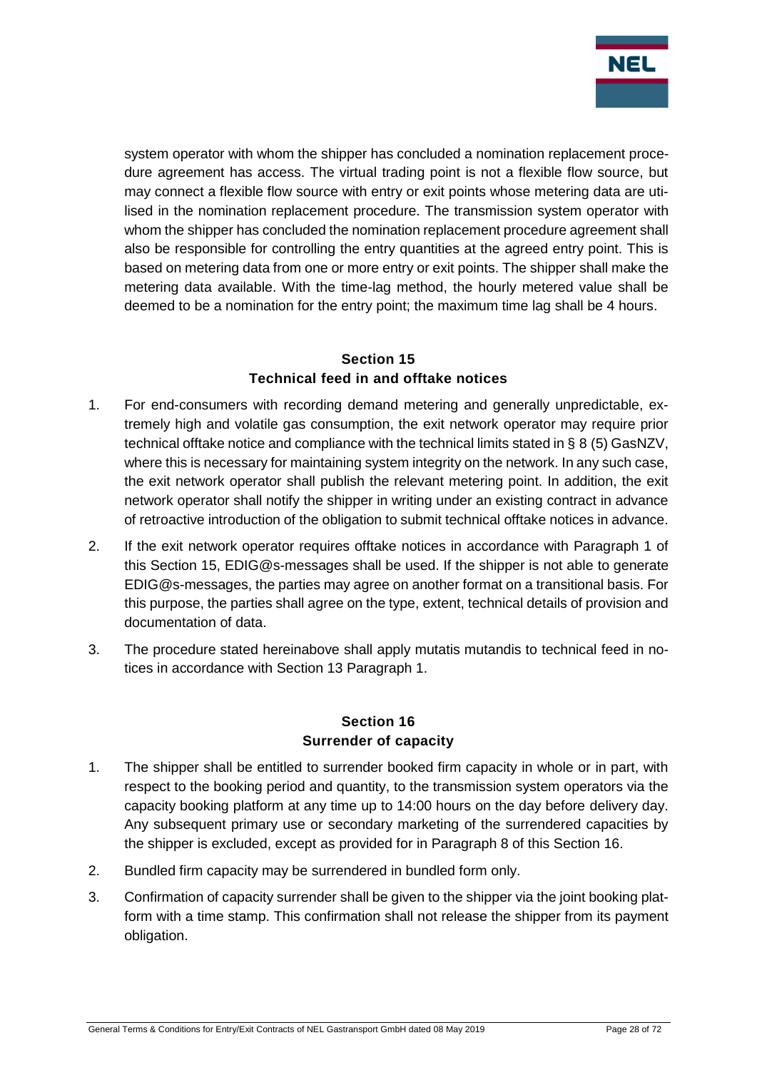system operator with whom the shipper has concluded a nomination replacement procedure agreement has access. The virtual trading point is not a flexible flow source, but may connect a flexible flow source with entry or exit points whose metering data are utilised in the nomination replacement procedure. The transmission system operator with whom the shipper has concluded the nomination replacement procedure agreement shall also be responsible for controlling the entry quantities at the agreed entry point. This is based on metering data from one or more entry or exit points. The shipper shall make the metering data available. With the time-lag method, the hourly metered value shall be deemed to be a nomination for the entry point; the maximum time lag shall be 4 hours.

## Section 15
## Technical feed in and offtake notices

1. For end-consumers with recording demand metering and generally unpredictable, extremely high and volatile gas consumption, the exit network operator may require prior technical offtake notice and compliance with the technical limits stated in § 8 (5) GasNZV, where this is necessary for maintaining system integrity on the network. In any such case, the exit network operator shall publish the relevant metering point. In addition, the exit network operator shall notify the shipper in writing under an existing contract in advance of retroactive introduction of the obligation to submit technical offtake notices in advance.

2. If the exit network operator requires offtake notices in accordance with Paragraph 1 of this Section 15, EDIG@s-messages shall be used. If the shipper is not able to generate EDIG@s-messages, the parties may agree on another format on a transitional basis. For this purpose, the parties shall agree on the type, extent, technical details of provision and documentation of data.

3. The procedure stated hereinabove shall apply mutatis mutandis to technical feed in notices in accordance with Section 13 Paragraph 1.

## Section 16
## Surrender of capacity

1. The shipper shall be entitled to surrender booked firm capacity in whole or in part, with respect to the booking period and quantity, to the transmission system operators via the capacity booking platform at any time up to 14:00 hours on the day before delivery day. Any subsequent primary use or secondary marketing of the surrendered capacities by the shipper is excluded, except as provided for in Paragraph 8 of this Section 16.

2. Bundled firm capacity may be surrendered in bundled form only.

3. Confirmation of capacity surrender shall be given to the shipper via the joint booking platform with a time stamp. This confirmation shall not release the shipper from its payment obligation.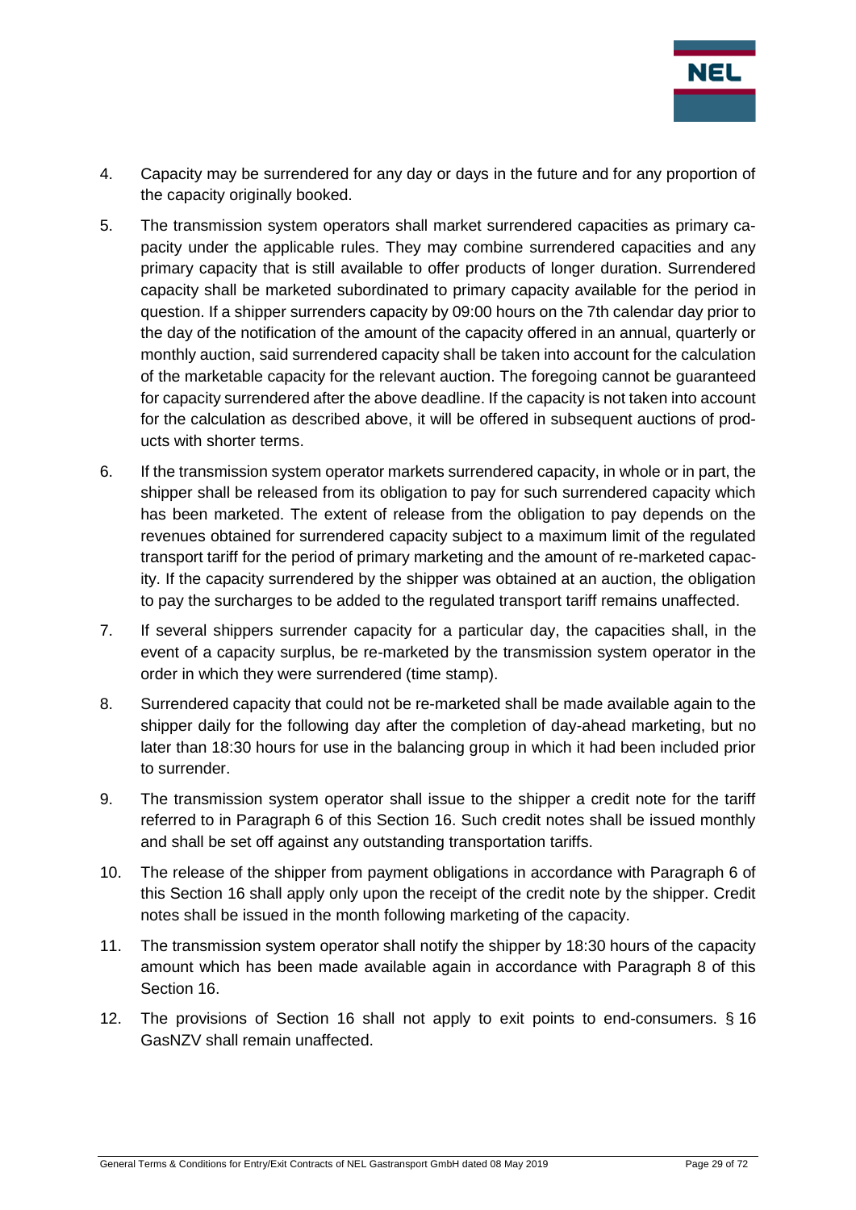4. Capacity may be surrendered for any day or days in the future and for any proportion of the capacity originally booked.

5. The transmission system operators shall market surrendered capacities as primary capacity under the applicable rules. They may combine surrendered capacities and any primary capacity that is still available to offer products of longer duration. Surrendered capacity shall be marketed subordinated to primary capacity available for the period in question. If a shipper surrenders capacity by 09:00 hours on the 7th calendar day prior to the day of the notification of the amount of the capacity offered in an annual, quarterly or monthly auction, said surrendered capacity shall be taken into account for the calculation of the marketable capacity for the relevant auction. The foregoing cannot be guaranteed for capacity surrendered after the above deadline. If the capacity is not taken into account for the calculation as described above, it will be offered in subsequent auctions of products with shorter terms.

6. If the transmission system operator markets surrendered capacity, in whole or in part, the shipper shall be released from its obligation to pay for such surrendered capacity which has been marketed. The extent of release from the obligation to pay depends on the revenues obtained for surrendered capacity subject to a maximum limit of the regulated transport tariff for the period of primary marketing and the amount of re-marketed capacity. If the capacity surrendered by the shipper was obtained at an auction, the obligation to pay the surcharges to be added to the regulated transport tariff remains unaffected.

7. If several shippers surrender capacity for a particular day, the capacities shall, in the event of a capacity surplus, be re-marketed by the transmission system operator in the order in which they were surrendered (time stamp).

8. Surrendered capacity that could not be re-marketed shall be made available again to the shipper daily for the following day after the completion of day-ahead marketing, but no later than 18:30 hours for use in the balancing group in which it had been included prior to surrender.

9. The transmission system operator shall issue to the shipper a credit note for the tariff referred to in Paragraph 6 of this Section 16. Such credit notes shall be issued monthly and shall be set off against any outstanding transportation tariffs.

10. The release of the shipper from payment obligations in accordance with Paragraph 6 of this Section 16 shall apply only upon the receipt of the credit note by the shipper. Credit notes shall be issued in the month following marketing of the capacity.

11. The transmission system operator shall notify the shipper by 18:30 hours of the capacity amount which has been made available again in accordance with Paragraph 8 of this Section 16.

12. The provisions of Section 16 shall not apply to exit points to end-consumers. § 16 GasNZV shall remain unaffected.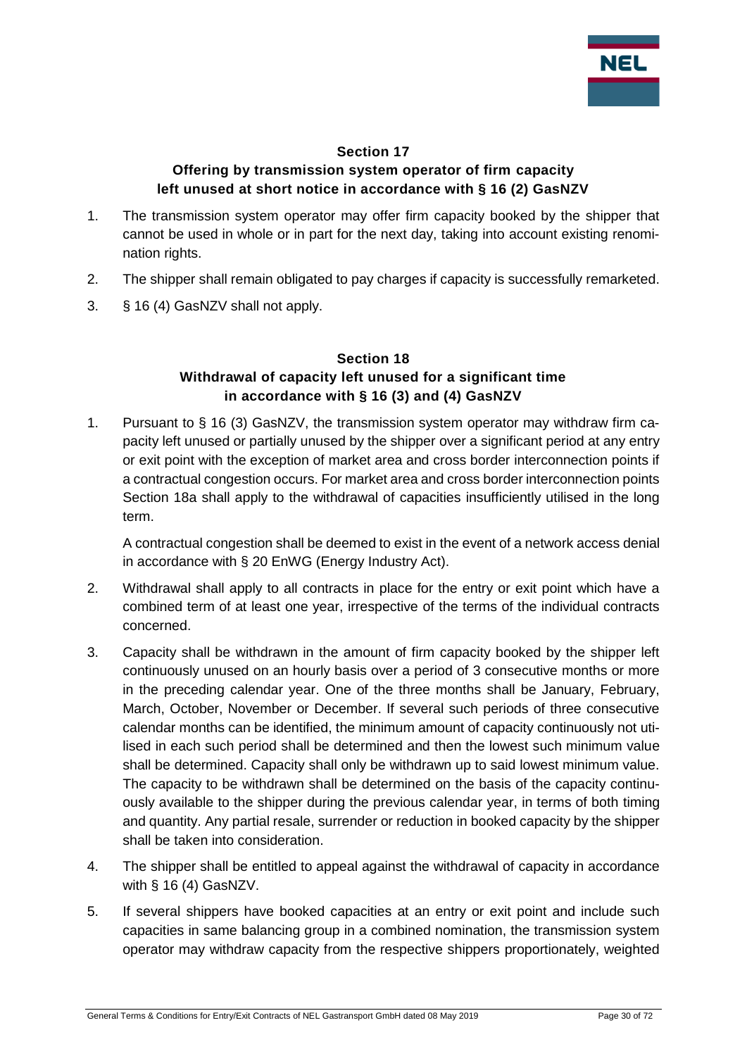## Section 17
## Offering by transmission system operator of firm capacity left unused at short notice in accordance with § 16 (2) GasNZV

1. The transmission system operator may offer firm capacity booked by the shipper that cannot be used in whole or in part for the next day, taking into account existing renomination rights.
2. The shipper shall remain obligated to pay charges if capacity is successfully remarketed.
3. § 16 (4) GasNZV shall not apply.

## Section 18
## Withdrawal of capacity left unused for a significant time in accordance with § 16 (3) and (4) GasNZV

1. Pursuant to § 16 (3) GasNZV, the transmission system operator may withdraw firm capacity left unused or partially unused by the shipper over a significant period at any entry or exit point with the exception of market area and cross border interconnection points if a contractual congestion occurs. For market area and cross border interconnection points Section 18a shall apply to the withdrawal of capacities insufficiently utilised in the long term.

   A contractual congestion shall be deemed to exist in the event of a network access denial in accordance with § 20 EnWG (Energy Industry Act).

2. Withdrawal shall apply to all contracts in place for the entry or exit point which have a combined term of at least one year, irrespective of the terms of the individual contracts concerned.
3. Capacity shall be withdrawn in the amount of firm capacity booked by the shipper left continuously unused on an hourly basis over a period of 3 consecutive months or more in the preceding calendar year. One of the three months shall be January, February, March, October, November or December. If several such periods of three consecutive calendar months can be identified, the minimum amount of capacity continuously not utilised in each such period shall be determined and then the lowest such minimum value shall be determined. Capacity shall only be withdrawn up to said lowest minimum value. The capacity to be withdrawn shall be determined on the basis of the capacity continuously available to the shipper during the previous calendar year, in terms of both timing and quantity. Any partial resale, surrender or reduction in booked capacity by the shipper shall be taken into consideration.
4. The shipper shall be entitled to appeal against the withdrawal of capacity in accordance with § 16 (4) GasNZV.
5. If several shippers have booked capacities at an entry or exit point and include such capacities in same balancing group in a combined nomination, the transmission system operator may withdraw capacity from the respective shippers proportionately, weighted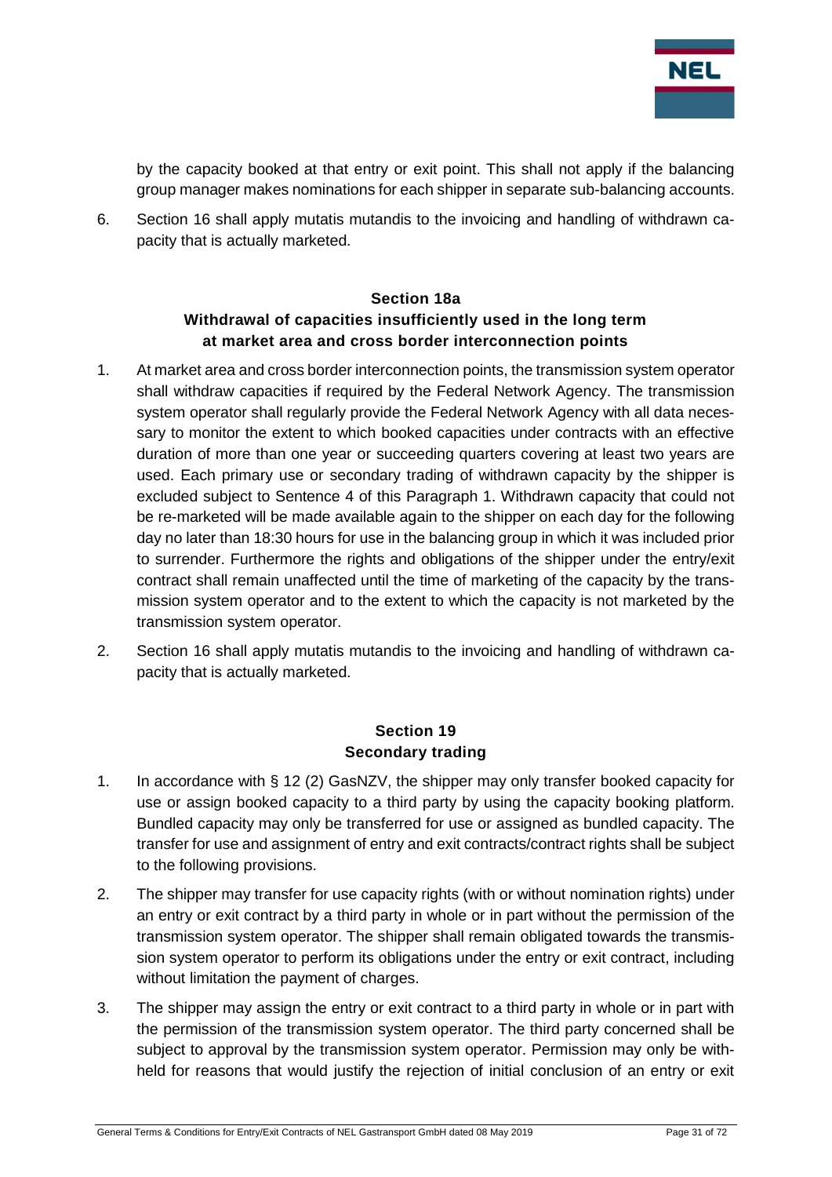by the capacity booked at that entry or exit point. This shall not apply if the balancing group manager makes nominations for each shipper in separate sub-balancing accounts.

6. Section 16 shall apply mutatis mutandis to the invoicing and handling of withdrawn capacity that is actually marketed.

## Section 18a
## Withdrawal of capacities insufficiently used in the long term at market area and cross border interconnection points

1. At market area and cross border interconnection points, the transmission system operator shall withdraw capacities if required by the Federal Network Agency. The transmission system operator shall regularly provide the Federal Network Agency with all data necessary to monitor the extent to which booked capacities under contracts with an effective duration of more than one year or succeeding quarters covering at least two years are used. Each primary use or secondary trading of withdrawn capacity by the shipper is excluded subject to Sentence 4 of this Paragraph 1. Withdrawn capacity that could not be re-marketed will be made available again to the shipper on each day for the following day no later than 18:30 hours for use in the balancing group in which it was included prior to surrender. Furthermore the rights and obligations of the shipper under the entry/exit contract shall remain unaffected until the time of marketing of the capacity by the transmission system operator and to the extent to which the capacity is not marketed by the transmission system operator.

2. Section 16 shall apply mutatis mutandis to the invoicing and handling of withdrawn capacity that is actually marketed.

## Section 19
## Secondary trading

1. In accordance with § 12 (2) GasNZV, the shipper may only transfer booked capacity for use or assign booked capacity to a third party by using the capacity booking platform. Bundled capacity may only be transferred for use or assigned as bundled capacity. The transfer for use and assignment of entry and exit contracts/contract rights shall be subject to the following provisions.

2. The shipper may transfer for use capacity rights (with or without nomination rights) under an entry or exit contract by a third party in whole or in part without the permission of the transmission system operator. The shipper shall remain obligated towards the transmission system operator to perform its obligations under the entry or exit contract, including without limitation the payment of charges.

3. The shipper may assign the entry or exit contract to a third party in whole or in part with the permission of the transmission system operator. The third party concerned shall be subject to approval by the transmission system operator. Permission may only be withheld for reasons that would justify the rejection of initial conclusion of an entry or exit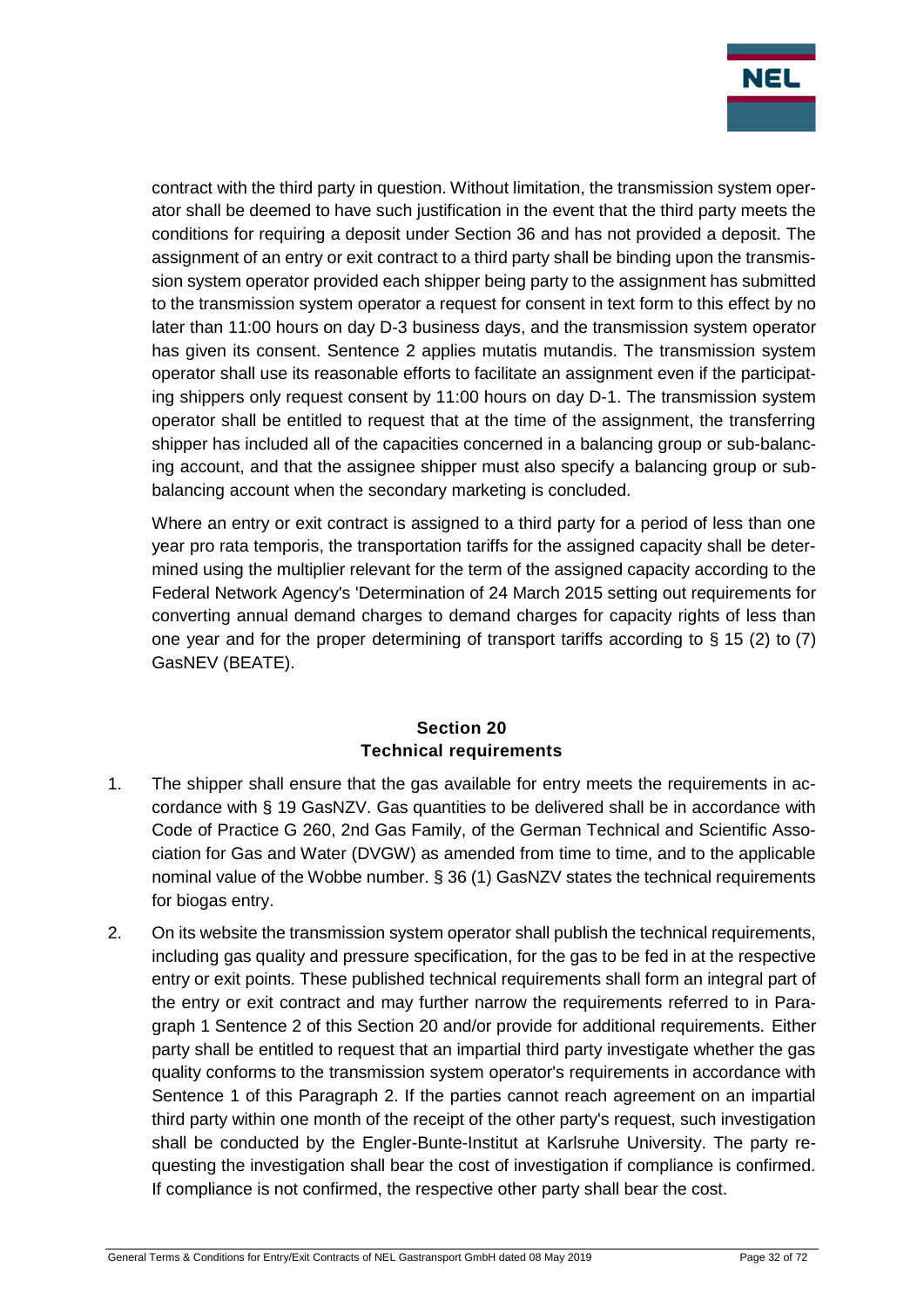contract with the third party in question. Without limitation, the transmission system operator shall be deemed to have such justification in the event that the third party meets the conditions for requiring a deposit under Section 36 and has not provided a deposit. The assignment of an entry or exit contract to a third party shall be binding upon the transmission system operator provided each shipper being party to the assignment has submitted to the transmission system operator a request for consent in text form to this effect by no later than 11:00 hours on day D-3 business days, and the transmission system operator has given its consent. Sentence 2 applies mutatis mutandis. The transmission system operator shall use its reasonable efforts to facilitate an assignment even if the participating shippers only request consent by 11:00 hours on day D-1. The transmission system operator shall be entitled to request that at the time of the assignment, the transferring shipper has included all of the capacities concerned in a balancing group or sub-balancing account, and that the assignee shipper must also specify a balancing group or sub-balancing account when the secondary marketing is concluded.

Where an entry or exit contract is assigned to a third party for a period of less than one year pro rata temporis, the transportation tariffs for the assigned capacity shall be determined using the multiplier relevant for the term of the assigned capacity according to the Federal Network Agency's 'Determination of 24 March 2015 setting out requirements for converting annual demand charges to demand charges for capacity rights of less than one year and for the proper determining of transport tariffs according to § 15 (2) to (7) GasNEV (BEATE).

## Section 20
## Technical requirements

1. The shipper shall ensure that the gas available for entry meets the requirements in accordance with § 19 GasNZV. Gas quantities to be delivered shall be in accordance with Code of Practice G 260, 2nd Gas Family, of the German Technical and Scientific Association for Gas and Water (DVGW) as amended from time to time, and to the applicable nominal value of the Wobbe number. § 36 (1) GasNZV states the technical requirements for biogas entry.

2. On its website the transmission system operator shall publish the technical requirements, including gas quality and pressure specification, for the gas to be fed in at the respective entry or exit points. These published technical requirements shall form an integral part of the entry or exit contract and may further narrow the requirements referred to in Paragraph 1 Sentence 2 of this Section 20 and/or provide for additional requirements. Either party shall be entitled to request that an impartial third party investigate whether the gas quality conforms to the transmission system operator's requirements in accordance with Sentence 1 of this Paragraph 2. If the parties cannot reach agreement on an impartial third party within one month of the receipt of the other party's request, such investigation shall be conducted by the Engler-Bunte-Institut at Karlsruhe University. The party requesting the investigation shall bear the cost of investigation if compliance is confirmed. If compliance is not confirmed, the respective other party shall bear the cost.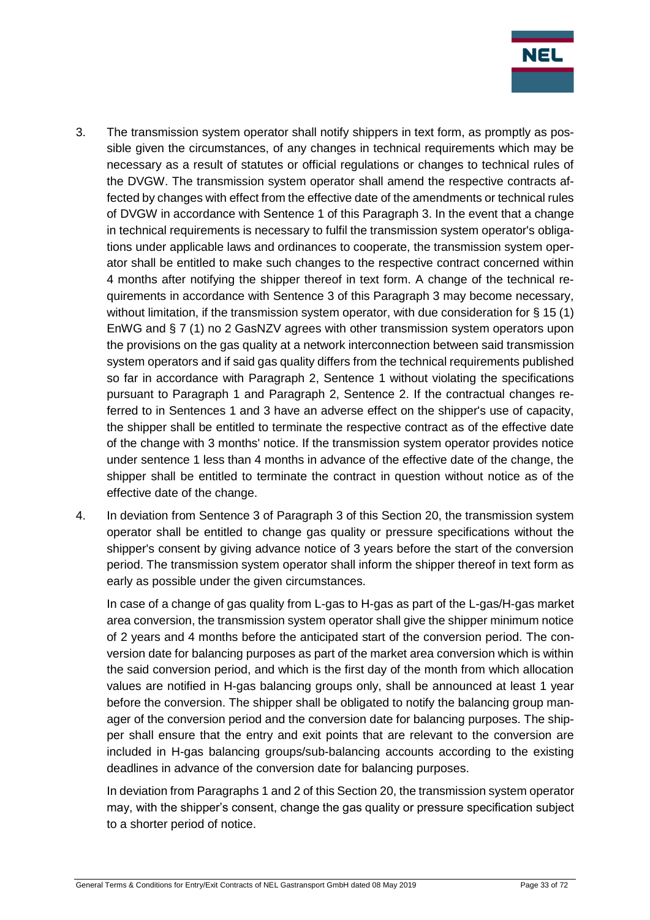3. The transmission system operator shall notify shippers in text form, as promptly as possible given the circumstances, of any changes in technical requirements which may be necessary as a result of statutes or official regulations or changes to technical rules of the DVGW. The transmission system operator shall amend the respective contracts affected by changes with effect from the effective date of the amendments or technical rules of DVGW in accordance with Sentence 1 of this Paragraph 3. In the event that a change in technical requirements is necessary to fulfil the transmission system operator's obligations under applicable laws and ordinances to cooperate, the transmission system operator shall be entitled to make such changes to the respective contract concerned within 4 months after notifying the shipper thereof in text form. A change of the technical requirements in accordance with Sentence 3 of this Paragraph 3 may become necessary, without limitation, if the transmission system operator, with due consideration for § 15 (1) EnWG and § 7 (1) no 2 GasNZV agrees with other transmission system operators upon the provisions on the gas quality at a network interconnection between said transmission system operators and if said gas quality differs from the technical requirements published so far in accordance with Paragraph 2, Sentence 1 without violating the specifications pursuant to Paragraph 1 and Paragraph 2, Sentence 2. If the contractual changes referred to in Sentences 1 and 3 have an adverse effect on the shipper's use of capacity, the shipper shall be entitled to terminate the respective contract as of the effective date of the change with 3 months' notice. If the transmission system operator provides notice under sentence 1 less than 4 months in advance of the effective date of the change, the shipper shall be entitled to terminate the contract in question without notice as of the effective date of the change.

4. In deviation from Sentence 3 of Paragraph 3 of this Section 20, the transmission system operator shall be entitled to change gas quality or pressure specifications without the shipper's consent by giving advance notice of 3 years before the start of the conversion period. The transmission system operator shall inform the shipper thereof in text form as early as possible under the given circumstances.

   In case of a change of gas quality from L-gas to H-gas as part of the L-gas/H-gas market area conversion, the transmission system operator shall give the shipper minimum notice of 2 years and 4 months before the anticipated start of the conversion period. The conversion date for balancing purposes as part of the market area conversion which is within the said conversion period, and which is the first day of the month from which allocation values are notified in H-gas balancing groups only, shall be announced at least 1 year before the conversion. The shipper shall be obligated to notify the balancing group manager of the conversion period and the conversion date for balancing purposes. The shipper shall ensure that the entry and exit points that are relevant to the conversion are included in H-gas balancing groups/sub-balancing accounts according to the existing deadlines in advance of the conversion date for balancing purposes.

   In deviation from Paragraphs 1 and 2 of this Section 20, the transmission system operator may, with the shipper's consent, change the gas quality or pressure specification subject to a shorter period of notice.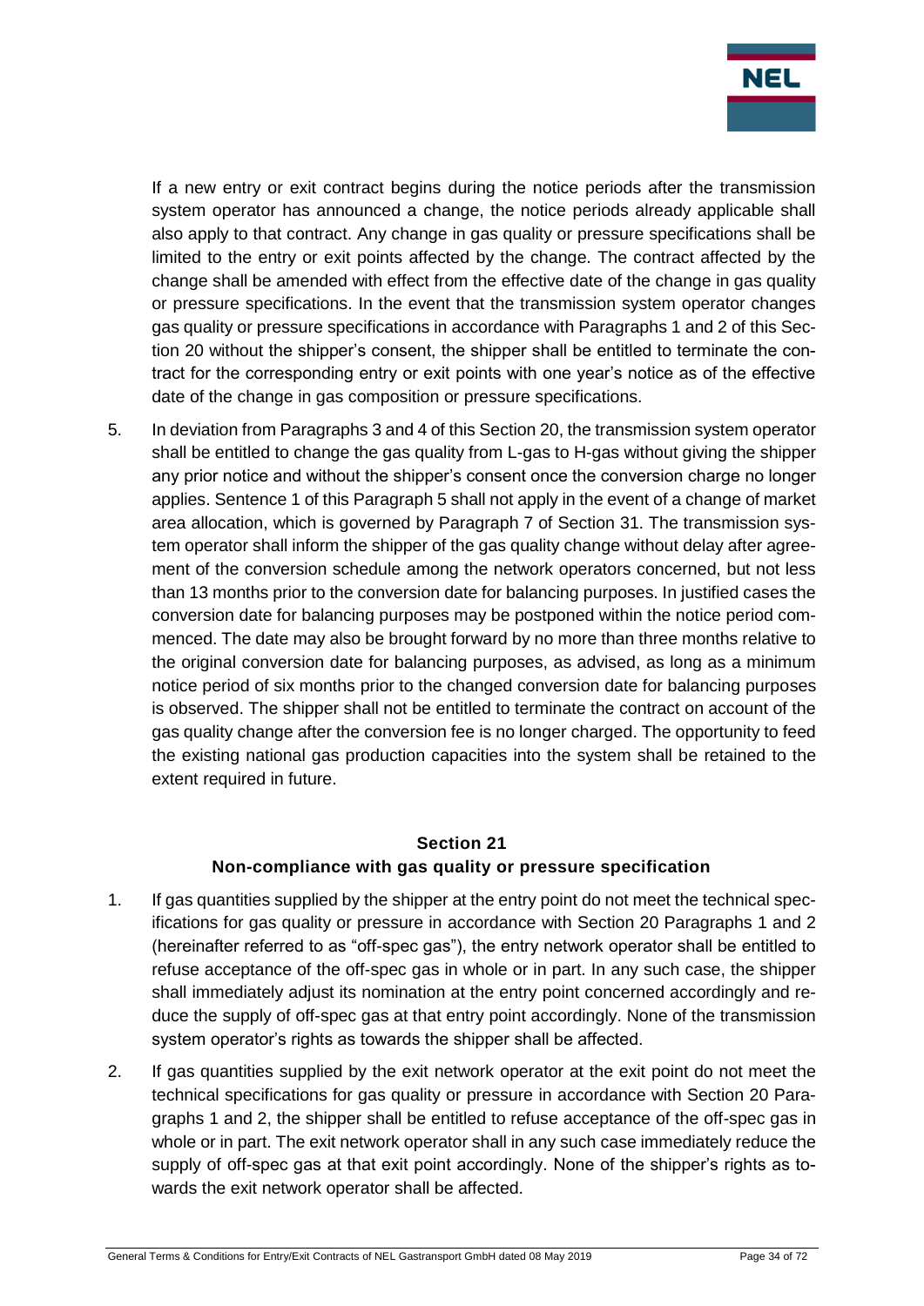If a new entry or exit contract begins during the notice periods after the transmission system operator has announced a change, the notice periods already applicable shall also apply to that contract. Any change in gas quality or pressure specifications shall be limited to the entry or exit points affected by the change. The contract affected by the change shall be amended with effect from the effective date of the change in gas quality or pressure specifications. In the event that the transmission system operator changes gas quality or pressure specifications in accordance with Paragraphs 1 and 2 of this Section 20 without the shipper's consent, the shipper shall be entitled to terminate the contract for the corresponding entry or exit points with one year's notice as of the effective date of the change in gas composition or pressure specifications.

5. In deviation from Paragraphs 3 and 4 of this Section 20, the transmission system operator shall be entitled to change the gas quality from L-gas to H-gas without giving the shipper any prior notice and without the shipper's consent once the conversion charge no longer applies. Sentence 1 of this Paragraph 5 shall not apply in the event of a change of market area allocation, which is governed by Paragraph 7 of Section 31. The transmission system operator shall inform the shipper of the gas quality change without delay after agreement of the conversion schedule among the network operators concerned, but not less than 13 months prior to the conversion date for balancing purposes. In justified cases the conversion date for balancing purposes may be postponed within the notice period commenced. The date may also be brought forward by no more than three months relative to the original conversion date for balancing purposes, as advised, as long as a minimum notice period of six months prior to the changed conversion date for balancing purposes is observed. The shipper shall not be entitled to terminate the contract on account of the gas quality change after the conversion fee is no longer charged. The opportunity to feed the existing national gas production capacities into the system shall be retained to the extent required in future.

## Section 21
## Non-compliance with gas quality or pressure specification

1. If gas quantities supplied by the shipper at the entry point do not meet the technical specifications for gas quality or pressure in accordance with Section 20 Paragraphs 1 and 2 (hereinafter referred to as "off-spec gas"), the entry network operator shall be entitled to refuse acceptance of the off-spec gas in whole or in part. In any such case, the shipper shall immediately adjust its nomination at the entry point concerned accordingly and reduce the supply of off-spec gas at that entry point accordingly. None of the transmission system operator's rights as towards the shipper shall be affected.

2. If gas quantities supplied by the exit network operator at the exit point do not meet the technical specifications for gas quality or pressure in accordance with Section 20 Paragraphs 1 and 2, the shipper shall be entitled to refuse acceptance of the off-spec gas in whole or in part. The exit network operator shall in any such case immediately reduce the supply of off-spec gas at that exit point accordingly. None of the shipper's rights as towards the exit network operator shall be affected.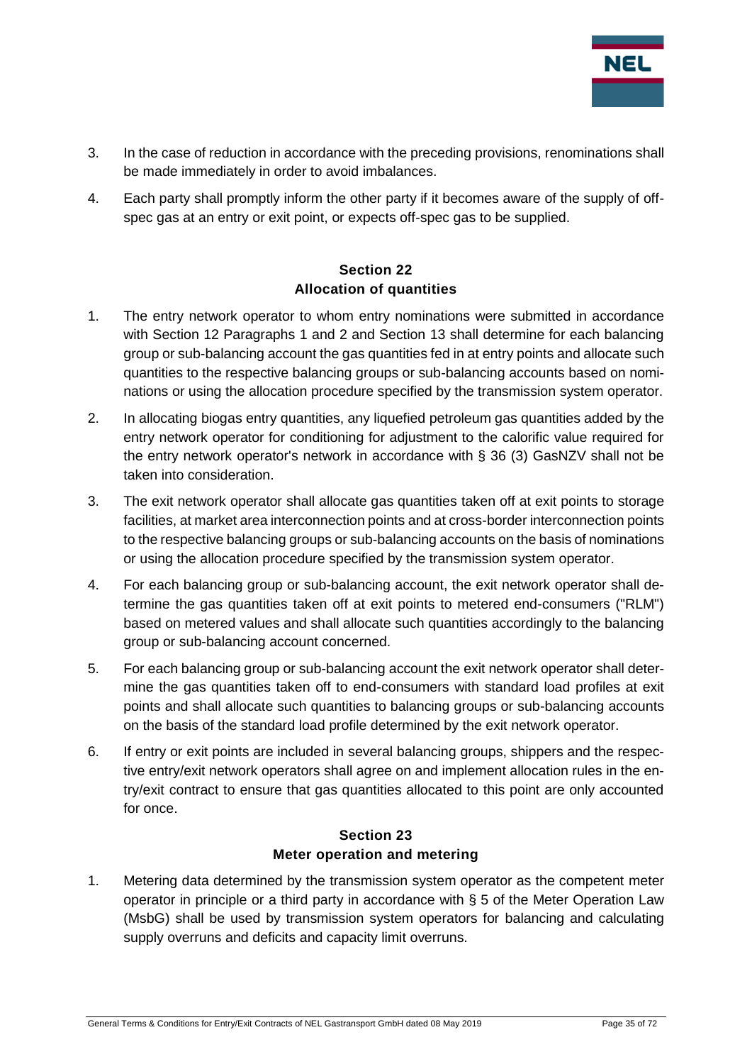3. In the case of reduction in accordance with the preceding provisions, renominations shall be made immediately in order to avoid imbalances.

4. Each party shall promptly inform the other party if it becomes aware of the supply of off-spec gas at an entry or exit point, or expects off-spec gas to be supplied.

## Section 22
## Allocation of quantities

1. The entry network operator to whom entry nominations were submitted in accordance with Section 12 Paragraphs 1 and 2 and Section 13 shall determine for each balancing group or sub-balancing account the gas quantities fed in at entry points and allocate such quantities to the respective balancing groups or sub-balancing accounts based on nominations or using the allocation procedure specified by the transmission system operator.

2. In allocating biogas entry quantities, any liquefied petroleum gas quantities added by the entry network operator for conditioning for adjustment to the calorific value required for the entry network operator's network in accordance with § 36 (3) GasNZV shall not be taken into consideration.

3. The exit network operator shall allocate gas quantities taken off at exit points to storage facilities, at market area interconnection points and at cross-border interconnection points to the respective balancing groups or sub-balancing accounts on the basis of nominations or using the allocation procedure specified by the transmission system operator.

4. For each balancing group or sub-balancing account, the exit network operator shall determine the gas quantities taken off at exit points to metered end-consumers ("RLM") based on metered values and shall allocate such quantities accordingly to the balancing group or sub-balancing account concerned.

5. For each balancing group or sub-balancing account the exit network operator shall determine the gas quantities taken off to end-consumers with standard load profiles at exit points and shall allocate such quantities to balancing groups or sub-balancing accounts on the basis of the standard load profile determined by the exit network operator.

6. If entry or exit points are included in several balancing groups, shippers and the respective entry/exit network operators shall agree on and implement allocation rules in the entry/exit contract to ensure that gas quantities allocated to this point are only accounted for once.

## Section 23
## Meter operation and metering

1. Metering data determined by the transmission system operator as the competent meter operator in principle or a third party in accordance with § 5 of the Meter Operation Law (MsbG) shall be used by transmission system operators for balancing and calculating supply overruns and deficits and capacity limit overruns.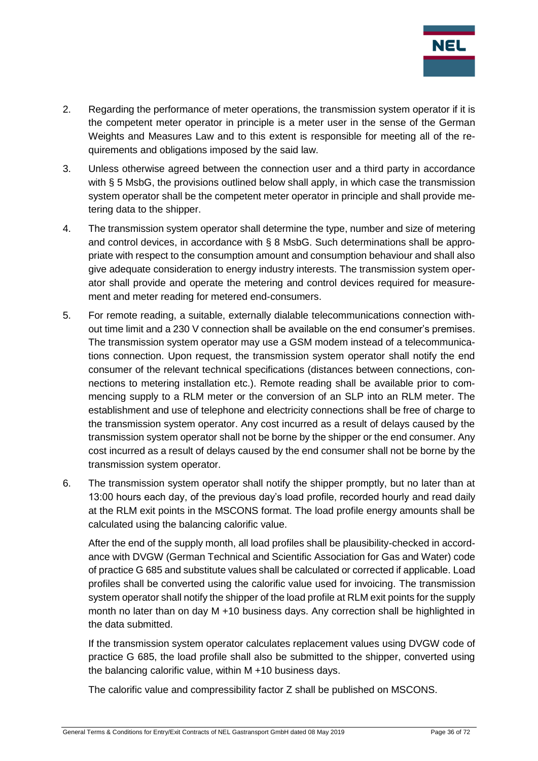2. Regarding the performance of meter operations, the transmission system operator if it is the competent meter operator in principle is a meter user in the sense of the German Weights and Measures Law and to this extent is responsible for meeting all of the requirements and obligations imposed by the said law.

3. Unless otherwise agreed between the connection user and a third party in accordance with § 5 MsbG, the provisions outlined below shall apply, in which case the transmission system operator shall be the competent meter operator in principle and shall provide metering data to the shipper.

4. The transmission system operator shall determine the type, number and size of metering and control devices, in accordance with § 8 MsbG. Such determinations shall be appropriate with respect to the consumption amount and consumption behaviour and shall also give adequate consideration to energy industry interests. The transmission system operator shall provide and operate the metering and control devices required for measurement and meter reading for metered end-consumers.

5. For remote reading, a suitable, externally dialable telecommunications connection without time limit and a 230 V connection shall be available on the end consumer's premises. The transmission system operator may use a GSM modem instead of a telecommunications connection. Upon request, the transmission system operator shall notify the end consumer of the relevant technical specifications (distances between connections, connections to metering installation etc.). Remote reading shall be available prior to commencing supply to a RLM meter or the conversion of an SLP into an RLM meter. The establishment and use of telephone and electricity connections shall be free of charge to the transmission system operator. Any cost incurred as a result of delays caused by the transmission system operator shall not be borne by the shipper or the end consumer. Any cost incurred as a result of delays caused by the end consumer shall not be borne by the transmission system operator.

6. The transmission system operator shall notify the shipper promptly, but no later than at 13:00 hours each day, of the previous day's load profile, recorded hourly and read daily at the RLM exit points in the MSCONS format. The load profile energy amounts shall be calculated using the balancing calorific value.

   After the end of the supply month, all load profiles shall be plausibility-checked in accordance with DVGW (German Technical and Scientific Association for Gas and Water) code of practice G 685 and substitute values shall be calculated or corrected if applicable. Load profiles shall be converted using the calorific value used for invoicing. The transmission system operator shall notify the shipper of the load profile at RLM exit points for the supply month no later than on day M +10 business days. Any correction shall be highlighted in the data submitted.

   If the transmission system operator calculates replacement values using DVGW code of practice G 685, the load profile shall also be submitted to the shipper, converted using the balancing calorific value, within M +10 business days.

   The calorific value and compressibility factor Z shall be published on MSCONS.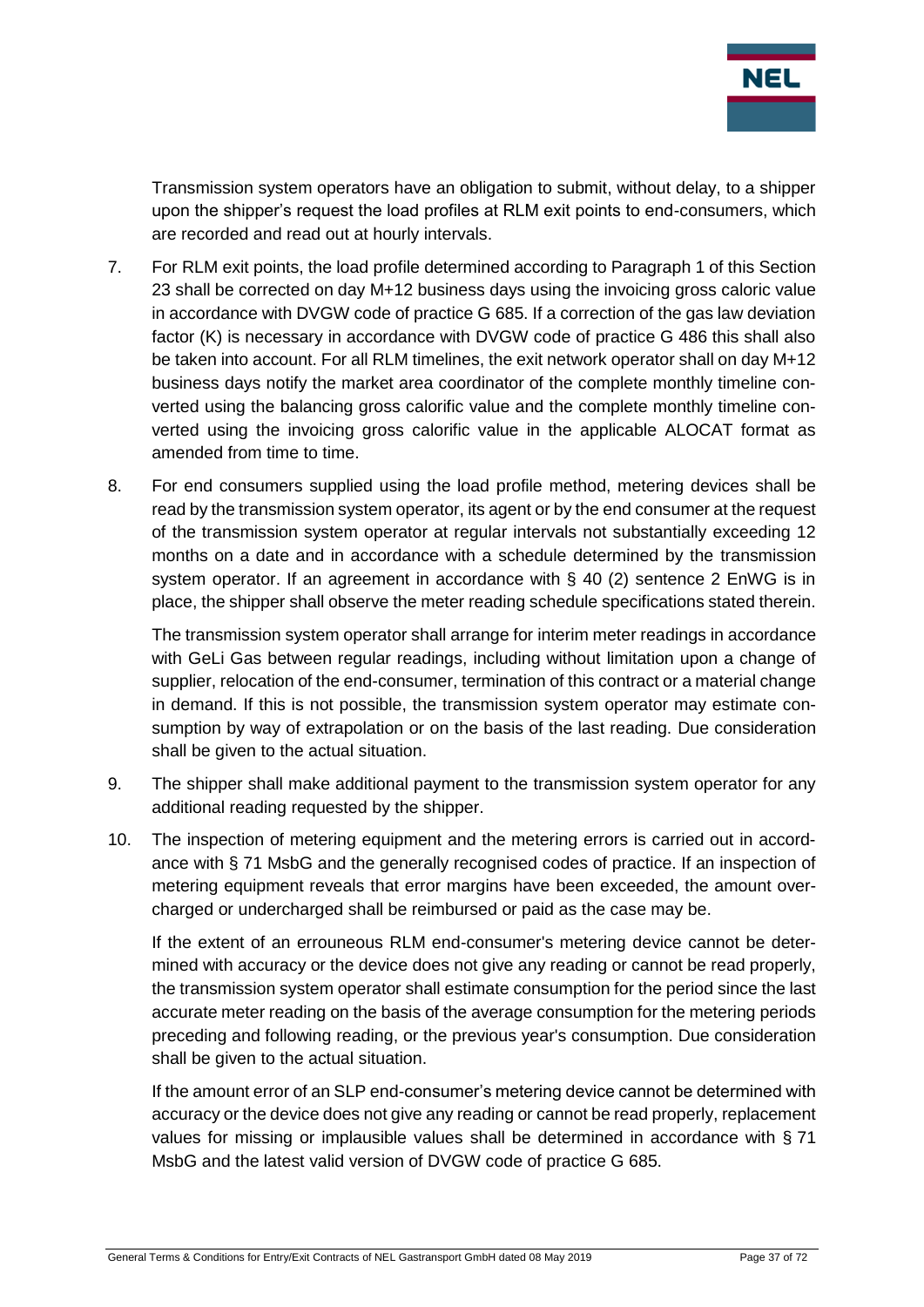Transmission system operators have an obligation to submit, without delay, to a shipper upon the shipper's request the load profiles at RLM exit points to end-consumers, which are recorded and read out at hourly intervals.

7. For RLM exit points, the load profile determined according to Paragraph 1 of this Section 23 shall be corrected on day M+12 business days using the invoicing gross caloric value in accordance with DVGW code of practice G 685. If a correction of the gas law deviation factor (K) is necessary in accordance with DVGW code of practice G 486 this shall also be taken into account. For all RLM timelines, the exit network operator shall on day M+12 business days notify the market area coordinator of the complete monthly timeline converted using the balancing gross calorific value and the complete monthly timeline converted using the invoicing gross calorific value in the applicable ALOCAT format as amended from time to time.

8. For end consumers supplied using the load profile method, metering devices shall be read by the transmission system operator, its agent or by the end consumer at the request of the transmission system operator at regular intervals not substantially exceeding 12 months on a date and in accordance with a schedule determined by the transmission system operator. If an agreement in accordance with § 40 (2) sentence 2 EnWG is in place, the shipper shall observe the meter reading schedule specifications stated therein.

   The transmission system operator shall arrange for interim meter readings in accordance with GeLi Gas between regular readings, including without limitation upon a change of supplier, relocation of the end-consumer, termination of this contract or a material change in demand. If this is not possible, the transmission system operator may estimate consumption by way of extrapolation or on the basis of the last reading. Due consideration shall be given to the actual situation.

9. The shipper shall make additional payment to the transmission system operator for any additional reading requested by the shipper.

10. The inspection of metering equipment and the metering errors is carried out in accordance with § 71 MsbG and the generally recognised codes of practice. If an inspection of metering equipment reveals that error margins have been exceeded, the amount overcharged or undercharged shall be reimbursed or paid as the case may be.

    If the extent of an errouneous RLM end-consumer's metering device cannot be determined with accuracy or the device does not give any reading or cannot be read properly, the transmission system operator shall estimate consumption for the period since the last accurate meter reading on the basis of the average consumption for the metering periods preceding and following reading, or the previous year's consumption. Due consideration shall be given to the actual situation.

    If the amount error of an SLP end-consumer's metering device cannot be determined with accuracy or the device does not give any reading or cannot be read properly, replacement values for missing or implausible values shall be determined in accordance with § 71 MsbG and the latest valid version of DVGW code of practice G 685.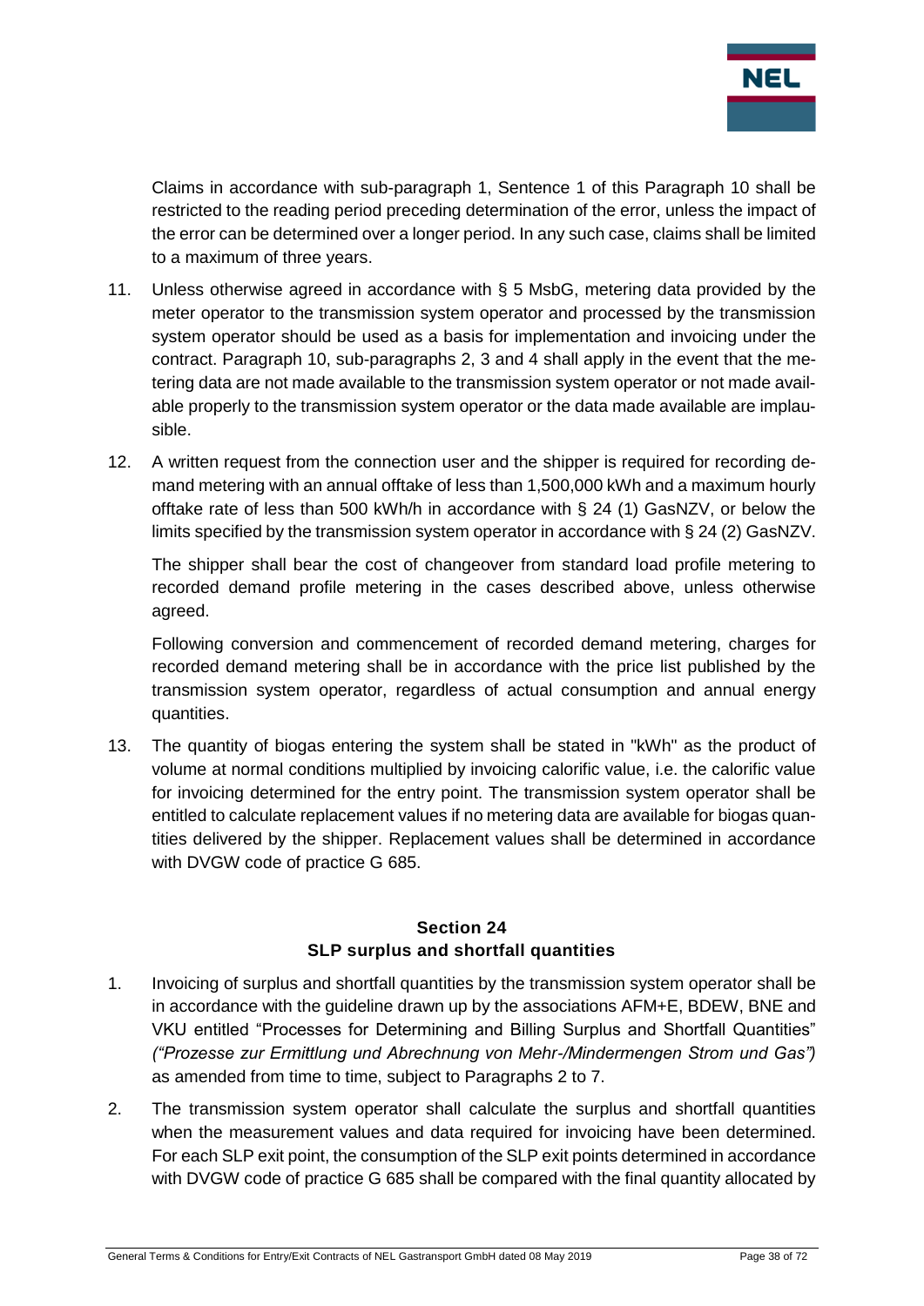Claims in accordance with sub-paragraph 1, Sentence 1 of this Paragraph 10 shall be restricted to the reading period preceding determination of the error, unless the impact of the error can be determined over a longer period. In any such case, claims shall be limited to a maximum of three years.

11. Unless otherwise agreed in accordance with § 5 MsbG, metering data provided by the meter operator to the transmission system operator and processed by the transmission system operator should be used as a basis for implementation and invoicing under the contract. Paragraph 10, sub-paragraphs 2, 3 and 4 shall apply in the event that the metering data are not made available to the transmission system operator or not made available properly to the transmission system operator or the data made available are implausible.

12. A written request from the connection user and the shipper is required for recording demand metering with an annual offtake of less than 1,500,000 kWh and a maximum hourly offtake rate of less than 500 kWh/h in accordance with § 24 (1) GasNZV, or below the limits specified by the transmission system operator in accordance with § 24 (2) GasNZV.

    The shipper shall bear the cost of changeover from standard load profile metering to recorded demand profile metering in the cases described above, unless otherwise agreed.

    Following conversion and commencement of recorded demand metering, charges for recorded demand metering shall be in accordance with the price list published by the transmission system operator, regardless of actual consumption and annual energy quantities.

13. The quantity of biogas entering the system shall be stated in "kWh" as the product of volume at normal conditions multiplied by invoicing calorific value, i.e. the calorific value for invoicing determined for the entry point. The transmission system operator shall be entitled to calculate replacement values if no metering data are available for biogas quantities delivered by the shipper. Replacement values shall be determined in accordance with DVGW code of practice G 685.

## Section 24
## SLP surplus and shortfall quantities

1. Invoicing of surplus and shortfall quantities by the transmission system operator shall be in accordance with the guideline drawn up by the associations AFM+E, BDEW, BNE and VKU entitled "Processes for Determining and Billing Surplus and Shortfall Quantities" *("Prozesse zur Ermittlung und Abrechnung von Mehr-/Mindermengen Strom und Gas")* as amended from time to time, subject to Paragraphs 2 to 7.

2. The transmission system operator shall calculate the surplus and shortfall quantities when the measurement values and data required for invoicing have been determined. For each SLP exit point, the consumption of the SLP exit points determined in accordance with DVGW code of practice G 685 shall be compared with the final quantity allocated by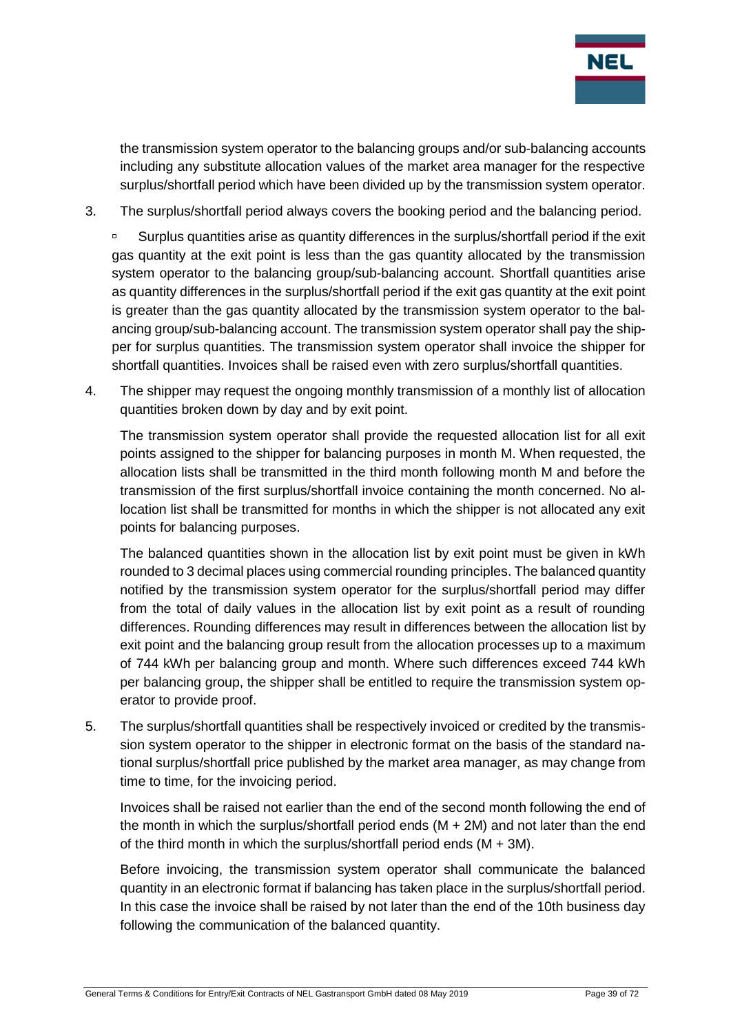the transmission system operator to the balancing groups and/or sub-balancing accounts including any substitute allocation values of the market area manager for the respective surplus/shortfall period which have been divided up by the transmission system operator.

3. The surplus/shortfall period always covers the booking period and the balancing period.

   ▫ Surplus quantities arise as quantity differences in the surplus/shortfall period if the exit gas quantity at the exit point is less than the gas quantity allocated by the transmission system operator to the balancing group/sub-balancing account. Shortfall quantities arise as quantity differences in the surplus/shortfall period if the exit gas quantity at the exit point is greater than the gas quantity allocated by the transmission system operator to the balancing group/sub-balancing account. The transmission system operator shall pay the shipper for surplus quantities. The transmission system operator shall invoice the shipper for shortfall quantities. Invoices shall be raised even with zero surplus/shortfall quantities.

4. The shipper may request the ongoing monthly transmission of a monthly list of allocation quantities broken down by day and by exit point.

   The transmission system operator shall provide the requested allocation list for all exit points assigned to the shipper for balancing purposes in month M. When requested, the allocation lists shall be transmitted in the third month following month M and before the transmission of the first surplus/shortfall invoice containing the month concerned. No allocation list shall be transmitted for months in which the shipper is not allocated any exit points for balancing purposes.

   The balanced quantities shown in the allocation list by exit point must be given in kWh rounded to 3 decimal places using commercial rounding principles. The balanced quantity notified by the transmission system operator for the surplus/shortfall period may differ from the total of daily values in the allocation list by exit point as a result of rounding differences. Rounding differences may result in differences between the allocation list by exit point and the balancing group result from the allocation processes up to a maximum of 744 kWh per balancing group and month. Where such differences exceed 744 kWh per balancing group, the shipper shall be entitled to require the transmission system operator to provide proof.

5. The surplus/shortfall quantities shall be respectively invoiced or credited by the transmission system operator to the shipper in electronic format on the basis of the standard national surplus/shortfall price published by the market area manager, as may change from time to time, for the invoicing period.

   Invoices shall be raised not earlier than the end of the second month following the end of the month in which the surplus/shortfall period ends (M + 2M) and not later than the end of the third month in which the surplus/shortfall period ends (M + 3M).

   Before invoicing, the transmission system operator shall communicate the balanced quantity in an electronic format if balancing has taken place in the surplus/shortfall period. In this case the invoice shall be raised by not later than the end of the 10th business day following the communication of the balanced quantity.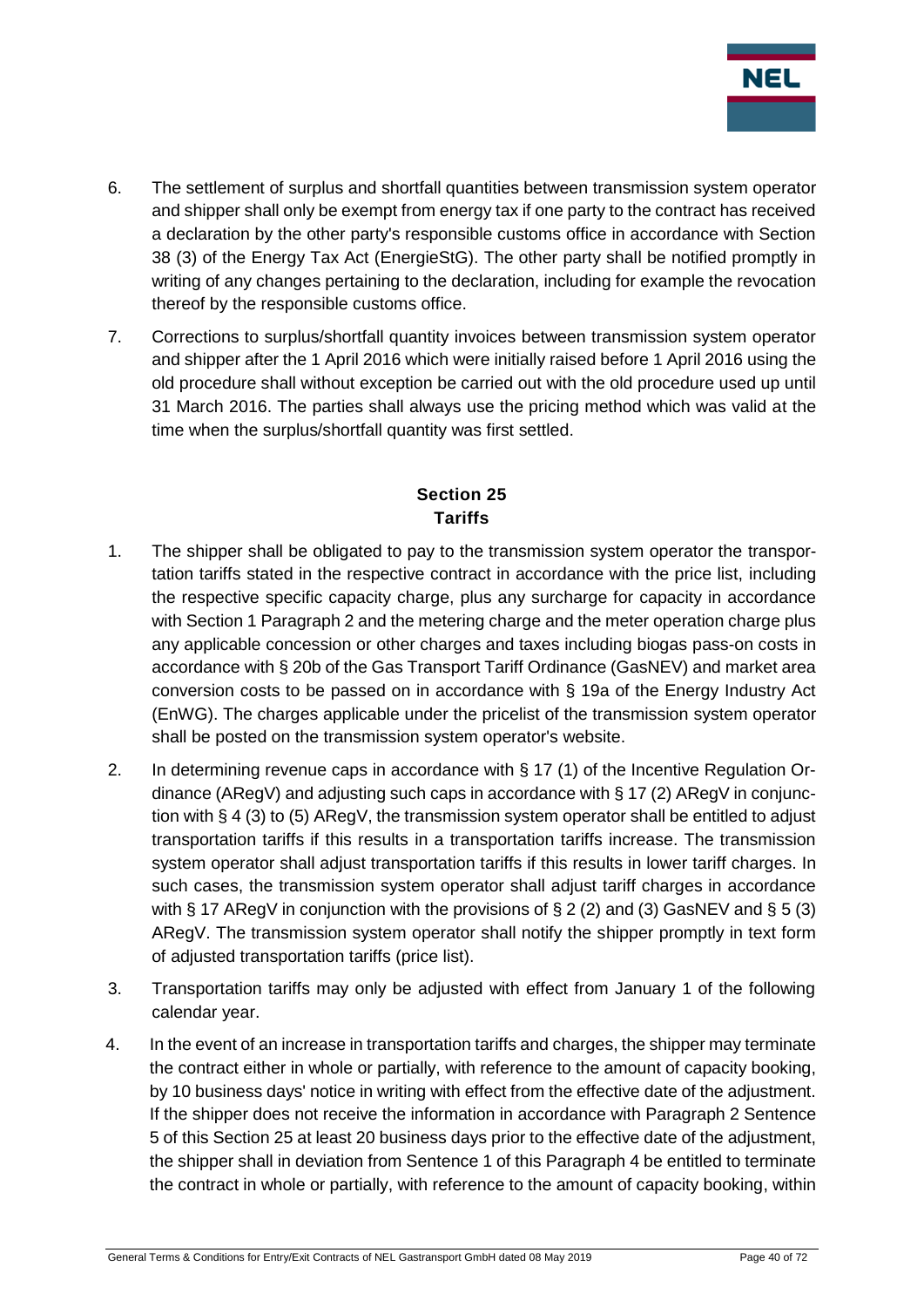6. The settlement of surplus and shortfall quantities between transmission system operator and shipper shall only be exempt from energy tax if one party to the contract has received a declaration by the other party's responsible customs office in accordance with Section 38 (3) of the Energy Tax Act (EnergieStG). The other party shall be notified promptly in writing of any changes pertaining to the declaration, including for example the revocation thereof by the responsible customs office.

7. Corrections to surplus/shortfall quantity invoices between transmission system operator and shipper after the 1 April 2016 which were initially raised before 1 April 2016 using the old procedure shall without exception be carried out with the old procedure used up until 31 March 2016. The parties shall always use the pricing method which was valid at the time when the surplus/shortfall quantity was first settled.

## Section 25
## Tariffs

1. The shipper shall be obligated to pay to the transmission system operator the transportation tariffs stated in the respective contract in accordance with the price list, including the respective specific capacity charge, plus any surcharge for capacity in accordance with Section 1 Paragraph 2 and the metering charge and the meter operation charge plus any applicable concession or other charges and taxes including biogas pass-on costs in accordance with § 20b of the Gas Transport Tariff Ordinance (GasNEV) and market area conversion costs to be passed on in accordance with § 19a of the Energy Industry Act (EnWG). The charges applicable under the pricelist of the transmission system operator shall be posted on the transmission system operator's website.

2. In determining revenue caps in accordance with § 17 (1) of the Incentive Regulation Ordinance (ARegV) and adjusting such caps in accordance with § 17 (2) ARegV in conjunction with § 4 (3) to (5) ARegV, the transmission system operator shall be entitled to adjust transportation tariffs if this results in a transportation tariffs increase. The transmission system operator shall adjust transportation tariffs if this results in lower tariff charges. In such cases, the transmission system operator shall adjust tariff charges in accordance with § 17 ARegV in conjunction with the provisions of § 2 (2) and (3) GasNEV and § 5 (3) ARegV. The transmission system operator shall notify the shipper promptly in text form of adjusted transportation tariffs (price list).

3. Transportation tariffs may only be adjusted with effect from January 1 of the following calendar year.

4. In the event of an increase in transportation tariffs and charges, the shipper may terminate the contract either in whole or partially, with reference to the amount of capacity booking, by 10 business days' notice in writing with effect from the effective date of the adjustment. If the shipper does not receive the information in accordance with Paragraph 2 Sentence 5 of this Section 25 at least 20 business days prior to the effective date of the adjustment, the shipper shall in deviation from Sentence 1 of this Paragraph 4 be entitled to terminate the contract in whole or partially, with reference to the amount of capacity booking, within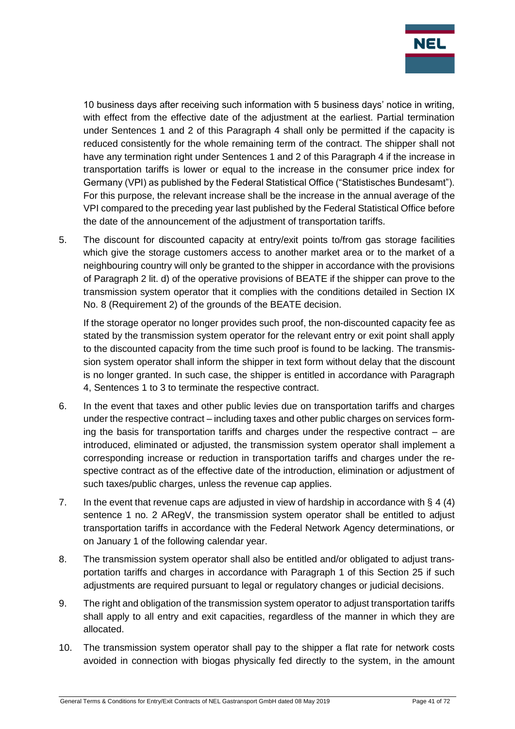10 business days after receiving such information with 5 business days' notice in writing, with effect from the effective date of the adjustment at the earliest. Partial termination under Sentences 1 and 2 of this Paragraph 4 shall only be permitted if the capacity is reduced consistently for the whole remaining term of the contract. The shipper shall not have any termination right under Sentences 1 and 2 of this Paragraph 4 if the increase in transportation tariffs is lower or equal to the increase in the consumer price index for Germany (VPI) as published by the Federal Statistical Office ("Statistisches Bundesamt"). For this purpose, the relevant increase shall be the increase in the annual average of the VPI compared to the preceding year last published by the Federal Statistical Office before the date of the announcement of the adjustment of transportation tariffs.

5. The discount for discounted capacity at entry/exit points to/from gas storage facilities which give the storage customers access to another market area or to the market of a neighbouring country will only be granted to the shipper in accordance with the provisions of Paragraph 2 lit. d) of the operative provisions of BEATE if the shipper can prove to the transmission system operator that it complies with the conditions detailed in Section IX No. 8 (Requirement 2) of the grounds of the BEATE decision.

   If the storage operator no longer provides such proof, the non-discounted capacity fee as stated by the transmission system operator for the relevant entry or exit point shall apply to the discounted capacity from the time such proof is found to be lacking. The transmission system operator shall inform the shipper in text form without delay that the discount is no longer granted. In such case, the shipper is entitled in accordance with Paragraph 4, Sentences 1 to 3 to terminate the respective contract.

6. In the event that taxes and other public levies due on transportation tariffs and charges under the respective contract – including taxes and other public charges on services forming the basis for transportation tariffs and charges under the respective contract – are introduced, eliminated or adjusted, the transmission system operator shall implement a corresponding increase or reduction in transportation tariffs and charges under the respective contract as of the effective date of the introduction, elimination or adjustment of such taxes/public charges, unless the revenue cap applies.

7. In the event that revenue caps are adjusted in view of hardship in accordance with § 4 (4) sentence 1 no. 2 ARegV, the transmission system operator shall be entitled to adjust transportation tariffs in accordance with the Federal Network Agency determinations, or on January 1 of the following calendar year.

8. The transmission system operator shall also be entitled and/or obligated to adjust transportation tariffs and charges in accordance with Paragraph 1 of this Section 25 if such adjustments are required pursuant to legal or regulatory changes or judicial decisions.

9. The right and obligation of the transmission system operator to adjust transportation tariffs shall apply to all entry and exit capacities, regardless of the manner in which they are allocated.

10. The transmission system operator shall pay to the shipper a flat rate for network costs avoided in connection with biogas physically fed directly to the system, in the amount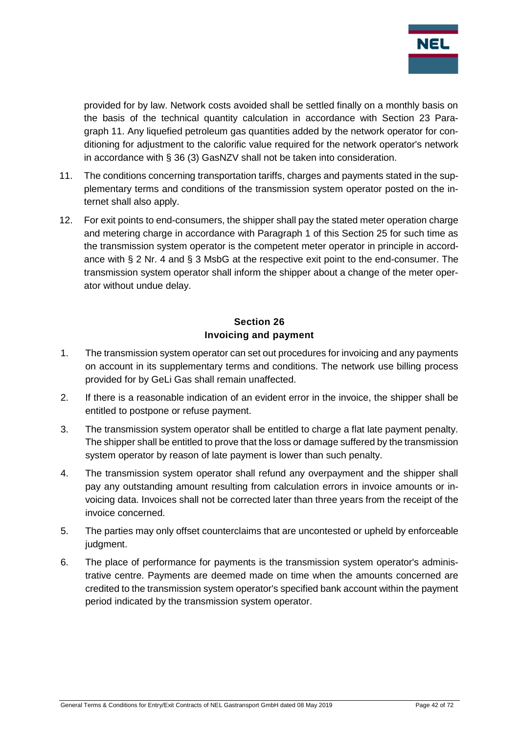provided for by law. Network costs avoided shall be settled finally on a monthly basis on the basis of the technical quantity calculation in accordance with Section 23 Paragraph 11. Any liquefied petroleum gas quantities added by the network operator for conditioning for adjustment to the calorific value required for the network operator's network in accordance with § 36 (3) GasNZV shall not be taken into consideration.

11. The conditions concerning transportation tariffs, charges and payments stated in the supplementary terms and conditions of the transmission system operator posted on the internet shall also apply.

12. For exit points to end-consumers, the shipper shall pay the stated meter operation charge and metering charge in accordance with Paragraph 1 of this Section 25 for such time as the transmission system operator is the competent meter operator in principle in accordance with § 2 Nr. 4 and § 3 MsbG at the respective exit point to the end-consumer. The transmission system operator shall inform the shipper about a change of the meter operator without undue delay.

## Section 26
## Invoicing and payment

1. The transmission system operator can set out procedures for invoicing and any payments on account in its supplementary terms and conditions. The network use billing process provided for by GeLi Gas shall remain unaffected.

2. If there is a reasonable indication of an evident error in the invoice, the shipper shall be entitled to postpone or refuse payment.

3. The transmission system operator shall be entitled to charge a flat late payment penalty. The shipper shall be entitled to prove that the loss or damage suffered by the transmission system operator by reason of late payment is lower than such penalty.

4. The transmission system operator shall refund any overpayment and the shipper shall pay any outstanding amount resulting from calculation errors in invoice amounts or invoicing data. Invoices shall not be corrected later than three years from the receipt of the invoice concerned.

5. The parties may only offset counterclaims that are uncontested or upheld by enforceable judgment.

6. The place of performance for payments is the transmission system operator's administrative centre. Payments are deemed made on time when the amounts concerned are credited to the transmission system operator's specified bank account within the payment period indicated by the transmission system operator.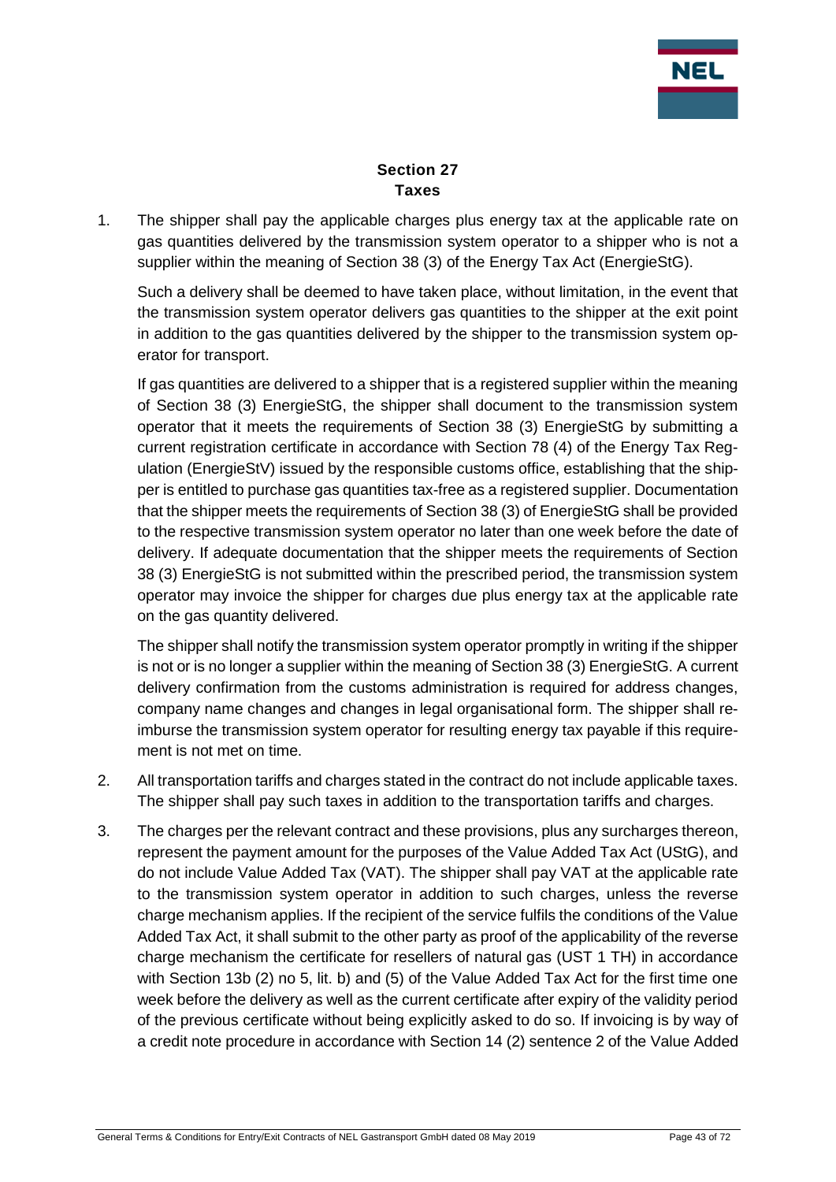## Section 27
## Taxes

1. The shipper shall pay the applicable charges plus energy tax at the applicable rate on gas quantities delivered by the transmission system operator to a shipper who is not a supplier within the meaning of Section 38 (3) of the Energy Tax Act (EnergieStG).

   Such a delivery shall be deemed to have taken place, without limitation, in the event that the transmission system operator delivers gas quantities to the shipper at the exit point in addition to the gas quantities delivered by the shipper to the transmission system operator for transport.

   If gas quantities are delivered to a shipper that is a registered supplier within the meaning of Section 38 (3) EnergieStG, the shipper shall document to the transmission system operator that it meets the requirements of Section 38 (3) EnergieStG by submitting a current registration certificate in accordance with Section 78 (4) of the Energy Tax Regulation (EnergieStV) issued by the responsible customs office, establishing that the shipper is entitled to purchase gas quantities tax-free as a registered supplier. Documentation that the shipper meets the requirements of Section 38 (3) of EnergieStG shall be provided to the respective transmission system operator no later than one week before the date of delivery. If adequate documentation that the shipper meets the requirements of Section 38 (3) EnergieStG is not submitted within the prescribed period, the transmission system operator may invoice the shipper for charges due plus energy tax at the applicable rate on the gas quantity delivered.

   The shipper shall notify the transmission system operator promptly in writing if the shipper is not or is no longer a supplier within the meaning of Section 38 (3) EnergieStG. A current delivery confirmation from the customs administration is required for address changes, company name changes and changes in legal organisational form. The shipper shall reimburse the transmission system operator for resulting energy tax payable if this requirement is not met on time.

2. All transportation tariffs and charges stated in the contract do not include applicable taxes. The shipper shall pay such taxes in addition to the transportation tariffs and charges.

3. The charges per the relevant contract and these provisions, plus any surcharges thereon, represent the payment amount for the purposes of the Value Added Tax Act (UStG), and do not include Value Added Tax (VAT). The shipper shall pay VAT at the applicable rate to the transmission system operator in addition to such charges, unless the reverse charge mechanism applies. If the recipient of the service fulfils the conditions of the Value Added Tax Act, it shall submit to the other party as proof of the applicability of the reverse charge mechanism the certificate for resellers of natural gas (UST 1 TH) in accordance with Section 13b (2) no 5, lit. b) and (5) of the Value Added Tax Act for the first time one week before the delivery as well as the current certificate after expiry of the validity period of the previous certificate without being explicitly asked to do so. If invoicing is by way of a credit note procedure in accordance with Section 14 (2) sentence 2 of the Value Added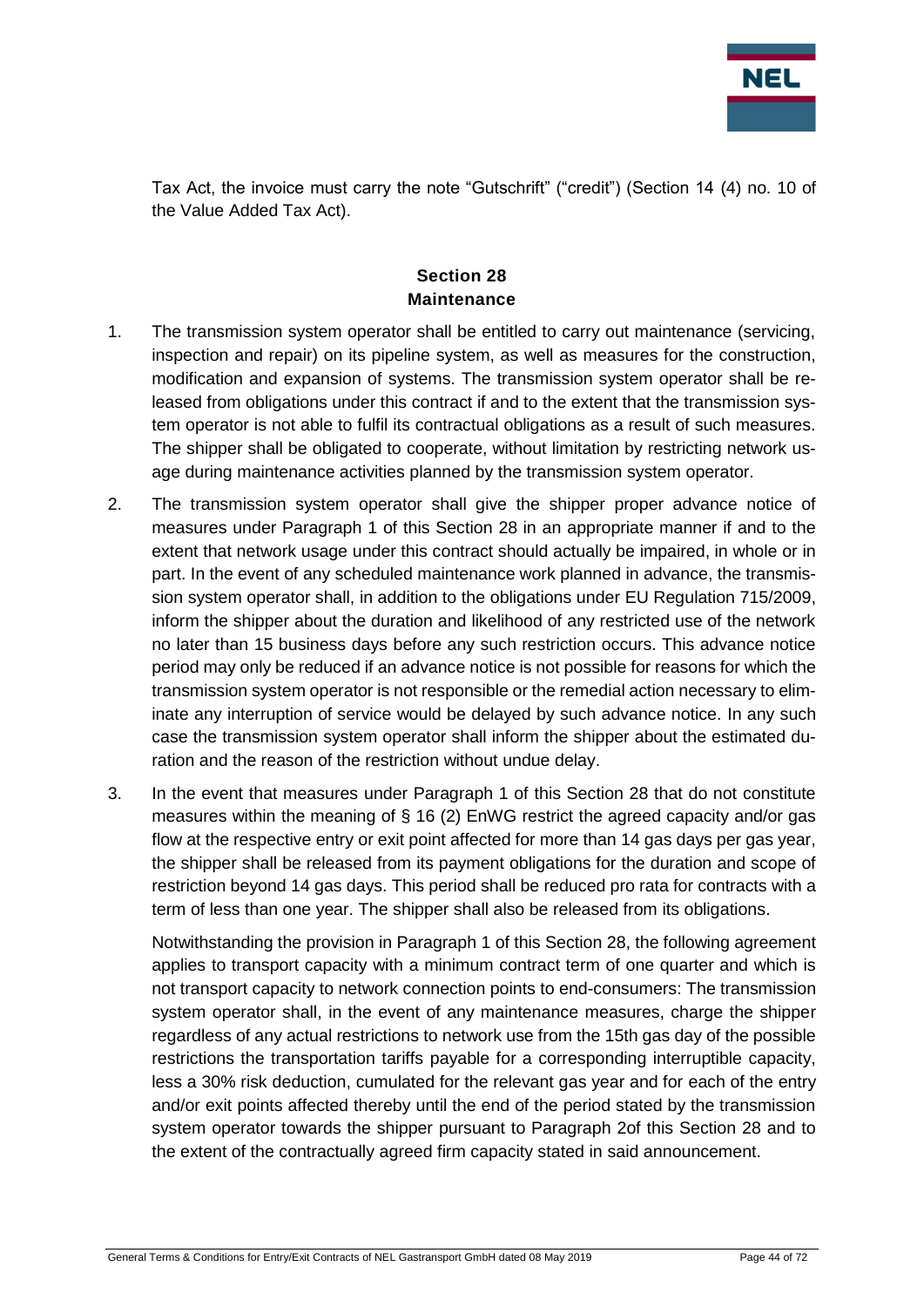Tax Act, the invoice must carry the note "Gutschrift" ("credit") (Section 14 (4) no. 10 of the Value Added Tax Act).

## Section 28
## Maintenance

1. The transmission system operator shall be entitled to carry out maintenance (servicing, inspection and repair) on its pipeline system, as well as measures for the construction, modification and expansion of systems. The transmission system operator shall be released from obligations under this contract if and to the extent that the transmission system operator is not able to fulfil its contractual obligations as a result of such measures. The shipper shall be obligated to cooperate, without limitation by restricting network usage during maintenance activities planned by the transmission system operator.

2. The transmission system operator shall give the shipper proper advance notice of measures under Paragraph 1 of this Section 28 in an appropriate manner if and to the extent that network usage under this contract should actually be impaired, in whole or in part. In the event of any scheduled maintenance work planned in advance, the transmission system operator shall, in addition to the obligations under EU Regulation 715/2009, inform the shipper about the duration and likelihood of any restricted use of the network no later than 15 business days before any such restriction occurs. This advance notice period may only be reduced if an advance notice is not possible for reasons for which the transmission system operator is not responsible or the remedial action necessary to eliminate any interruption of service would be delayed by such advance notice. In any such case the transmission system operator shall inform the shipper about the estimated duration and the reason of the restriction without undue delay.

3. In the event that measures under Paragraph 1 of this Section 28 that do not constitute measures within the meaning of § 16 (2) EnWG restrict the agreed capacity and/or gas flow at the respective entry or exit point affected for more than 14 gas days per gas year, the shipper shall be released from its payment obligations for the duration and scope of restriction beyond 14 gas days. This period shall be reduced pro rata for contracts with a term of less than one year. The shipper shall also be released from its obligations.

   Notwithstanding the provision in Paragraph 1 of this Section 28, the following agreement applies to transport capacity with a minimum contract term of one quarter and which is not transport capacity to network connection points to end-consumers: The transmission system operator shall, in the event of any maintenance measures, charge the shipper regardless of any actual restrictions to network use from the 15th gas day of the possible restrictions the transportation tariffs payable for a corresponding interruptible capacity, less a 30% risk deduction, cumulated for the relevant gas year and for each of the entry and/or exit points affected thereby until the end of the period stated by the transmission system operator towards the shipper pursuant to Paragraph 2of this Section 28 and to the extent of the contractually agreed firm capacity stated in said announcement.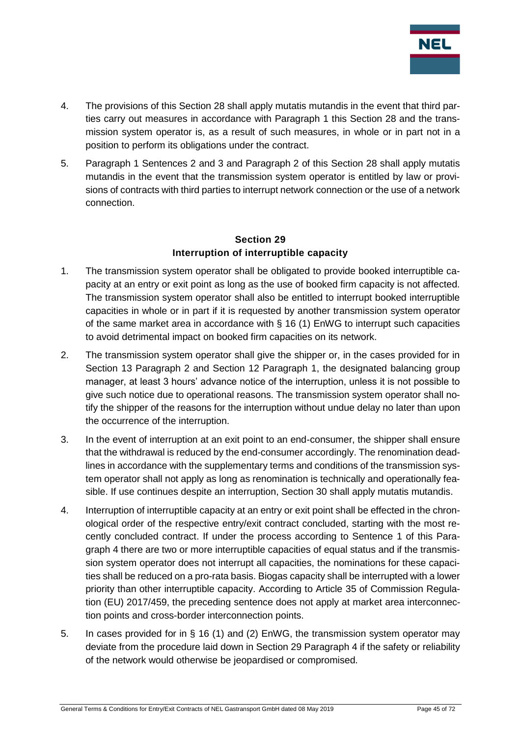4. The provisions of this Section 28 shall apply mutatis mutandis in the event that third parties carry out measures in accordance with Paragraph 1 this Section 28 and the transmission system operator is, as a result of such measures, in whole or in part not in a position to perform its obligations under the contract.
5. Paragraph 1 Sentences 2 and 3 and Paragraph 2 of this Section 28 shall apply mutatis mutandis in the event that the transmission system operator is entitled by law or provisions of contracts with third parties to interrupt network connection or the use of a network connection.

## Section 29
## Interruption of interruptible capacity

1. The transmission system operator shall be obligated to provide booked interruptible capacity at an entry or exit point as long as the use of booked firm capacity is not affected. The transmission system operator shall also be entitled to interrupt booked interruptible capacities in whole or in part if it is requested by another transmission system operator of the same market area in accordance with § 16 (1) EnWG to interrupt such capacities to avoid detrimental impact on booked firm capacities on its network.
2. The transmission system operator shall give the shipper or, in the cases provided for in Section 13 Paragraph 2 and Section 12 Paragraph 1, the designated balancing group manager, at least 3 hours' advance notice of the interruption, unless it is not possible to give such notice due to operational reasons. The transmission system operator shall notify the shipper of the reasons for the interruption without undue delay no later than upon the occurrence of the interruption.
3. In the event of interruption at an exit point to an end-consumer, the shipper shall ensure that the withdrawal is reduced by the end-consumer accordingly. The renomination deadlines in accordance with the supplementary terms and conditions of the transmission system operator shall not apply as long as renomination is technically and operationally feasible. If use continues despite an interruption, Section 30 shall apply mutatis mutandis.
4. Interruption of interruptible capacity at an entry or exit point shall be effected in the chronological order of the respective entry/exit contract concluded, starting with the most recently concluded contract. If under the process according to Sentence 1 of this Paragraph 4 there are two or more interruptible capacities of equal status and if the transmission system operator does not interrupt all capacities, the nominations for these capacities shall be reduced on a pro-rata basis. Biogas capacity shall be interrupted with a lower priority than other interruptible capacity. According to Article 35 of Commission Regulation (EU) 2017/459, the preceding sentence does not apply at market area interconnection points and cross-border interconnection points.
5. In cases provided for in § 16 (1) and (2) EnWG, the transmission system operator may deviate from the procedure laid down in Section 29 Paragraph 4 if the safety or reliability of the network would otherwise be jeopardised or compromised.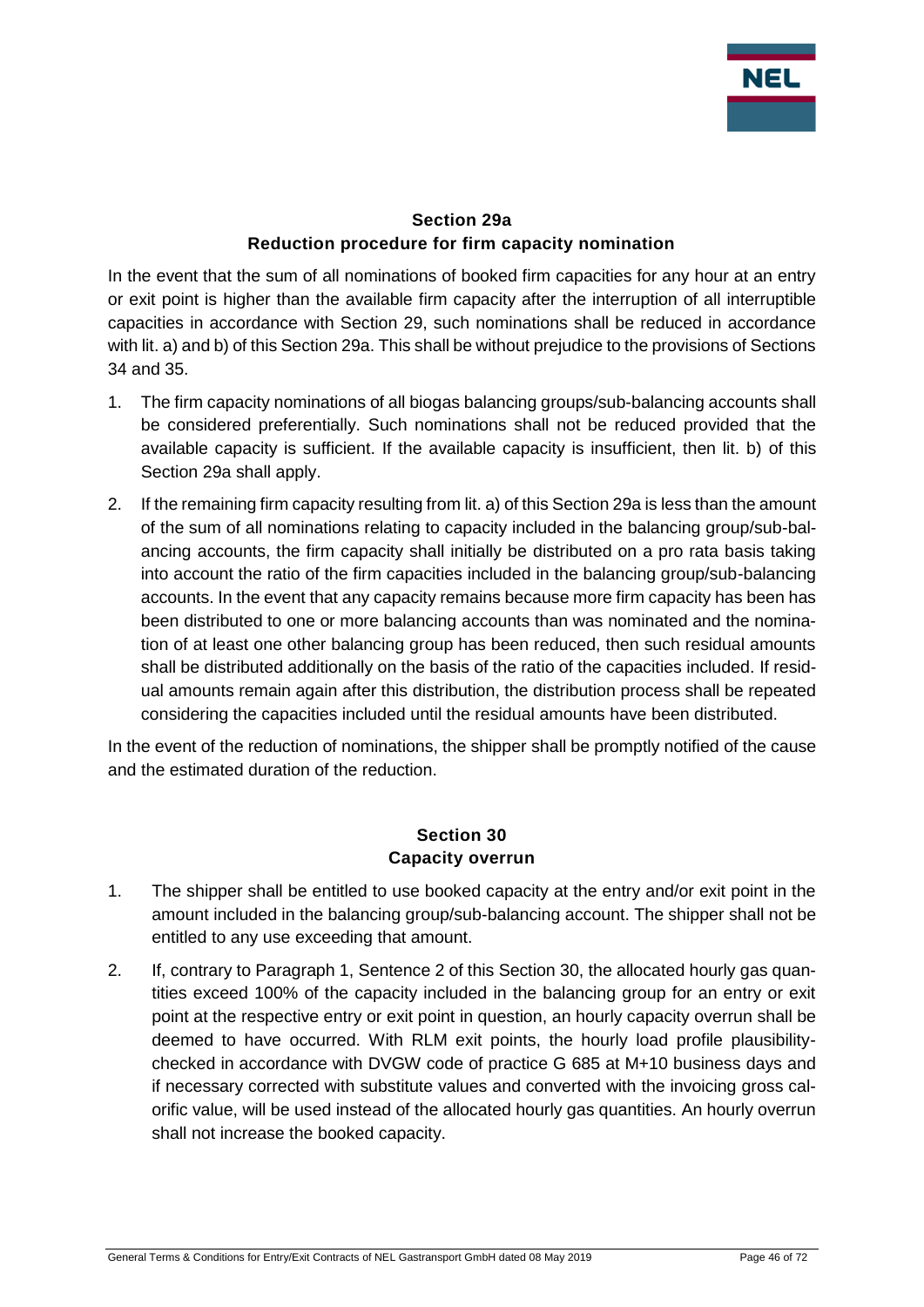## Section 29a
## Reduction procedure for firm capacity nomination

In the event that the sum of all nominations of booked firm capacities for any hour at an entry or exit point is higher than the available firm capacity after the interruption of all interruptible capacities in accordance with Section 29, such nominations shall be reduced in accordance with lit. a) and b) of this Section 29a. This shall be without prejudice to the provisions of Sections 34 and 35.

1. The firm capacity nominations of all biogas balancing groups/sub-balancing accounts shall be considered preferentially. Such nominations shall not be reduced provided that the available capacity is sufficient. If the available capacity is insufficient, then lit. b) of this Section 29a shall apply.
2. If the remaining firm capacity resulting from lit. a) of this Section 29a is less than the amount of the sum of all nominations relating to capacity included in the balancing group/sub-balancing accounts, the firm capacity shall initially be distributed on a pro rata basis taking into account the ratio of the firm capacities included in the balancing group/sub-balancing accounts. In the event that any capacity remains because more firm capacity has been has been distributed to one or more balancing accounts than was nominated and the nomination of at least one other balancing group has been reduced, then such residual amounts shall be distributed additionally on the basis of the ratio of the capacities included. If residual amounts remain again after this distribution, the distribution process shall be repeated considering the capacities included until the residual amounts have been distributed.

In the event of the reduction of nominations, the shipper shall be promptly notified of the cause and the estimated duration of the reduction.

## Section 30
## Capacity overrun

1. The shipper shall be entitled to use booked capacity at the entry and/or exit point in the amount included in the balancing group/sub-balancing account. The shipper shall not be entitled to any use exceeding that amount.
2. If, contrary to Paragraph 1, Sentence 2 of this Section 30, the allocated hourly gas quantities exceed 100% of the capacity included in the balancing group for an entry or exit point at the respective entry or exit point in question, an hourly capacity overrun shall be deemed to have occurred. With RLM exit points, the hourly load profile plausibility-checked in accordance with DVGW code of practice G 685 at M+10 business days and if necessary corrected with substitute values and converted with the invoicing gross calorific value, will be used instead of the allocated hourly gas quantities. An hourly overrun shall not increase the booked capacity.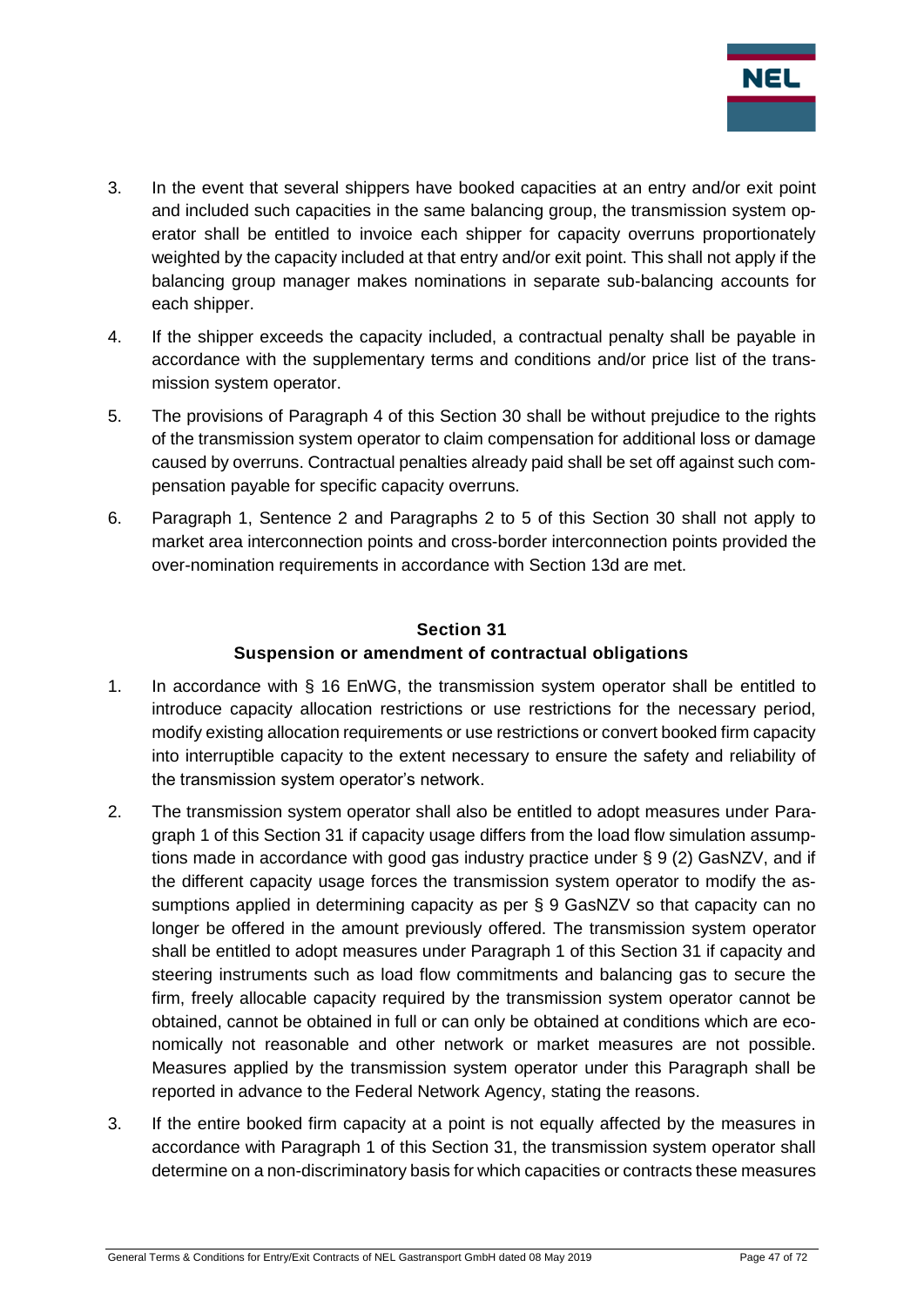3. In the event that several shippers have booked capacities at an entry and/or exit point and included such capacities in the same balancing group, the transmission system operator shall be entitled to invoice each shipper for capacity overruns proportionately weighted by the capacity included at that entry and/or exit point. This shall not apply if the balancing group manager makes nominations in separate sub-balancing accounts for each shipper.
4. If the shipper exceeds the capacity included, a contractual penalty shall be payable in accordance with the supplementary terms and conditions and/or price list of the transmission system operator.
5. The provisions of Paragraph 4 of this Section 30 shall be without prejudice to the rights of the transmission system operator to claim compensation for additional loss or damage caused by overruns. Contractual penalties already paid shall be set off against such compensation payable for specific capacity overruns.
6. Paragraph 1, Sentence 2 and Paragraphs 2 to 5 of this Section 30 shall not apply to market area interconnection points and cross-border interconnection points provided the over-nomination requirements in accordance with Section 13d are met.

## Section 31
## Suspension or amendment of contractual obligations

1. In accordance with § 16 EnWG, the transmission system operator shall be entitled to introduce capacity allocation restrictions or use restrictions for the necessary period, modify existing allocation requirements or use restrictions or convert booked firm capacity into interruptible capacity to the extent necessary to ensure the safety and reliability of the transmission system operator's network.
2. The transmission system operator shall also be entitled to adopt measures under Paragraph 1 of this Section 31 if capacity usage differs from the load flow simulation assumptions made in accordance with good gas industry practice under § 9 (2) GasNZV, and if the different capacity usage forces the transmission system operator to modify the assumptions applied in determining capacity as per § 9 GasNZV so that capacity can no longer be offered in the amount previously offered. The transmission system operator shall be entitled to adopt measures under Paragraph 1 of this Section 31 if capacity and steering instruments such as load flow commitments and balancing gas to secure the firm, freely allocable capacity required by the transmission system operator cannot be obtained, cannot be obtained in full or can only be obtained at conditions which are economically not reasonable and other network or market measures are not possible. Measures applied by the transmission system operator under this Paragraph shall be reported in advance to the Federal Network Agency, stating the reasons.
3. If the entire booked firm capacity at a point is not equally affected by the measures in accordance with Paragraph 1 of this Section 31, the transmission system operator shall determine on a non-discriminatory basis for which capacities or contracts these measures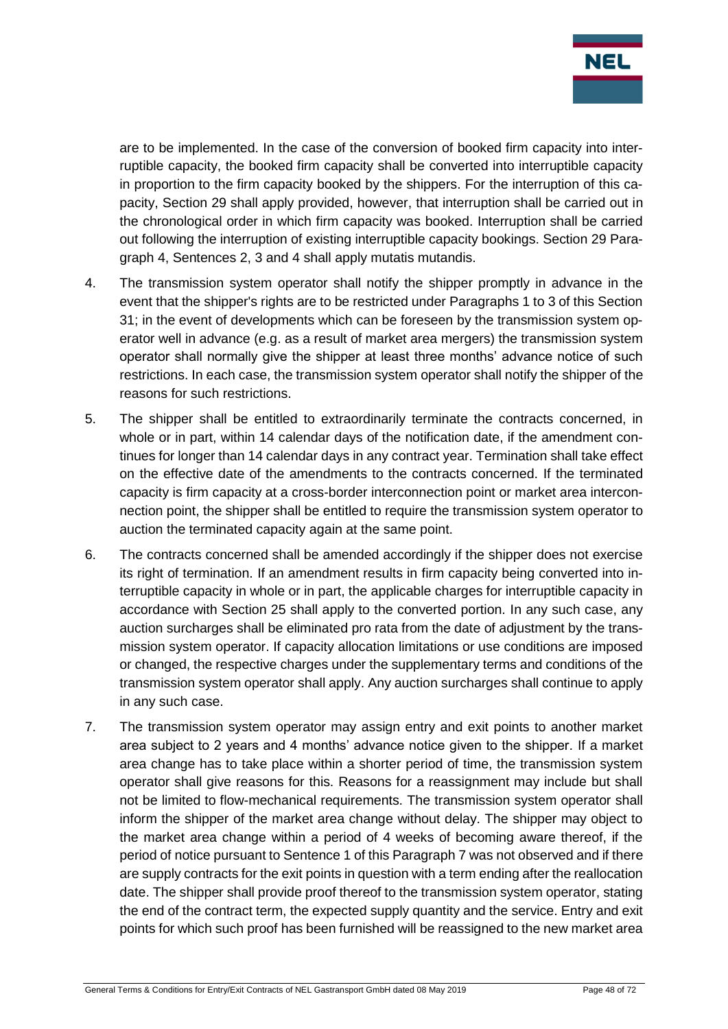are to be implemented. In the case of the conversion of booked firm capacity into interruptible capacity, the booked firm capacity shall be converted into interruptible capacity in proportion to the firm capacity booked by the shippers. For the interruption of this capacity, Section 29 shall apply provided, however, that interruption shall be carried out in the chronological order in which firm capacity was booked. Interruption shall be carried out following the interruption of existing interruptible capacity bookings. Section 29 Paragraph 4, Sentences 2, 3 and 4 shall apply mutatis mutandis.

4. The transmission system operator shall notify the shipper promptly in advance in the event that the shipper's rights are to be restricted under Paragraphs 1 to 3 of this Section 31; in the event of developments which can be foreseen by the transmission system operator well in advance (e.g. as a result of market area mergers) the transmission system operator shall normally give the shipper at least three months' advance notice of such restrictions. In each case, the transmission system operator shall notify the shipper of the reasons for such restrictions.

5. The shipper shall be entitled to extraordinarily terminate the contracts concerned, in whole or in part, within 14 calendar days of the notification date, if the amendment continues for longer than 14 calendar days in any contract year. Termination shall take effect on the effective date of the amendments to the contracts concerned. If the terminated capacity is firm capacity at a cross-border interconnection point or market area interconnection point, the shipper shall be entitled to require the transmission system operator to auction the terminated capacity again at the same point.

6. The contracts concerned shall be amended accordingly if the shipper does not exercise its right of termination. If an amendment results in firm capacity being converted into interruptible capacity in whole or in part, the applicable charges for interruptible capacity in accordance with Section 25 shall apply to the converted portion. In any such case, any auction surcharges shall be eliminated pro rata from the date of adjustment by the transmission system operator. If capacity allocation limitations or use conditions are imposed or changed, the respective charges under the supplementary terms and conditions of the transmission system operator shall apply. Any auction surcharges shall continue to apply in any such case.

7. The transmission system operator may assign entry and exit points to another market area subject to 2 years and 4 months' advance notice given to the shipper. If a market area change has to take place within a shorter period of time, the transmission system operator shall give reasons for this. Reasons for a reassignment may include but shall not be limited to flow-mechanical requirements. The transmission system operator shall inform the shipper of the market area change without delay. The shipper may object to the market area change within a period of 4 weeks of becoming aware thereof, if the period of notice pursuant to Sentence 1 of this Paragraph 7 was not observed and if there are supply contracts for the exit points in question with a term ending after the reallocation date. The shipper shall provide proof thereof to the transmission system operator, stating the end of the contract term, the expected supply quantity and the service. Entry and exit points for which such proof has been furnished will be reassigned to the new market area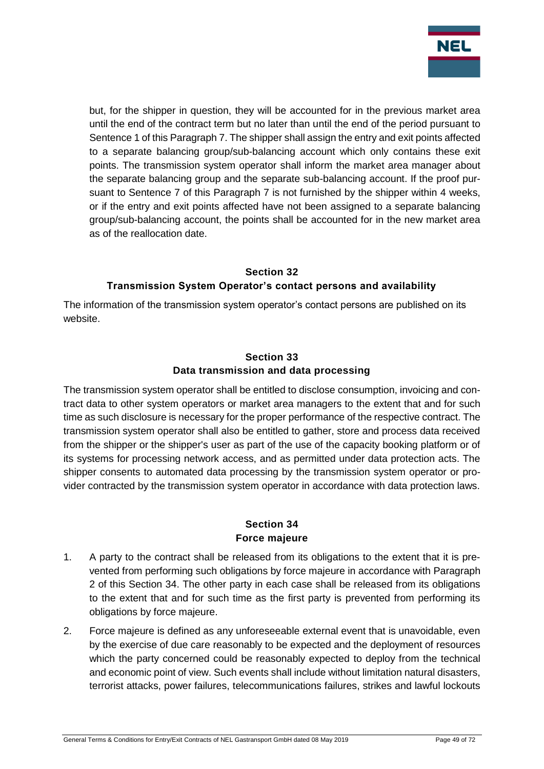but, for the shipper in question, they will be accounted for in the previous market area until the end of the contract term but no later than until the end of the period pursuant to Sentence 1 of this Paragraph 7. The shipper shall assign the entry and exit points affected to a separate balancing group/sub-balancing account which only contains these exit points. The transmission system operator shall inform the market area manager about the separate balancing group and the separate sub-balancing account. If the proof pursuant to Sentence 7 of this Paragraph 7 is not furnished by the shipper within 4 weeks, or if the entry and exit points affected have not been assigned to a separate balancing group/sub-balancing account, the points shall be accounted for in the new market area as of the reallocation date.

## Section 32
## Transmission System Operator's contact persons and availability

The information of the transmission system operator's contact persons are published on its website.

## Section 33
## Data transmission and data processing

The transmission system operator shall be entitled to disclose consumption, invoicing and contract data to other system operators or market area managers to the extent that and for such time as such disclosure is necessary for the proper performance of the respective contract. The transmission system operator shall also be entitled to gather, store and process data received from the shipper or the shipper's user as part of the use of the capacity booking platform or of its systems for processing network access, and as permitted under data protection acts. The shipper consents to automated data processing by the transmission system operator or provider contracted by the transmission system operator in accordance with data protection laws.

## Section 34
## Force majeure

1. A party to the contract shall be released from its obligations to the extent that it is prevented from performing such obligations by force majeure in accordance with Paragraph 2 of this Section 34. The other party in each case shall be released from its obligations to the extent that and for such time as the first party is prevented from performing its obligations by force majeure.

2. Force majeure is defined as any unforeseeable external event that is unavoidable, even by the exercise of due care reasonably to be expected and the deployment of resources which the party concerned could be reasonably expected to deploy from the technical and economic point of view. Such events shall include without limitation natural disasters, terrorist attacks, power failures, telecommunications failures, strikes and lawful lockouts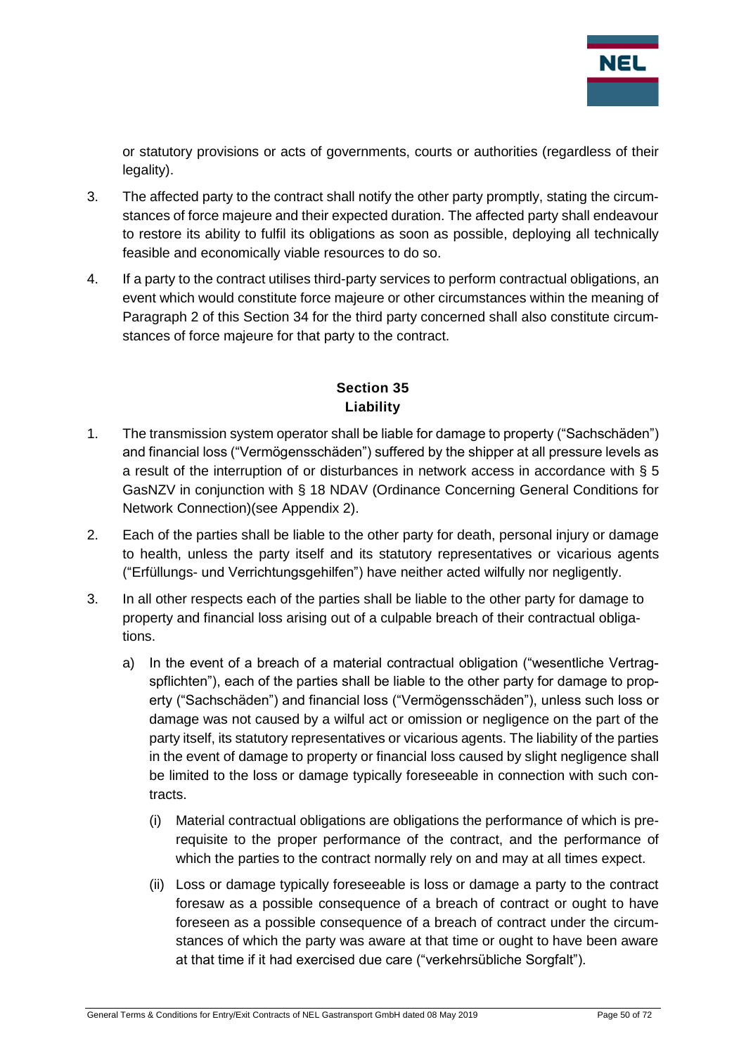or statutory provisions or acts of governments, courts or authorities (regardless of their legality).

3. The affected party to the contract shall notify the other party promptly, stating the circumstances of force majeure and their expected duration. The affected party shall endeavour to restore its ability to fulfil its obligations as soon as possible, deploying all technically feasible and economically viable resources to do so.

4. If a party to the contract utilises third-party services to perform contractual obligations, an event which would constitute force majeure or other circumstances within the meaning of Paragraph 2 of this Section 34 for the third party concerned shall also constitute circumstances of force majeure for that party to the contract.

## Section 35
## Liability

1. The transmission system operator shall be liable for damage to property ("Sachschäden") and financial loss ("Vermögensschäden") suffered by the shipper at all pressure levels as a result of the interruption of or disturbances in network access in accordance with § 5 GasNZV in conjunction with § 18 NDAV (Ordinance Concerning General Conditions for Network Connection)(see Appendix 2).

2. Each of the parties shall be liable to the other party for death, personal injury or damage to health, unless the party itself and its statutory representatives or vicarious agents ("Erfüllungs- und Verrichtungsgehilfen") have neither acted wilfully nor negligently.

3. In all other respects each of the parties shall be liable to the other party for damage to property and financial loss arising out of a culpable breach of their contractual obligations.

   a) In the event of a breach of a material contractual obligation ("wesentliche Vertragspflichten"), each of the parties shall be liable to the other party for damage to property ("Sachschäden") and financial loss ("Vermögensschäden"), unless such loss or damage was not caused by a wilful act or omission or negligence on the part of the party itself, its statutory representatives or vicarious agents. The liability of the parties in the event of damage to property or financial loss caused by slight negligence shall be limited to the loss or damage typically foreseeable in connection with such contracts.

      (i) Material contractual obligations are obligations the performance of which is prerequisite to the proper performance of the contract, and the performance of which the parties to the contract normally rely on and may at all times expect.

      (ii) Loss or damage typically foreseeable is loss or damage a party to the contract foresaw as a possible consequence of a breach of contract or ought to have foreseen as a possible consequence of a breach of contract under the circumstances of which the party was aware at that time or ought to have been aware at that time if it had exercised due care ("verkehrsübliche Sorgfalt").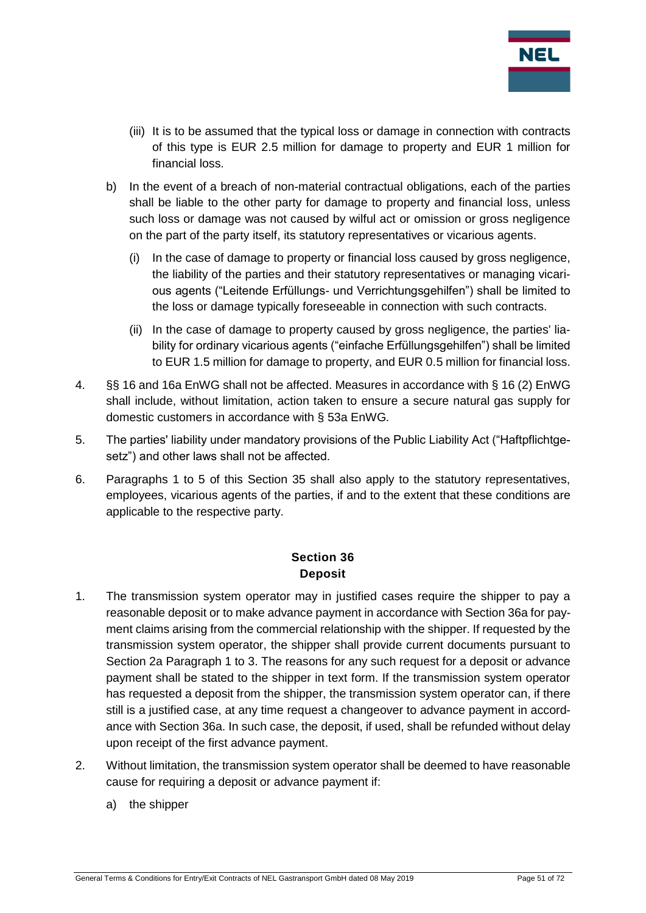(iii) It is to be assumed that the typical loss or damage in connection with contracts of this type is EUR 2.5 million for damage to property and EUR 1 million for financial loss.

b) In the event of a breach of non-material contractual obligations, each of the parties shall be liable to the other party for damage to property and financial loss, unless such loss or damage was not caused by wilful act or omission or gross negligence on the part of the party itself, its statutory representatives or vicarious agents.

   (i) In the case of damage to property or financial loss caused by gross negligence, the liability of the parties and their statutory representatives or managing vicarious agents ("Leitende Erfüllungs- und Verrichtungsgehilfen") shall be limited to the loss or damage typically foreseeable in connection with such contracts.

   (ii) In the case of damage to property caused by gross negligence, the parties' liability for ordinary vicarious agents ("einfache Erfüllungsgehilfen") shall be limited to EUR 1.5 million for damage to property, and EUR 0.5 million for financial loss.

4. §§ 16 and 16a EnWG shall not be affected. Measures in accordance with § 16 (2) EnWG shall include, without limitation, action taken to ensure a secure natural gas supply for domestic customers in accordance with § 53a EnWG.

5. The parties' liability under mandatory provisions of the Public Liability Act ("Haftpflichtgesetz") and other laws shall not be affected.

6. Paragraphs 1 to 5 of this Section 35 shall also apply to the statutory representatives, employees, vicarious agents of the parties, if and to the extent that these conditions are applicable to the respective party.

## Section 36
## Deposit

1. The transmission system operator may in justified cases require the shipper to pay a reasonable deposit or to make advance payment in accordance with Section 36a for payment claims arising from the commercial relationship with the shipper. If requested by the transmission system operator, the shipper shall provide current documents pursuant to Section 2a Paragraph 1 to 3. The reasons for any such request for a deposit or advance payment shall be stated to the shipper in text form. If the transmission system operator has requested a deposit from the shipper, the transmission system operator can, if there still is a justified case, at any time request a changeover to advance payment in accordance with Section 36a. In such case, the deposit, if used, shall be refunded without delay upon receipt of the first advance payment.

2. Without limitation, the transmission system operator shall be deemed to have reasonable cause for requiring a deposit or advance payment if:

   a) the shipper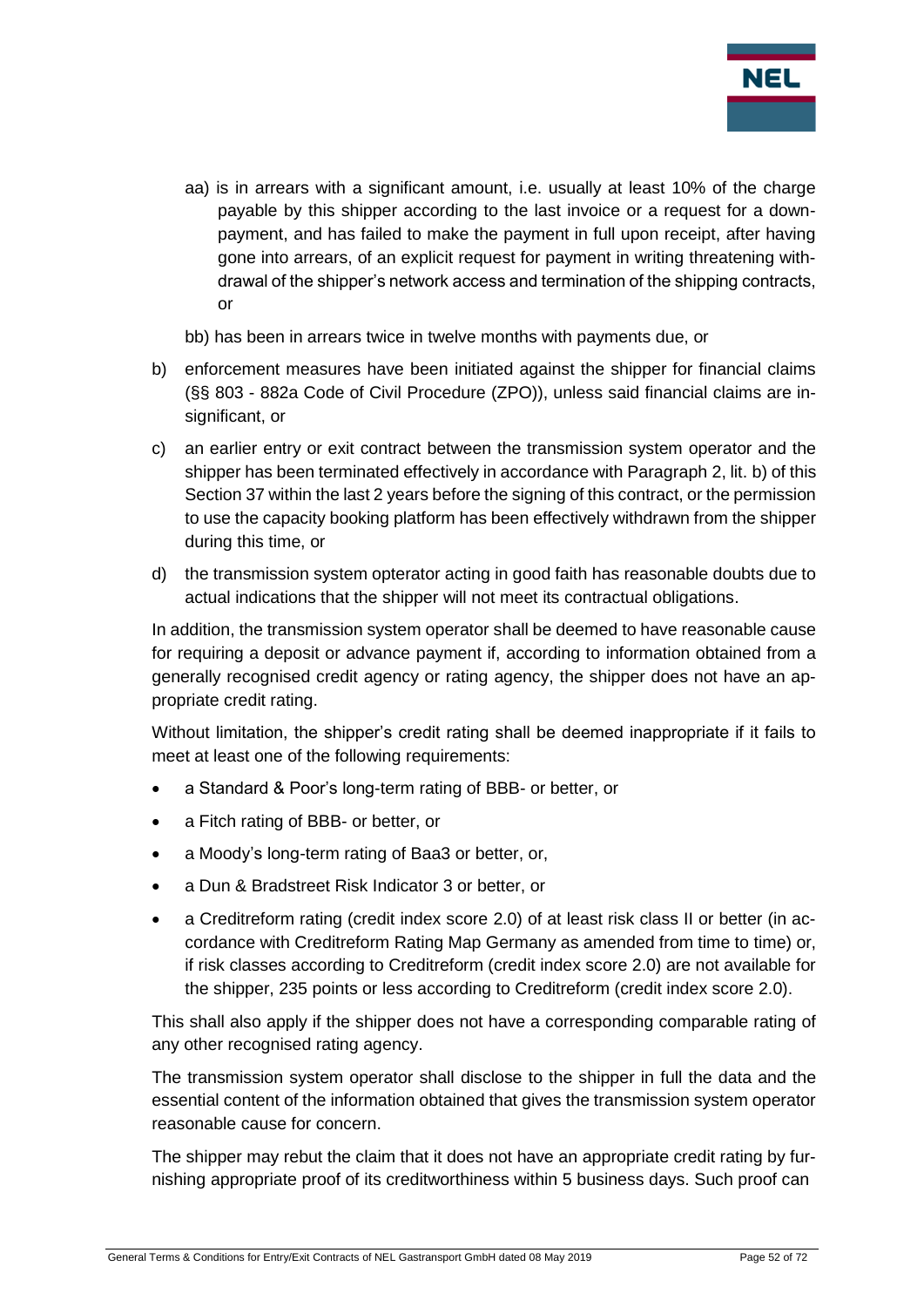aa) is in arrears with a significant amount, i.e. usually at least 10% of the charge payable by this shipper according to the last invoice or a request for a down-payment, and has failed to make the payment in full upon receipt, after having gone into arrears, of an explicit request for payment in writing threatening withdrawal of the shipper's network access and termination of the shipping contracts, or

bb) has been in arrears twice in twelve months with payments due, or

b) enforcement measures have been initiated against the shipper for financial claims (§§ 803 - 882a Code of Civil Procedure (ZPO)), unless said financial claims are insignificant, or

c) an earlier entry or exit contract between the transmission system operator and the shipper has been terminated effectively in accordance with Paragraph 2, lit. b) of this Section 37 within the last 2 years before the signing of this contract, or the permission to use the capacity booking platform has been effectively withdrawn from the shipper during this time, or

d) the transmission system opterator acting in good faith has reasonable doubts due to actual indications that the shipper will not meet its contractual obligations.

In addition, the transmission system operator shall be deemed to have reasonable cause for requiring a deposit or advance payment if, according to information obtained from a generally recognised credit agency or rating agency, the shipper does not have an appropriate credit rating.

Without limitation, the shipper's credit rating shall be deemed inappropriate if it fails to meet at least one of the following requirements:

- a Standard & Poor's long-term rating of BBB- or better, or
- a Fitch rating of BBB- or better, or
- a Moody's long-term rating of Baa3 or better, or,
- a Dun & Bradstreet Risk Indicator 3 or better, or
- a Creditreform rating (credit index score 2.0) of at least risk class II or better (in accordance with Creditreform Rating Map Germany as amended from time to time) or, if risk classes according to Creditreform (credit index score 2.0) are not available for the shipper, 235 points or less according to Creditreform (credit index score 2.0).

This shall also apply if the shipper does not have a corresponding comparable rating of any other recognised rating agency.

The transmission system operator shall disclose to the shipper in full the data and the essential content of the information obtained that gives the transmission system operator reasonable cause for concern.

The shipper may rebut the claim that it does not have an appropriate credit rating by furnishing appropriate proof of its creditworthiness within 5 business days. Such proof can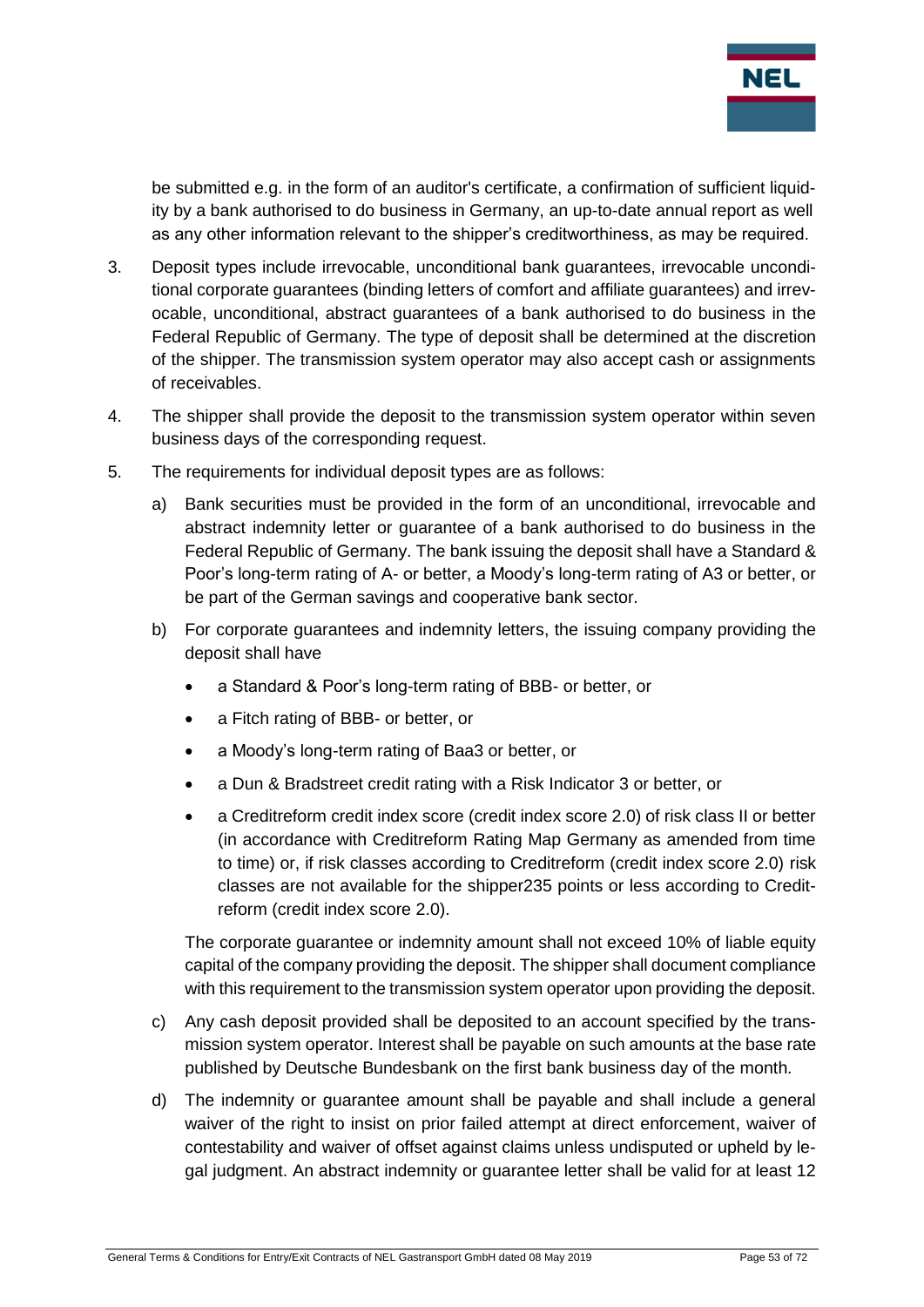be submitted e.g. in the form of an auditor's certificate, a confirmation of sufficient liquidity by a bank authorised to do business in Germany, an up-to-date annual report as well as any other information relevant to the shipper's creditworthiness, as may be required.

3. Deposit types include irrevocable, unconditional bank guarantees, irrevocable unconditional corporate guarantees (binding letters of comfort and affiliate guarantees) and irrevocable, unconditional, abstract guarantees of a bank authorised to do business in the Federal Republic of Germany. The type of deposit shall be determined at the discretion of the shipper. The transmission system operator may also accept cash or assignments of receivables.

4. The shipper shall provide the deposit to the transmission system operator within seven business days of the corresponding request.

5. The requirements for individual deposit types are as follows:

   a) Bank securities must be provided in the form of an unconditional, irrevocable and abstract indemnity letter or guarantee of a bank authorised to do business in the Federal Republic of Germany. The bank issuing the deposit shall have a Standard & Poor's long-term rating of A- or better, a Moody's long-term rating of A3 or better, or be part of the German savings and cooperative bank sector.

   b) For corporate guarantees and indemnity letters, the issuing company providing the deposit shall have

      - a Standard & Poor's long-term rating of BBB- or better, or
      - a Fitch rating of BBB- or better, or
      - a Moody's long-term rating of Baa3 or better, or
      - a Dun & Bradstreet credit rating with a Risk Indicator 3 or better, or
      - a Creditreform credit index score (credit index score 2.0) of risk class II or better (in accordance with Creditreform Rating Map Germany as amended from time to time) or, if risk classes according to Creditreform (credit index score 2.0) risk classes are not available for the shipper235 points or less according to Creditreform (credit index score 2.0).

      The corporate guarantee or indemnity amount shall not exceed 10% of liable equity capital of the company providing the deposit. The shipper shall document compliance with this requirement to the transmission system operator upon providing the deposit.

   c) Any cash deposit provided shall be deposited to an account specified by the transmission system operator. Interest shall be payable on such amounts at the base rate published by Deutsche Bundesbank on the first bank business day of the month.

   d) The indemnity or guarantee amount shall be payable and shall include a general waiver of the right to insist on prior failed attempt at direct enforcement, waiver of contestability and waiver of offset against claims unless undisputed or upheld by legal judgment. An abstract indemnity or guarantee letter shall be valid for at least 12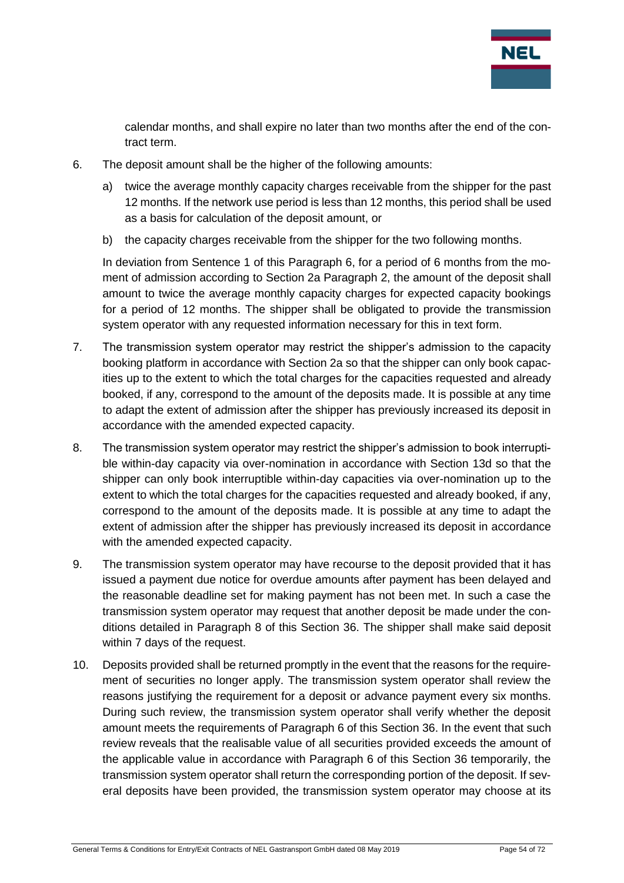calendar months, and shall expire no later than two months after the end of the contract term.

6. The deposit amount shall be the higher of the following amounts:

   a) twice the average monthly capacity charges receivable from the shipper for the past 12 months. If the network use period is less than 12 months, this period shall be used as a basis for calculation of the deposit amount, or

   b) the capacity charges receivable from the shipper for the two following months.

   In deviation from Sentence 1 of this Paragraph 6, for a period of 6 months from the moment of admission according to Section 2a Paragraph 2, the amount of the deposit shall amount to twice the average monthly capacity charges for expected capacity bookings for a period of 12 months. The shipper shall be obligated to provide the transmission system operator with any requested information necessary for this in text form.

7. The transmission system operator may restrict the shipper's admission to the capacity booking platform in accordance with Section 2a so that the shipper can only book capacities up to the extent to which the total charges for the capacities requested and already booked, if any, correspond to the amount of the deposits made. It is possible at any time to adapt the extent of admission after the shipper has previously increased its deposit in accordance with the amended expected capacity.

8. The transmission system operator may restrict the shipper's admission to book interruptible within-day capacity via over-nomination in accordance with Section 13d so that the shipper can only book interruptible within-day capacities via over-nomination up to the extent to which the total charges for the capacities requested and already booked, if any, correspond to the amount of the deposits made. It is possible at any time to adapt the extent of admission after the shipper has previously increased its deposit in accordance with the amended expected capacity.

9. The transmission system operator may have recourse to the deposit provided that it has issued a payment due notice for overdue amounts after payment has been delayed and the reasonable deadline set for making payment has not been met. In such a case the transmission system operator may request that another deposit be made under the conditions detailed in Paragraph 8 of this Section 36. The shipper shall make said deposit within 7 days of the request.

10. Deposits provided shall be returned promptly in the event that the reasons for the requirement of securities no longer apply. The transmission system operator shall review the reasons justifying the requirement for a deposit or advance payment every six months. During such review, the transmission system operator shall verify whether the deposit amount meets the requirements of Paragraph 6 of this Section 36. In the event that such review reveals that the realisable value of all securities provided exceeds the amount of the applicable value in accordance with Paragraph 6 of this Section 36 temporarily, the transmission system operator shall return the corresponding portion of the deposit. If several deposits have been provided, the transmission system operator may choose at its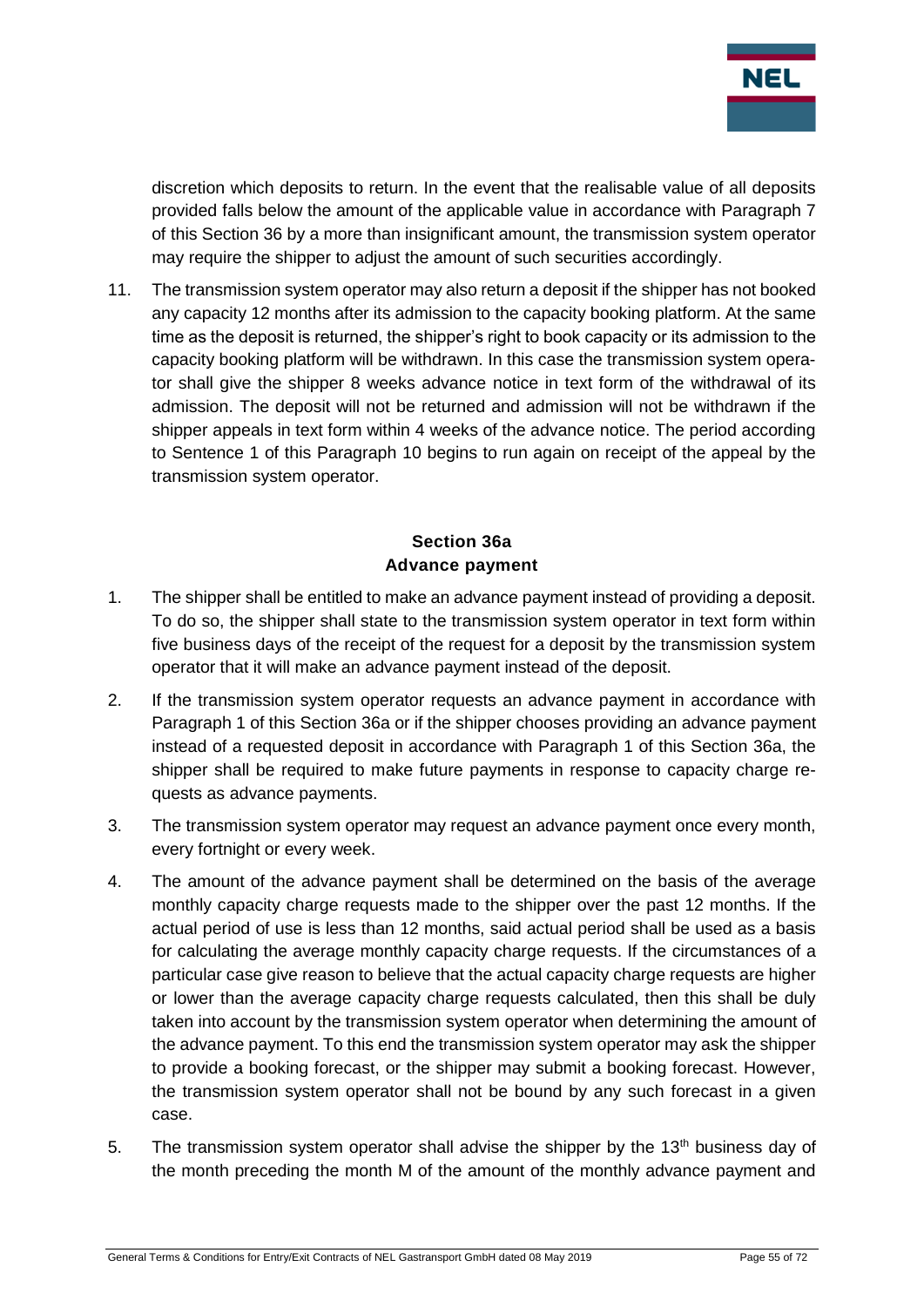discretion which deposits to return. In the event that the realisable value of all deposits provided falls below the amount of the applicable value in accordance with Paragraph 7 of this Section 36 by a more than insignificant amount, the transmission system operator may require the shipper to adjust the amount of such securities accordingly.

11. The transmission system operator may also return a deposit if the shipper has not booked any capacity 12 months after its admission to the capacity booking platform. At the same time as the deposit is returned, the shipper's right to book capacity or its admission to the capacity booking platform will be withdrawn. In this case the transmission system operator shall give the shipper 8 weeks advance notice in text form of the withdrawal of its admission. The deposit will not be returned and admission will not be withdrawn if the shipper appeals in text form within 4 weeks of the advance notice. The period according to Sentence 1 of this Paragraph 10 begins to run again on receipt of the appeal by the transmission system operator.

## Section 36a
## Advance payment

1. The shipper shall be entitled to make an advance payment instead of providing a deposit. To do so, the shipper shall state to the transmission system operator in text form within five business days of the receipt of the request for a deposit by the transmission system operator that it will make an advance payment instead of the deposit.

2. If the transmission system operator requests an advance payment in accordance with Paragraph 1 of this Section 36a or if the shipper chooses providing an advance payment instead of a requested deposit in accordance with Paragraph 1 of this Section 36a, the shipper shall be required to make future payments in response to capacity charge requests as advance payments.

3. The transmission system operator may request an advance payment once every month, every fortnight or every week.

4. The amount of the advance payment shall be determined on the basis of the average monthly capacity charge requests made to the shipper over the past 12 months. If the actual period of use is less than 12 months, said actual period shall be used as a basis for calculating the average monthly capacity charge requests. If the circumstances of a particular case give reason to believe that the actual capacity charge requests are higher or lower than the average capacity charge requests calculated, then this shall be duly taken into account by the transmission system operator when determining the amount of the advance payment. To this end the transmission system operator may ask the shipper to provide a booking forecast, or the shipper may submit a booking forecast. However, the transmission system operator shall not be bound by any such forecast in a given case.

5. The transmission system operator shall advise the shipper by the 13th business day of the month preceding the month M of the amount of the monthly advance payment and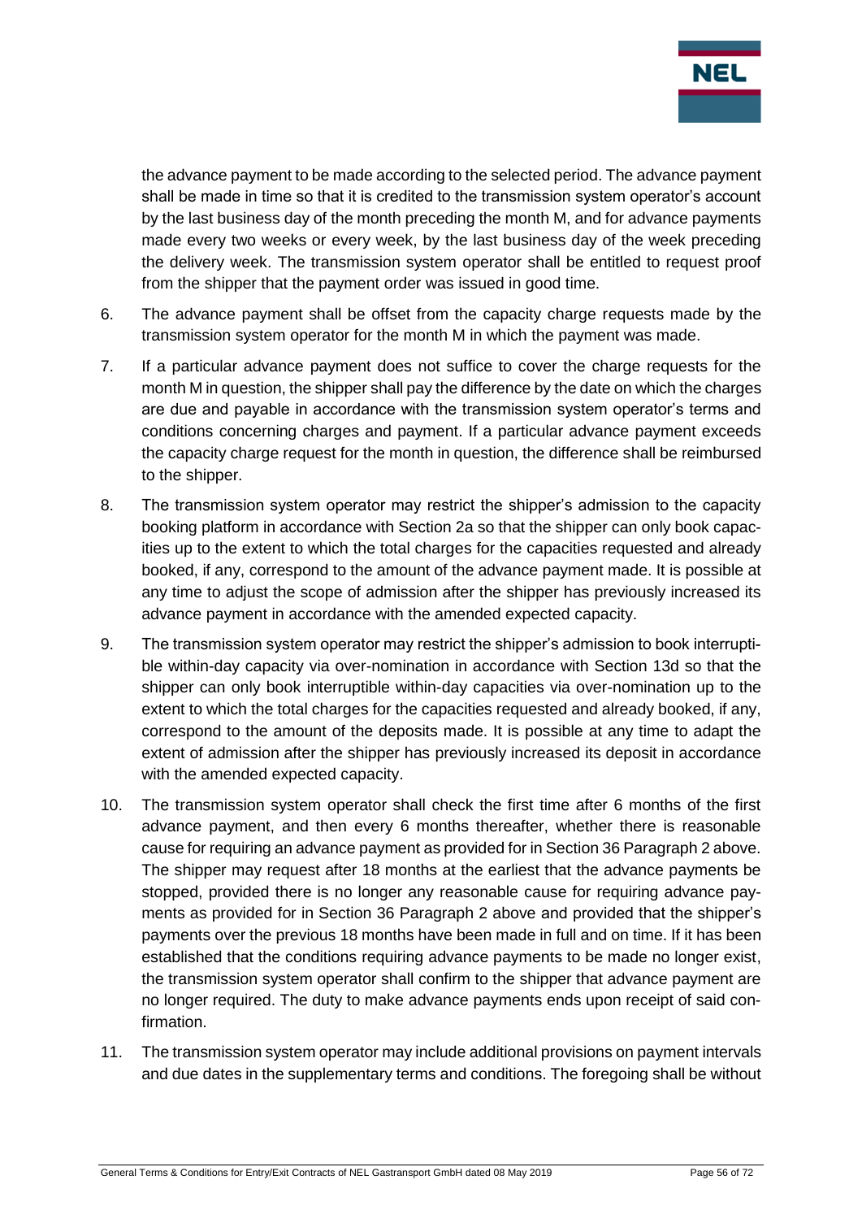the advance payment to be made according to the selected period. The advance payment shall be made in time so that it is credited to the transmission system operator's account by the last business day of the month preceding the month M, and for advance payments made every two weeks or every week, by the last business day of the week preceding the delivery week. The transmission system operator shall be entitled to request proof from the shipper that the payment order was issued in good time.

6. The advance payment shall be offset from the capacity charge requests made by the transmission system operator for the month M in which the payment was made.

7. If a particular advance payment does not suffice to cover the charge requests for the month M in question, the shipper shall pay the difference by the date on which the charges are due and payable in accordance with the transmission system operator's terms and conditions concerning charges and payment. If a particular advance payment exceeds the capacity charge request for the month in question, the difference shall be reimbursed to the shipper.

8. The transmission system operator may restrict the shipper's admission to the capacity booking platform in accordance with Section 2a so that the shipper can only book capacities up to the extent to which the total charges for the capacities requested and already booked, if any, correspond to the amount of the advance payment made. It is possible at any time to adjust the scope of admission after the shipper has previously increased its advance payment in accordance with the amended expected capacity.

9. The transmission system operator may restrict the shipper's admission to book interruptible within-day capacity via over-nomination in accordance with Section 13d so that the shipper can only book interruptible within-day capacities via over-nomination up to the extent to which the total charges for the capacities requested and already booked, if any, correspond to the amount of the deposits made. It is possible at any time to adapt the extent of admission after the shipper has previously increased its deposit in accordance with the amended expected capacity.

10. The transmission system operator shall check the first time after 6 months of the first advance payment, and then every 6 months thereafter, whether there is reasonable cause for requiring an advance payment as provided for in Section 36 Paragraph 2 above. The shipper may request after 18 months at the earliest that the advance payments be stopped, provided there is no longer any reasonable cause for requiring advance payments as provided for in Section 36 Paragraph 2 above and provided that the shipper's payments over the previous 18 months have been made in full and on time. If it has been established that the conditions requiring advance payments to be made no longer exist, the transmission system operator shall confirm to the shipper that advance payment are no longer required. The duty to make advance payments ends upon receipt of said confirmation.

11. The transmission system operator may include additional provisions on payment intervals and due dates in the supplementary terms and conditions. The foregoing shall be without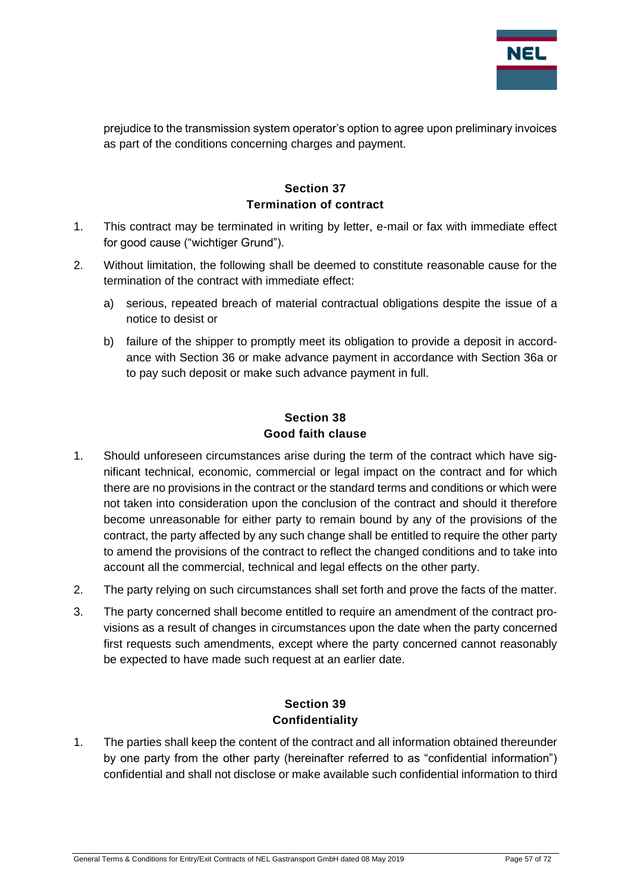prejudice to the transmission system operator's option to agree upon preliminary invoices as part of the conditions concerning charges and payment.

## Section 37
## Termination of contract

1. This contract may be terminated in writing by letter, e-mail or fax with immediate effect for good cause ("wichtiger Grund").
2. Without limitation, the following shall be deemed to constitute reasonable cause for the termination of the contract with immediate effect:
   a) serious, repeated breach of material contractual obligations despite the issue of a notice to desist or
   b) failure of the shipper to promptly meet its obligation to provide a deposit in accordance with Section 36 or make advance payment in accordance with Section 36a or to pay such deposit or make such advance payment in full.

## Section 38
## Good faith clause

1. Should unforeseen circumstances arise during the term of the contract which have significant technical, economic, commercial or legal impact on the contract and for which there are no provisions in the contract or the standard terms and conditions or which were not taken into consideration upon the conclusion of the contract and should it therefore become unreasonable for either party to remain bound by any of the provisions of the contract, the party affected by any such change shall be entitled to require the other party to amend the provisions of the contract to reflect the changed conditions and to take into account all the commercial, technical and legal effects on the other party.
2. The party relying on such circumstances shall set forth and prove the facts of the matter.
3. The party concerned shall become entitled to require an amendment of the contract provisions as a result of changes in circumstances upon the date when the party concerned first requests such amendments, except where the party concerned cannot reasonably be expected to have made such request at an earlier date.

## Section 39
## Confidentiality

1. The parties shall keep the content of the contract and all information obtained thereunder by one party from the other party (hereinafter referred to as "confidential information") confidential and shall not disclose or make available such confidential information to third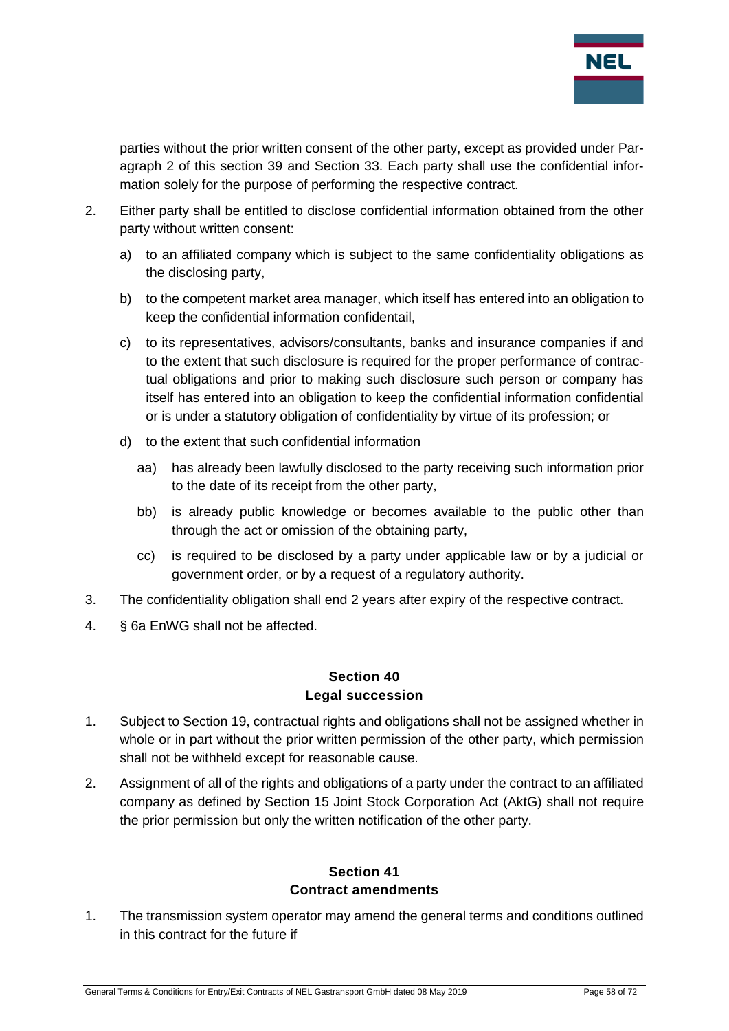parties without the prior written consent of the other party, except as provided under Paragraph 2 of this section 39 and Section 33. Each party shall use the confidential information solely for the purpose of performing the respective contract.

2. Either party shall be entitled to disclose confidential information obtained from the other party without written consent:

   a) to an affiliated company which is subject to the same confidentiality obligations as the disclosing party,

   b) to the competent market area manager, which itself has entered into an obligation to keep the confidential information confidentail,

   c) to its representatives, advisors/consultants, banks and insurance companies if and to the extent that such disclosure is required for the proper performance of contractual obligations and prior to making such disclosure such person or company has itself has entered into an obligation to keep the confidential information confidential or is under a statutory obligation of confidentiality by virtue of its profession; or

   d) to the extent that such confidential information

      aa) has already been lawfully disclosed to the party receiving such information prior to the date of its receipt from the other party,

      bb) is already public knowledge or becomes available to the public other than through the act or omission of the obtaining party,

      cc) is required to be disclosed by a party under applicable law or by a judicial or government order, or by a request of a regulatory authority.

3. The confidentiality obligation shall end 2 years after expiry of the respective contract.

4. § 6a EnWG shall not be affected.

## Section 40
## Legal succession

1. Subject to Section 19, contractual rights and obligations shall not be assigned whether in whole or in part without the prior written permission of the other party, which permission shall not be withheld except for reasonable cause.

2. Assignment of all of the rights and obligations of a party under the contract to an affiliated company as defined by Section 15 Joint Stock Corporation Act (AktG) shall not require the prior permission but only the written notification of the other party.

## Section 41
## Contract amendments

1. The transmission system operator may amend the general terms and conditions outlined in this contract for the future if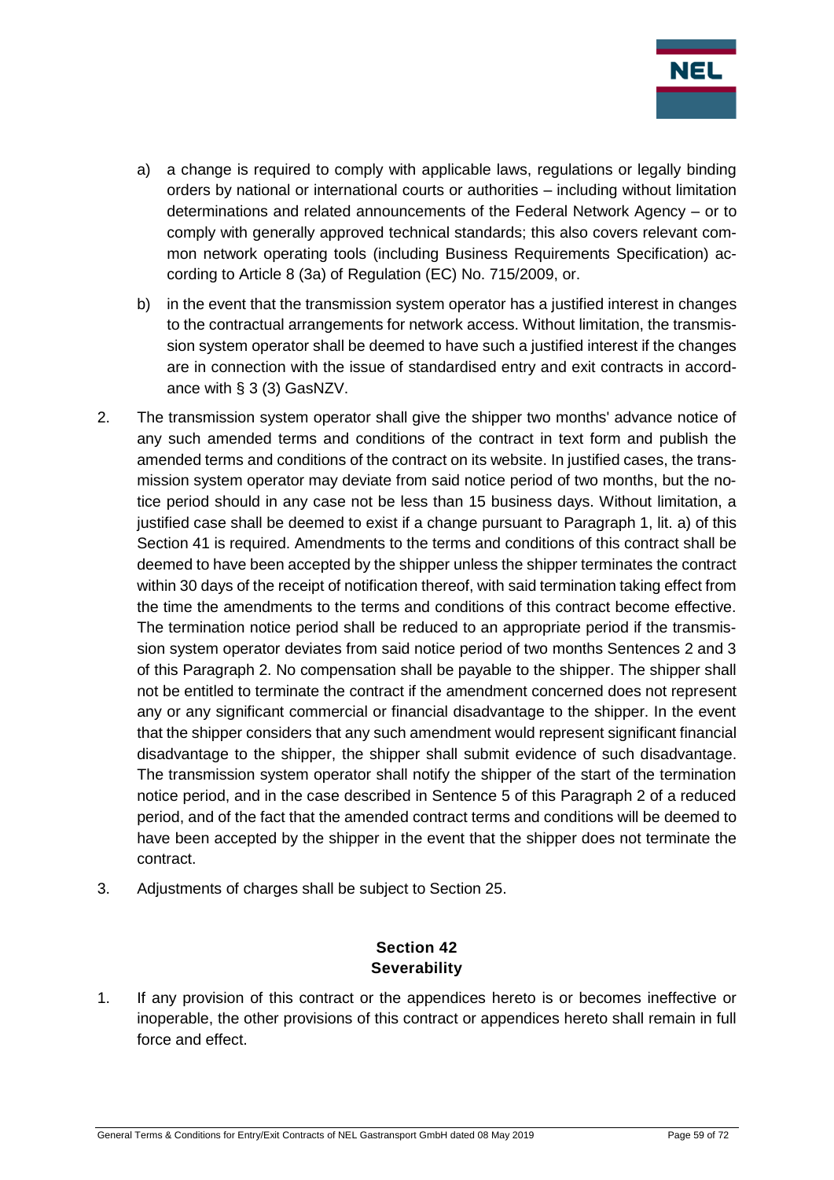a) a change is required to comply with applicable laws, regulations or legally binding orders by national or international courts or authorities – including without limitation determinations and related announcements of the Federal Network Agency – or to comply with generally approved technical standards; this also covers relevant common network operating tools (including Business Requirements Specification) according to Article 8 (3a) of Regulation (EC) No. 715/2009, or.

b) in the event that the transmission system operator has a justified interest in changes to the contractual arrangements for network access. Without limitation, the transmission system operator shall be deemed to have such a justified interest if the changes are in connection with the issue of standardised entry and exit contracts in accordance with § 3 (3) GasNZV.

2. The transmission system operator shall give the shipper two months' advance notice of any such amended terms and conditions of the contract in text form and publish the amended terms and conditions of the contract on its website. In justified cases, the transmission system operator may deviate from said notice period of two months, but the notice period should in any case not be less than 15 business days. Without limitation, a justified case shall be deemed to exist if a change pursuant to Paragraph 1, lit. a) of this Section 41 is required. Amendments to the terms and conditions of this contract shall be deemed to have been accepted by the shipper unless the shipper terminates the contract within 30 days of the receipt of notification thereof, with said termination taking effect from the time the amendments to the terms and conditions of this contract become effective. The termination notice period shall be reduced to an appropriate period if the transmission system operator deviates from said notice period of two months Sentences 2 and 3 of this Paragraph 2. No compensation shall be payable to the shipper. The shipper shall not be entitled to terminate the contract if the amendment concerned does not represent any or any significant commercial or financial disadvantage to the shipper. In the event that the shipper considers that any such amendment would represent significant financial disadvantage to the shipper, the shipper shall submit evidence of such disadvantage. The transmission system operator shall notify the shipper of the start of the termination notice period, and in the case described in Sentence 5 of this Paragraph 2 of a reduced period, and of the fact that the amended contract terms and conditions will be deemed to have been accepted by the shipper in the event that the shipper does not terminate the contract.

3. Adjustments of charges shall be subject to Section 25.

## Section 42
## Severability

1. If any provision of this contract or the appendices hereto is or becomes ineffective or inoperable, the other provisions of this contract or appendices hereto shall remain in full force and effect.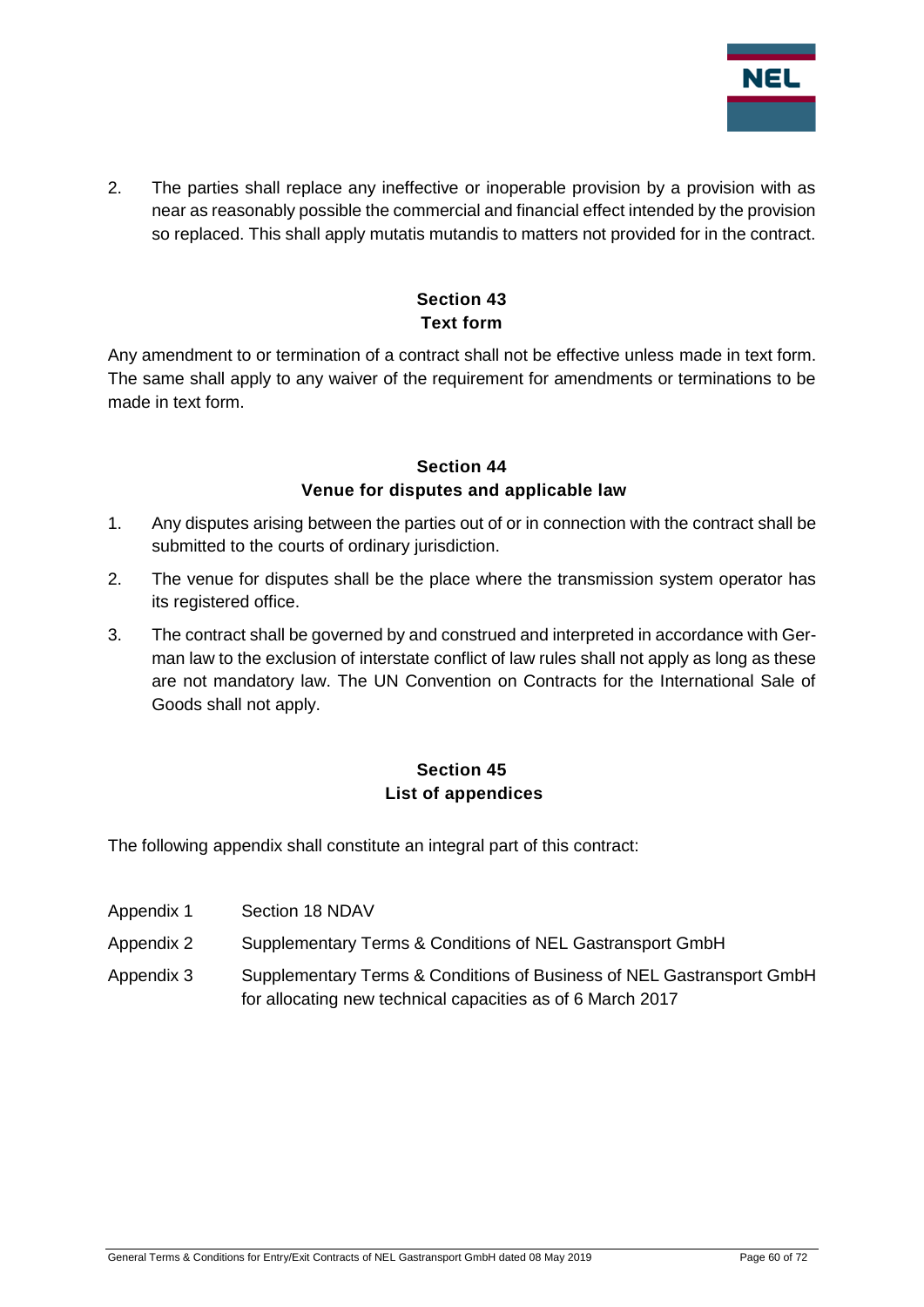2. The parties shall replace any ineffective or inoperable provision by a provision with as near as reasonably possible the commercial and financial effect intended by the provision so replaced. This shall apply mutatis mutandis to matters not provided for in the contract.

## Section 43
## Text form

Any amendment to or termination of a contract shall not be effective unless made in text form. The same shall apply to any waiver of the requirement for amendments or terminations to be made in text form.

## Section 44
## Venue for disputes and applicable law

1. Any disputes arising between the parties out of or in connection with the contract shall be submitted to the courts of ordinary jurisdiction.
2. The venue for disputes shall be the place where the transmission system operator has its registered office.
3. The contract shall be governed by and construed and interpreted in accordance with German law to the exclusion of interstate conflict of law rules shall not apply as long as these are not mandatory law. The UN Convention on Contracts for the International Sale of Goods shall not apply.

## Section 45
## List of appendices

The following appendix shall constitute an integral part of this contract:

| | |
|---|---|
| Appendix 1 | Section 18 NDAV |
| Appendix 2 | Supplementary Terms & Conditions of NEL Gastransport GmbH |
| Appendix 3 | Supplementary Terms & Conditions of Business of NEL Gastransport GmbH for allocating new technical capacities as of 6 March 2017 |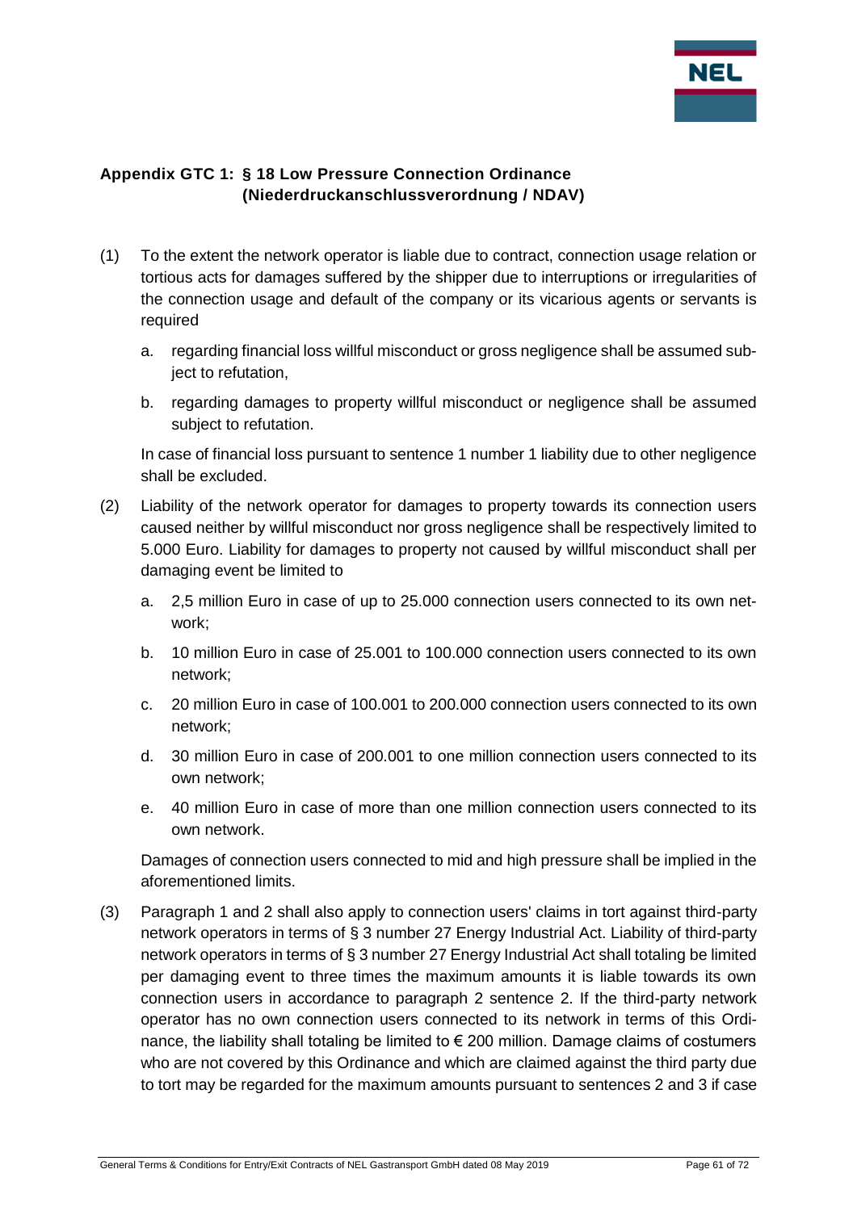## Appendix GTC 1: § 18 Low Pressure Connection Ordinance (Niederdruckanschlussverordnung / NDAV)

(1) To the extent the network operator is liable due to contract, connection usage relation or tortious acts for damages suffered by the shipper due to interruptions or irregularities of the connection usage and default of the company or its vicarious agents or servants is required

a. regarding financial loss willful misconduct or gross negligence shall be assumed subject to refutation,

b. regarding damages to property willful misconduct or negligence shall be assumed subject to refutation.

In case of financial loss pursuant to sentence 1 number 1 liability due to other negligence shall be excluded.

(2) Liability of the network operator for damages to property towards its connection users caused neither by willful misconduct nor gross negligence shall be respectively limited to 5.000 Euro. Liability for damages to property not caused by willful misconduct shall per damaging event be limited to

a. 2,5 million Euro in case of up to 25.000 connection users connected to its own network;

b. 10 million Euro in case of 25.001 to 100.000 connection users connected to its own network;

c. 20 million Euro in case of 100.001 to 200.000 connection users connected to its own network;

d. 30 million Euro in case of 200.001 to one million connection users connected to its own network;

e. 40 million Euro in case of more than one million connection users connected to its own network.

Damages of connection users connected to mid and high pressure shall be implied in the aforementioned limits.

(3) Paragraph 1 and 2 shall also apply to connection users' claims in tort against third-party network operators in terms of § 3 number 27 Energy Industrial Act. Liability of third-party network operators in terms of § 3 number 27 Energy Industrial Act shall totaling be limited per damaging event to three times the maximum amounts it is liable towards its own connection users in accordance to paragraph 2 sentence 2. If the third-party network operator has no own connection users connected to its network in terms of this Ordinance, the liability shall totaling be limited to € 200 million. Damage claims of costumers who are not covered by this Ordinance and which are claimed against the third party due to tort may be regarded for the maximum amounts pursuant to sentences 2 and 3 if case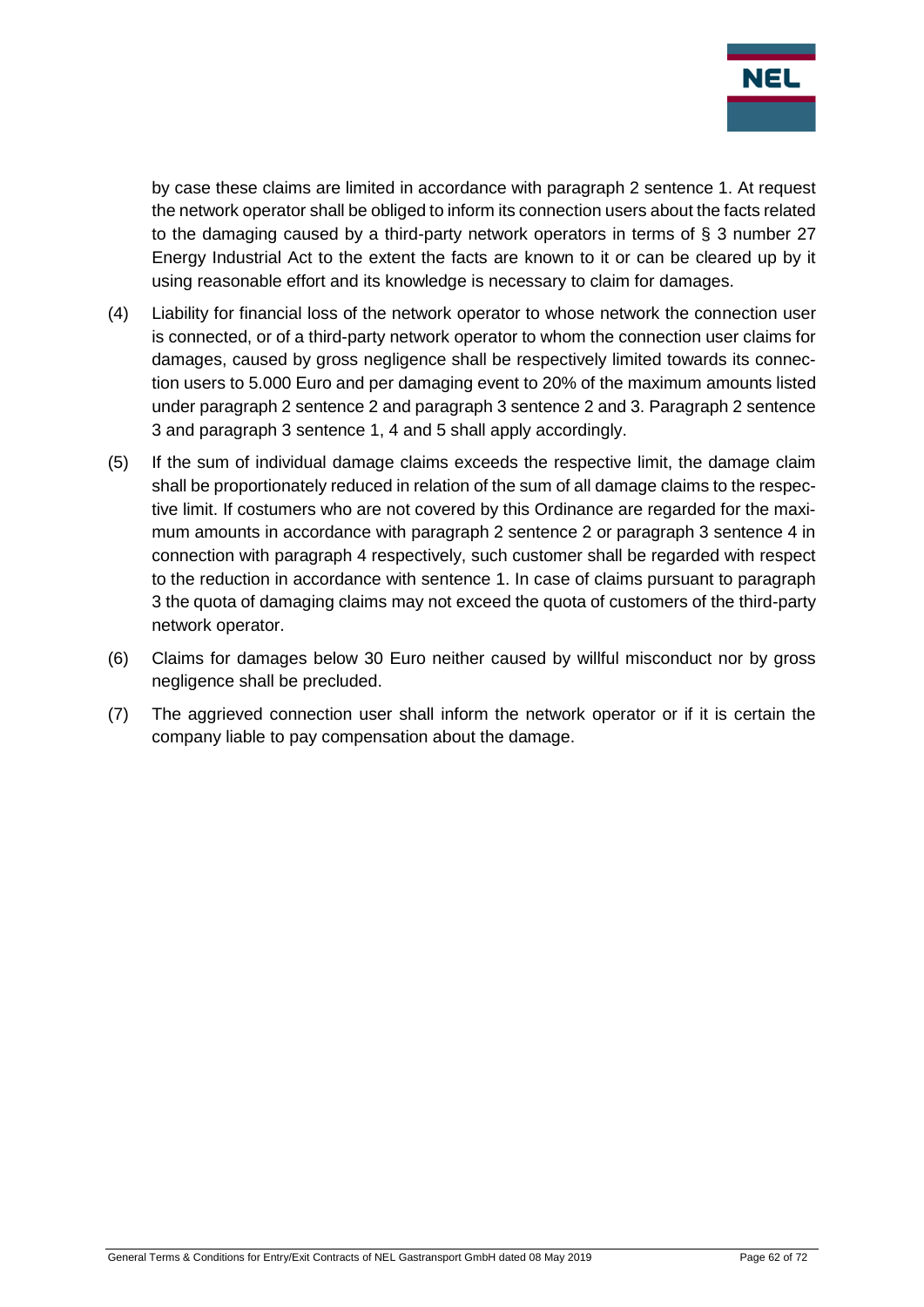by case these claims are limited in accordance with paragraph 2 sentence 1. At request the network operator shall be obliged to inform its connection users about the facts related to the damaging caused by a third-party network operators in terms of § 3 number 27 Energy Industrial Act to the extent the facts are known to it or can be cleared up by it using reasonable effort and its knowledge is necessary to claim for damages.

(4) Liability for financial loss of the network operator to whose network the connection user is connected, or of a third-party network operator to whom the connection user claims for damages, caused by gross negligence shall be respectively limited towards its connection users to 5.000 Euro and per damaging event to 20% of the maximum amounts listed under paragraph 2 sentence 2 and paragraph 3 sentence 2 and 3. Paragraph 2 sentence 3 and paragraph 3 sentence 1, 4 and 5 shall apply accordingly.

(5) If the sum of individual damage claims exceeds the respective limit, the damage claim shall be proportionately reduced in relation of the sum of all damage claims to the respective limit. If costumers who are not covered by this Ordinance are regarded for the maximum amounts in accordance with paragraph 2 sentence 2 or paragraph 3 sentence 4 in connection with paragraph 4 respectively, such customer shall be regarded with respect to the reduction in accordance with sentence 1. In case of claims pursuant to paragraph 3 the quota of damaging claims may not exceed the quota of customers of the third-party network operator.

(6) Claims for damages below 30 Euro neither caused by willful misconduct nor by gross negligence shall be precluded.

(7) The aggrieved connection user shall inform the network operator or if it is certain the company liable to pay compensation about the damage.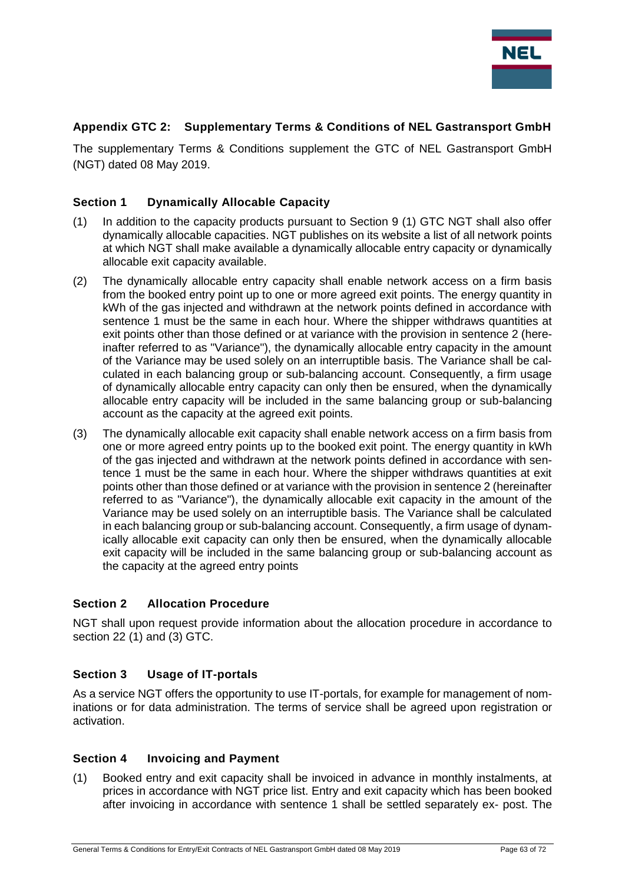## Appendix GTC 2: Supplementary Terms & Conditions of NEL Gastransport GmbH

The supplementary Terms & Conditions supplement the GTC of NEL Gastransport GmbH (NGT) dated 08 May 2019.

### Section 1 Dynamically Allocable Capacity

(1) In addition to the capacity products pursuant to Section 9 (1) GTC NGT shall also offer dynamically allocable capacities. NGT publishes on its website a list of all network points at which NGT shall make available a dynamically allocable entry capacity or dynamically allocable exit capacity available.

(2) The dynamically allocable entry capacity shall enable network access on a firm basis from the booked entry point up to one or more agreed exit points. The energy quantity in kWh of the gas injected and withdrawn at the network points defined in accordance with sentence 1 must be the same in each hour. Where the shipper withdraws quantities at exit points other than those defined or at variance with the provision in sentence 2 (hereinafter referred to as "Variance"), the dynamically allocable entry capacity in the amount of the Variance may be used solely on an interruptible basis. The Variance shall be calculated in each balancing group or sub-balancing account. Consequently, a firm usage of dynamically allocable entry capacity can only then be ensured, when the dynamically allocable entry capacity will be included in the same balancing group or sub-balancing account as the capacity at the agreed exit points.

(3) The dynamically allocable exit capacity shall enable network access on a firm basis from one or more agreed entry points up to the booked exit point. The energy quantity in kWh of the gas injected and withdrawn at the network points defined in accordance with sentence 1 must be the same in each hour. Where the shipper withdraws quantities at exit points other than those defined or at variance with the provision in sentence 2 (hereinafter referred to as "Variance"), the dynamically allocable exit capacity in the amount of the Variance may be used solely on an interruptible basis. The Variance shall be calculated in each balancing group or sub-balancing account. Consequently, a firm usage of dynamically allocable exit capacity can only then be ensured, when the dynamically allocable exit capacity will be included in the same balancing group or sub-balancing account as the capacity at the agreed entry points

### Section 2 Allocation Procedure

NGT shall upon request provide information about the allocation procedure in accordance to section 22 (1) and (3) GTC.

### Section 3 Usage of IT-portals

As a service NGT offers the opportunity to use IT-portals, for example for management of nominations or for data administration. The terms of service shall be agreed upon registration or activation.

### Section 4 Invoicing and Payment

(1) Booked entry and exit capacity shall be invoiced in advance in monthly instalments, at prices in accordance with NGT price list. Entry and exit capacity which has been booked after invoicing in accordance with sentence 1 shall be settled separately ex- post. The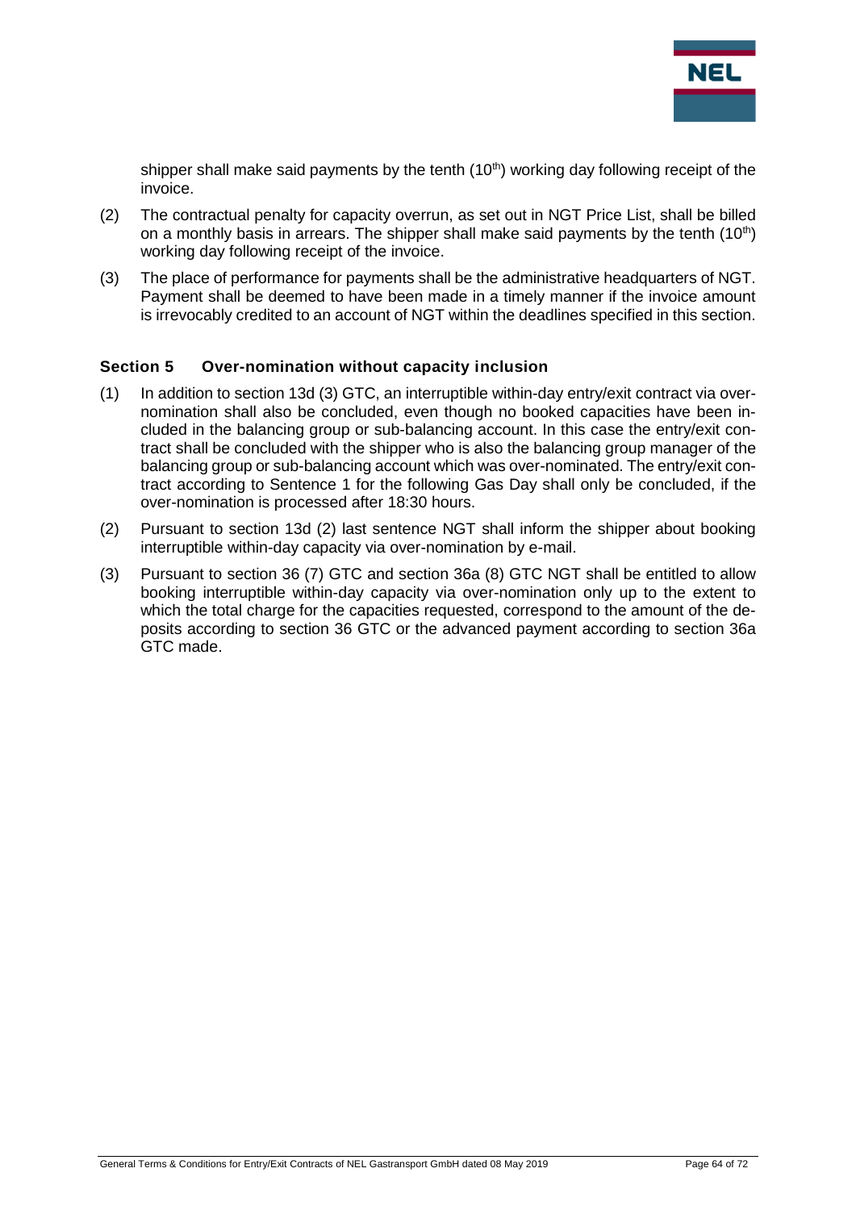shipper shall make said payments by the tenth (10th) working day following receipt of the invoice.

(2) The contractual penalty for capacity overrun, as set out in NGT Price List, shall be billed on a monthly basis in arrears. The shipper shall make said payments by the tenth (10th) working day following receipt of the invoice.

(3) The place of performance for payments shall be the administrative headquarters of NGT. Payment shall be deemed to have been made in a timely manner if the invoice amount is irrevocably credited to an account of NGT within the deadlines specified in this section.

### Section 5 Over-nomination without capacity inclusion

(1) In addition to section 13d (3) GTC, an interruptible within-day entry/exit contract via over-nomination shall also be concluded, even though no booked capacities have been included in the balancing group or sub-balancing account. In this case the entry/exit contract shall be concluded with the shipper who is also the balancing group manager of the balancing group or sub-balancing account which was over-nominated. The entry/exit contract according to Sentence 1 for the following Gas Day shall only be concluded, if the over-nomination is processed after 18:30 hours.

(2) Pursuant to section 13d (2) last sentence NGT shall inform the shipper about booking interruptible within-day capacity via over-nomination by e-mail.

(3) Pursuant to section 36 (7) GTC and section 36a (8) GTC NGT shall be entitled to allow booking interruptible within-day capacity via over-nomination only up to the extent to which the total charge for the capacities requested, correspond to the amount of the deposits according to section 36 GTC or the advanced payment according to section 36a GTC made.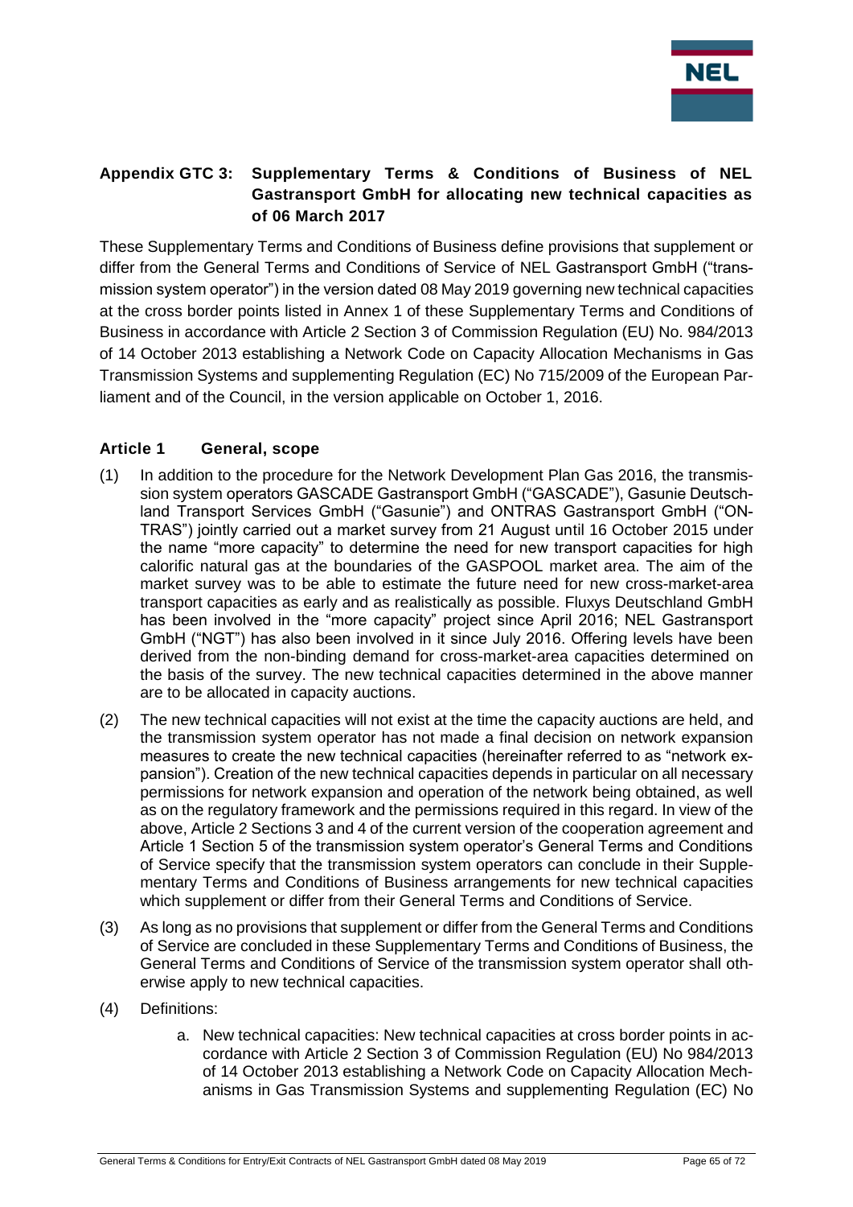## Appendix GTC 3: Supplementary Terms & Conditions of Business of NEL Gastransport GmbH for allocating new technical capacities as of 06 March 2017

These Supplementary Terms and Conditions of Business define provisions that supplement or differ from the General Terms and Conditions of Service of NEL Gastransport GmbH ("transmission system operator") in the version dated 08 May 2019 governing new technical capacities at the cross border points listed in Annex 1 of these Supplementary Terms and Conditions of Business in accordance with Article 2 Section 3 of Commission Regulation (EU) No. 984/2013 of 14 October 2013 establishing a Network Code on Capacity Allocation Mechanisms in Gas Transmission Systems and supplementing Regulation (EC) No 715/2009 of the European Parliament and of the Council, in the version applicable on October 1, 2016.

### Article 1 General, scope

(1) In addition to the procedure for the Network Development Plan Gas 2016, the transmission system operators GASCADE Gastransport GmbH ("GASCADE"), Gasunie Deutschland Transport Services GmbH ("Gasunie") and ONTRAS Gastransport GmbH ("ONTRAS") jointly carried out a market survey from 21 August until 16 October 2015 under the name "more capacity" to determine the need for new transport capacities for high calorific natural gas at the boundaries of the GASPOOL market area. The aim of the market survey was to be able to estimate the future need for new cross-market-area transport capacities as early and as realistically as possible. Fluxys Deutschland GmbH has been involved in the "more capacity" project since April 2016; NEL Gastransport GmbH ("NGT") has also been involved in it since July 2016. Offering levels have been derived from the non-binding demand for cross-market-area capacities determined on the basis of the survey. The new technical capacities determined in the above manner are to be allocated in capacity auctions.

(2) The new technical capacities will not exist at the time the capacity auctions are held, and the transmission system operator has not made a final decision on network expansion measures to create the new technical capacities (hereinafter referred to as "network expansion"). Creation of the new technical capacities depends in particular on all necessary permissions for network expansion and operation of the network being obtained, as well as on the regulatory framework and the permissions required in this regard. In view of the above, Article 2 Sections 3 and 4 of the current version of the cooperation agreement and Article 1 Section 5 of the transmission system operator's General Terms and Conditions of Service specify that the transmission system operators can conclude in their Supplementary Terms and Conditions of Business arrangements for new technical capacities which supplement or differ from their General Terms and Conditions of Service.

(3) As long as no provisions that supplement or differ from the General Terms and Conditions of Service are concluded in these Supplementary Terms and Conditions of Business, the General Terms and Conditions of Service of the transmission system operator shall otherwise apply to new technical capacities.

(4) Definitions:

   a. New technical capacities: New technical capacities at cross border points in accordance with Article 2 Section 3 of Commission Regulation (EU) No 984/2013 of 14 October 2013 establishing a Network Code on Capacity Allocation Mechanisms in Gas Transmission Systems and supplementing Regulation (EC) No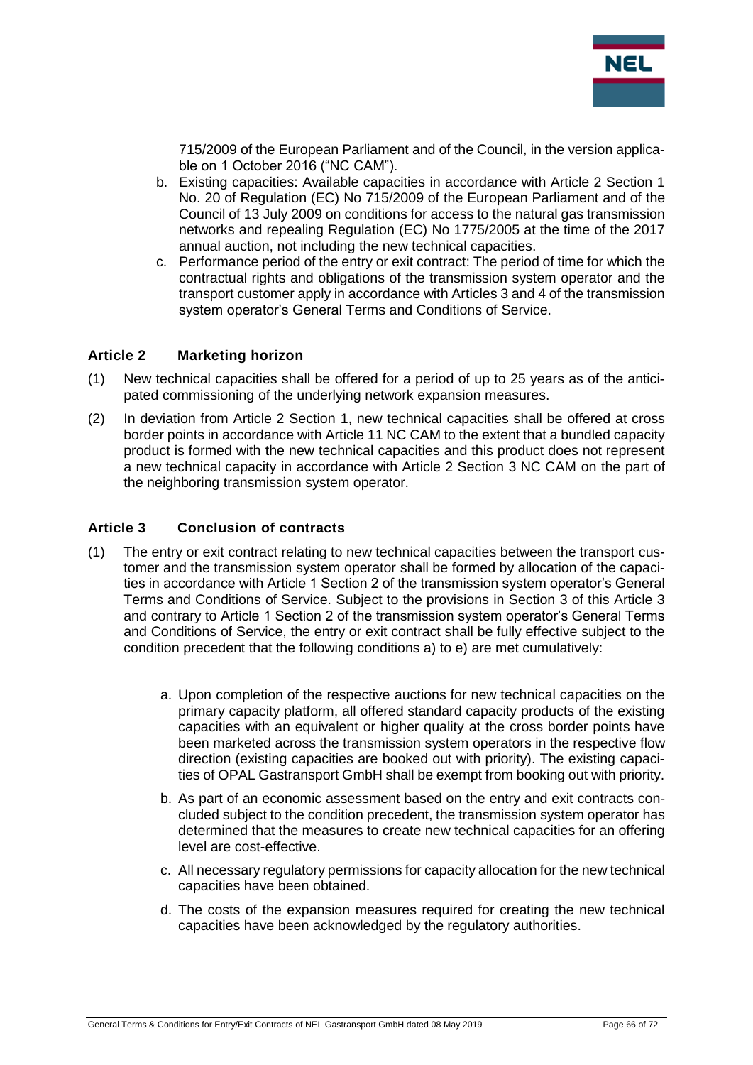715/2009 of the European Parliament and of the Council, in the version applicable on 1 October 2016 ("NC CAM").

b. Existing capacities: Available capacities in accordance with Article 2 Section 1 No. 20 of Regulation (EC) No 715/2009 of the European Parliament and of the Council of 13 July 2009 on conditions for access to the natural gas transmission networks and repealing Regulation (EC) No 1775/2005 at the time of the 2017 annual auction, not including the new technical capacities.

c. Performance period of the entry or exit contract: The period of time for which the contractual rights and obligations of the transmission system operator and the transport customer apply in accordance with Articles 3 and 4 of the transmission system operator's General Terms and Conditions of Service.

### Article 2 Marketing horizon

(1) New technical capacities shall be offered for a period of up to 25 years as of the anticipated commissioning of the underlying network expansion measures.

(2) In deviation from Article 2 Section 1, new technical capacities shall be offered at cross border points in accordance with Article 11 NC CAM to the extent that a bundled capacity product is formed with the new technical capacities and this product does not represent a new technical capacity in accordance with Article 2 Section 3 NC CAM on the part of the neighboring transmission system operator.

### Article 3 Conclusion of contracts

(1) The entry or exit contract relating to new technical capacities between the transport customer and the transmission system operator shall be formed by allocation of the capacities in accordance with Article 1 Section 2 of the transmission system operator's General Terms and Conditions of Service. Subject to the provisions in Section 3 of this Article 3 and contrary to Article 1 Section 2 of the transmission system operator's General Terms and Conditions of Service, the entry or exit contract shall be fully effective subject to the condition precedent that the following conditions a) to e) are met cumulatively:

a. Upon completion of the respective auctions for new technical capacities on the primary capacity platform, all offered standard capacity products of the existing capacities with an equivalent or higher quality at the cross border points have been marketed across the transmission system operators in the respective flow direction (existing capacities are booked out with priority). The existing capacities of OPAL Gastransport GmbH shall be exempt from booking out with priority.

b. As part of an economic assessment based on the entry and exit contracts concluded subject to the condition precedent, the transmission system operator has determined that the measures to create new technical capacities for an offering level are cost-effective.

c. All necessary regulatory permissions for capacity allocation for the new technical capacities have been obtained.

d. The costs of the expansion measures required for creating the new technical capacities have been acknowledged by the regulatory authorities.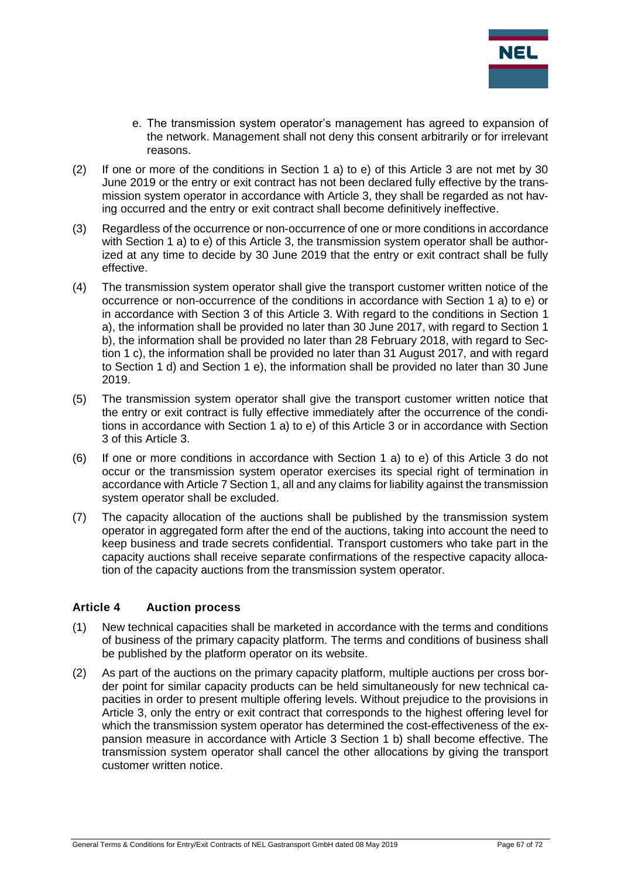e. The transmission system operator's management has agreed to expansion of the network. Management shall not deny this consent arbitrarily or for irrelevant reasons.

(2) If one or more of the conditions in Section 1 a) to e) of this Article 3 are not met by 30 June 2019 or the entry or exit contract has not been declared fully effective by the transmission system operator in accordance with Article 3, they shall be regarded as not having occurred and the entry or exit contract shall become definitively ineffective.

(3) Regardless of the occurrence or non-occurrence of one or more conditions in accordance with Section 1 a) to e) of this Article 3, the transmission system operator shall be authorized at any time to decide by 30 June 2019 that the entry or exit contract shall be fully effective.

(4) The transmission system operator shall give the transport customer written notice of the occurrence or non-occurrence of the conditions in accordance with Section 1 a) to e) or in accordance with Section 3 of this Article 3. With regard to the conditions in Section 1 a), the information shall be provided no later than 30 June 2017, with regard to Section 1 b), the information shall be provided no later than 28 February 2018, with regard to Section 1 c), the information shall be provided no later than 31 August 2017, and with regard to Section 1 d) and Section 1 e), the information shall be provided no later than 30 June 2019.

(5) The transmission system operator shall give the transport customer written notice that the entry or exit contract is fully effective immediately after the occurrence of the conditions in accordance with Section 1 a) to e) of this Article 3 or in accordance with Section 3 of this Article 3.

(6) If one or more conditions in accordance with Section 1 a) to e) of this Article 3 do not occur or the transmission system operator exercises its special right of termination in accordance with Article 7 Section 1, all and any claims for liability against the transmission system operator shall be excluded.

(7) The capacity allocation of the auctions shall be published by the transmission system operator in aggregated form after the end of the auctions, taking into account the need to keep business and trade secrets confidential. Transport customers who take part in the capacity auctions shall receive separate confirmations of the respective capacity allocation of the capacity auctions from the transmission system operator.

### Article 4 Auction process

(1) New technical capacities shall be marketed in accordance with the terms and conditions of business of the primary capacity platform. The terms and conditions of business shall be published by the platform operator on its website.

(2) As part of the auctions on the primary capacity platform, multiple auctions per cross border point for similar capacity products can be held simultaneously for new technical capacities in order to present multiple offering levels. Without prejudice to the provisions in Article 3, only the entry or exit contract that corresponds to the highest offering level for which the transmission system operator has determined the cost-effectiveness of the expansion measure in accordance with Article 3 Section 1 b) shall become effective. The transmission system operator shall cancel the other allocations by giving the transport customer written notice.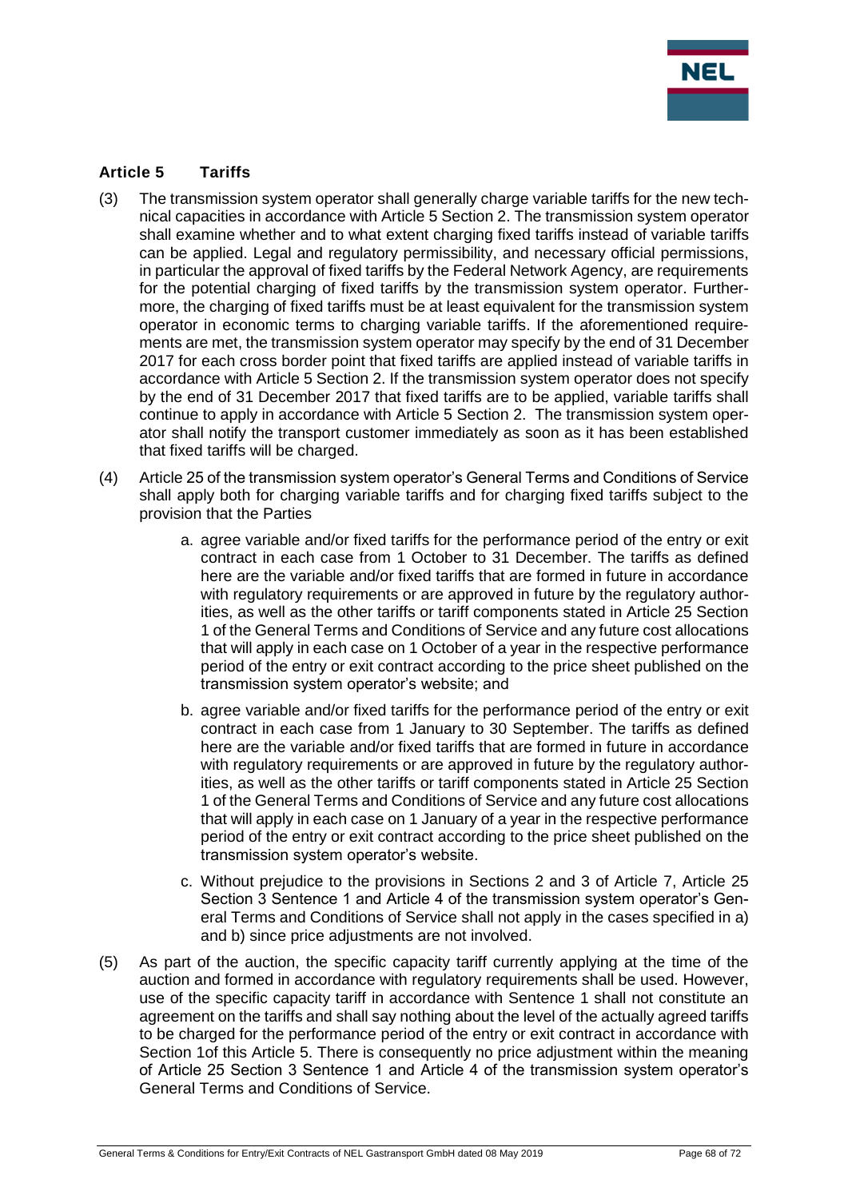## Article 5 Tariffs

(3) The transmission system operator shall generally charge variable tariffs for the new technical capacities in accordance with Article 5 Section 2. The transmission system operator shall examine whether and to what extent charging fixed tariffs instead of variable tariffs can be applied. Legal and regulatory permissibility, and necessary official permissions, in particular the approval of fixed tariffs by the Federal Network Agency, are requirements for the potential charging of fixed tariffs by the transmission system operator. Furthermore, the charging of fixed tariffs must be at least equivalent for the transmission system operator in economic terms to charging variable tariffs. If the aforementioned requirements are met, the transmission system operator may specify by the end of 31 December 2017 for each cross border point that fixed tariffs are applied instead of variable tariffs in accordance with Article 5 Section 2. If the transmission system operator does not specify by the end of 31 December 2017 that fixed tariffs are to be applied, variable tariffs shall continue to apply in accordance with Article 5 Section 2. The transmission system operator shall notify the transport customer immediately as soon as it has been established that fixed tariffs will be charged.

(4) Article 25 of the transmission system operator's General Terms and Conditions of Service shall apply both for charging variable tariffs and for charging fixed tariffs subject to the provision that the Parties

   a. agree variable and/or fixed tariffs for the performance period of the entry or exit contract in each case from 1 October to 31 December. The tariffs as defined here are the variable and/or fixed tariffs that are formed in future in accordance with regulatory requirements or are approved in future by the regulatory authorities, as well as the other tariffs or tariff components stated in Article 25 Section 1 of the General Terms and Conditions of Service and any future cost allocations that will apply in each case on 1 October of a year in the respective performance period of the entry or exit contract according to the price sheet published on the transmission system operator's website; and

   b. agree variable and/or fixed tariffs for the performance period of the entry or exit contract in each case from 1 January to 30 September. The tariffs as defined here are the variable and/or fixed tariffs that are formed in future in accordance with regulatory requirements or are approved in future by the regulatory authorities, as well as the other tariffs or tariff components stated in Article 25 Section 1 of the General Terms and Conditions of Service and any future cost allocations that will apply in each case on 1 January of a year in the respective performance period of the entry or exit contract according to the price sheet published on the transmission system operator's website.

   c. Without prejudice to the provisions in Sections 2 and 3 of Article 7, Article 25 Section 3 Sentence 1 and Article 4 of the transmission system operator's General Terms and Conditions of Service shall not apply in the cases specified in a) and b) since price adjustments are not involved.

(5) As part of the auction, the specific capacity tariff currently applying at the time of the auction and formed in accordance with regulatory requirements shall be used. However, use of the specific capacity tariff in accordance with Sentence 1 shall not constitute an agreement on the tariffs and shall say nothing about the level of the actually agreed tariffs to be charged for the performance period of the entry or exit contract in accordance with Section 1of this Article 5. There is consequently no price adjustment within the meaning of Article 25 Section 3 Sentence 1 and Article 4 of the transmission system operator's General Terms and Conditions of Service.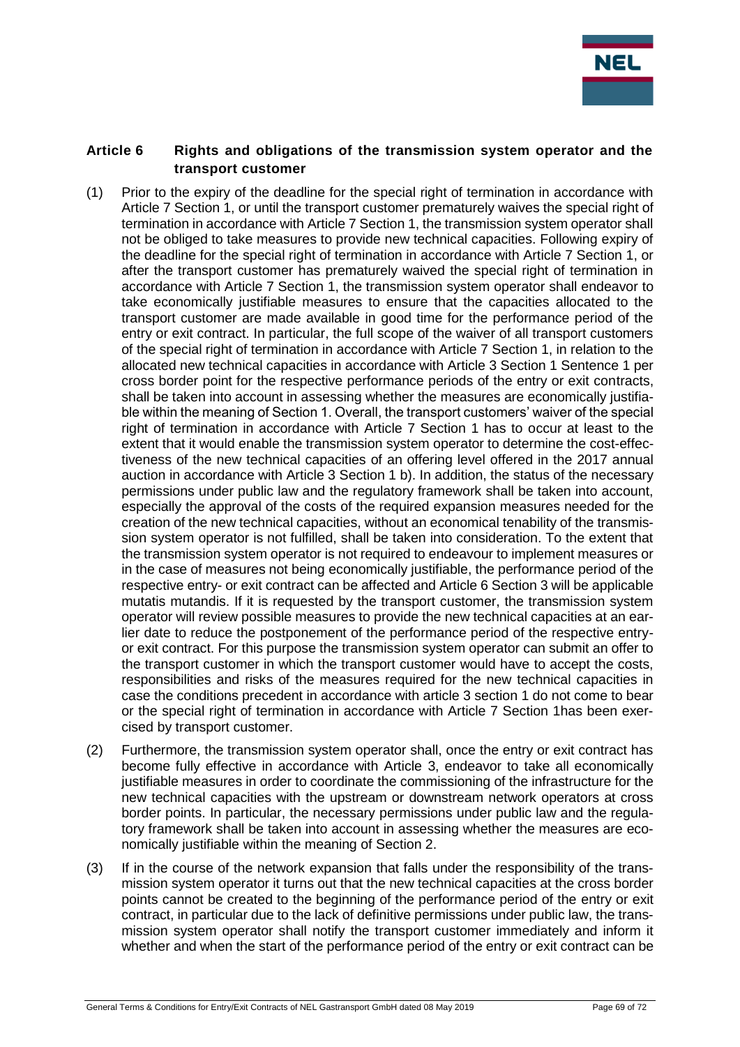## Article 6 Rights and obligations of the transmission system operator and the transport customer

(1) Prior to the expiry of the deadline for the special right of termination in accordance with Article 7 Section 1, or until the transport customer prematurely waives the special right of termination in accordance with Article 7 Section 1, the transmission system operator shall not be obliged to take measures to provide new technical capacities. Following expiry of the deadline for the special right of termination in accordance with Article 7 Section 1, or after the transport customer has prematurely waived the special right of termination in accordance with Article 7 Section 1, the transmission system operator shall endeavor to take economically justifiable measures to ensure that the capacities allocated to the transport customer are made available in good time for the performance period of the entry or exit contract. In particular, the full scope of the waiver of all transport customers of the special right of termination in accordance with Article 7 Section 1, in relation to the allocated new technical capacities in accordance with Article 3 Section 1 Sentence 1 per cross border point for the respective performance periods of the entry or exit contracts, shall be taken into account in assessing whether the measures are economically justifiable within the meaning of Section 1. Overall, the transport customers' waiver of the special right of termination in accordance with Article 7 Section 1 has to occur at least to the extent that it would enable the transmission system operator to determine the cost-effectiveness of the new technical capacities of an offering level offered in the 2017 annual auction in accordance with Article 3 Section 1 b). In addition, the status of the necessary permissions under public law and the regulatory framework shall be taken into account, especially the approval of the costs of the required expansion measures needed for the creation of the new technical capacities, without an economical tenability of the transmission system operator is not fulfilled, shall be taken into consideration. To the extent that the transmission system operator is not required to endeavour to implement measures or in the case of measures not being economically justifiable, the performance period of the respective entry- or exit contract can be affected and Article 6 Section 3 will be applicable mutatis mutandis. If it is requested by the transport customer, the transmission system operator will review possible measures to provide the new technical capacities at an earlier date to reduce the postponement of the performance period of the respective entry- or exit contract. For this purpose the transmission system operator can submit an offer to the transport customer in which the transport customer would have to accept the costs, responsibilities and risks of the measures required for the new technical capacities in case the conditions precedent in accordance with article 3 section 1 do not come to bear or the special right of termination in accordance with Article 7 Section 1has been exercised by transport customer.

(2) Furthermore, the transmission system operator shall, once the entry or exit contract has become fully effective in accordance with Article 3, endeavor to take all economically justifiable measures in order to coordinate the commissioning of the infrastructure for the new technical capacities with the upstream or downstream network operators at cross border points. In particular, the necessary permissions under public law and the regulatory framework shall be taken into account in assessing whether the measures are economically justifiable within the meaning of Section 2.

(3) If in the course of the network expansion that falls under the responsibility of the transmission system operator it turns out that the new technical capacities at the cross border points cannot be created to the beginning of the performance period of the entry or exit contract, in particular due to the lack of definitive permissions under public law, the transmission system operator shall notify the transport customer immediately and inform it whether and when the start of the performance period of the entry or exit contract can be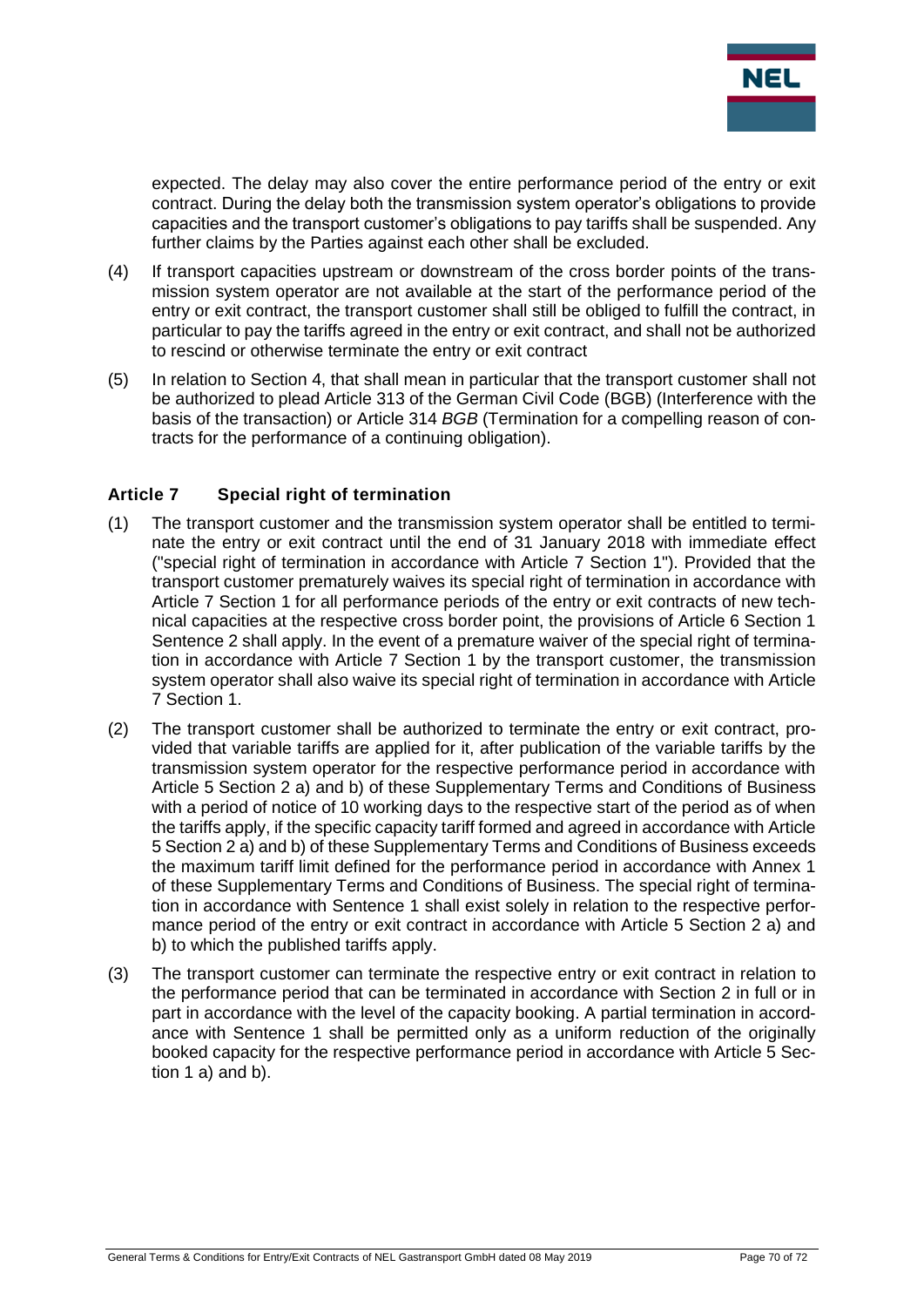expected. The delay may also cover the entire performance period of the entry or exit contract. During the delay both the transmission system operator's obligations to provide capacities and the transport customer's obligations to pay tariffs shall be suspended. Any further claims by the Parties against each other shall be excluded.

(4) If transport capacities upstream or downstream of the cross border points of the transmission system operator are not available at the start of the performance period of the entry or exit contract, the transport customer shall still be obliged to fulfill the contract, in particular to pay the tariffs agreed in the entry or exit contract, and shall not be authorized to rescind or otherwise terminate the entry or exit contract

(5) In relation to Section 4, that shall mean in particular that the transport customer shall not be authorized to plead Article 313 of the German Civil Code (BGB) (Interference with the basis of the transaction) or Article 314 *BGB* (Termination for a compelling reason of contracts for the performance of a continuing obligation).

## Article 7 Special right of termination

(1) The transport customer and the transmission system operator shall be entitled to terminate the entry or exit contract until the end of 31 January 2018 with immediate effect ("special right of termination in accordance with Article 7 Section 1"). Provided that the transport customer prematurely waives its special right of termination in accordance with Article 7 Section 1 for all performance periods of the entry or exit contracts of new technical capacities at the respective cross border point, the provisions of Article 6 Section 1 Sentence 2 shall apply. In the event of a premature waiver of the special right of termination in accordance with Article 7 Section 1 by the transport customer, the transmission system operator shall also waive its special right of termination in accordance with Article 7 Section 1.

(2) The transport customer shall be authorized to terminate the entry or exit contract, provided that variable tariffs are applied for it, after publication of the variable tariffs by the transmission system operator for the respective performance period in accordance with Article 5 Section 2 a) and b) of these Supplementary Terms and Conditions of Business with a period of notice of 10 working days to the respective start of the period as of when the tariffs apply, if the specific capacity tariff formed and agreed in accordance with Article 5 Section 2 a) and b) of these Supplementary Terms and Conditions of Business exceeds the maximum tariff limit defined for the performance period in accordance with Annex 1 of these Supplementary Terms and Conditions of Business. The special right of termination in accordance with Sentence 1 shall exist solely in relation to the respective performance period of the entry or exit contract in accordance with Article 5 Section 2 a) and b) to which the published tariffs apply.

(3) The transport customer can terminate the respective entry or exit contract in relation to the performance period that can be terminated in accordance with Section 2 in full or in part in accordance with the level of the capacity booking. A partial termination in accordance with Sentence 1 shall be permitted only as a uniform reduction of the originally booked capacity for the respective performance period in accordance with Article 5 Section 1 a) and b).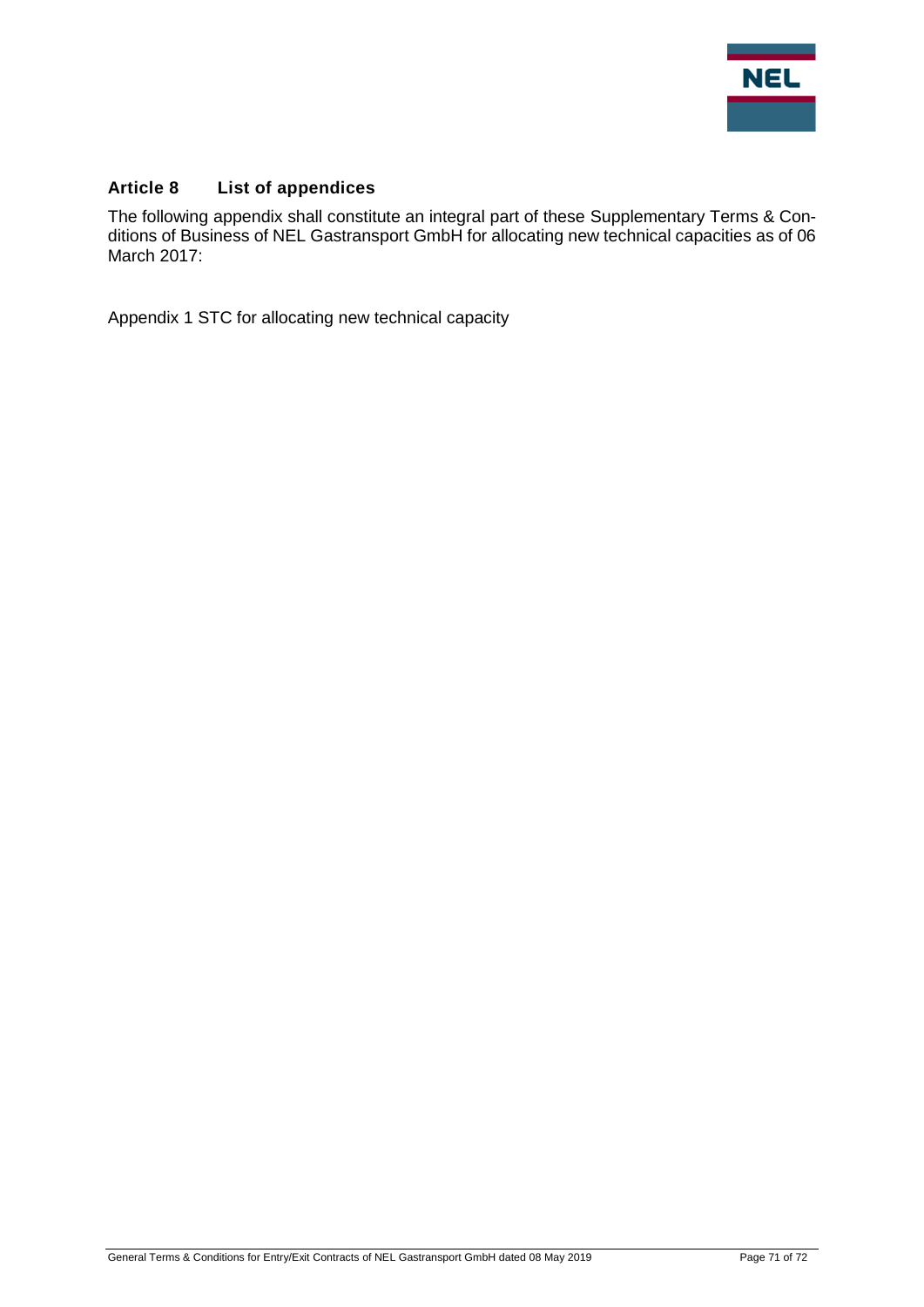## Article 8 List of appendices

The following appendix shall constitute an integral part of these Supplementary Terms & Conditions of Business of NEL Gastransport GmbH for allocating new technical capacities as of 06 March 2017:

Appendix 1 STC for allocating new technical capacity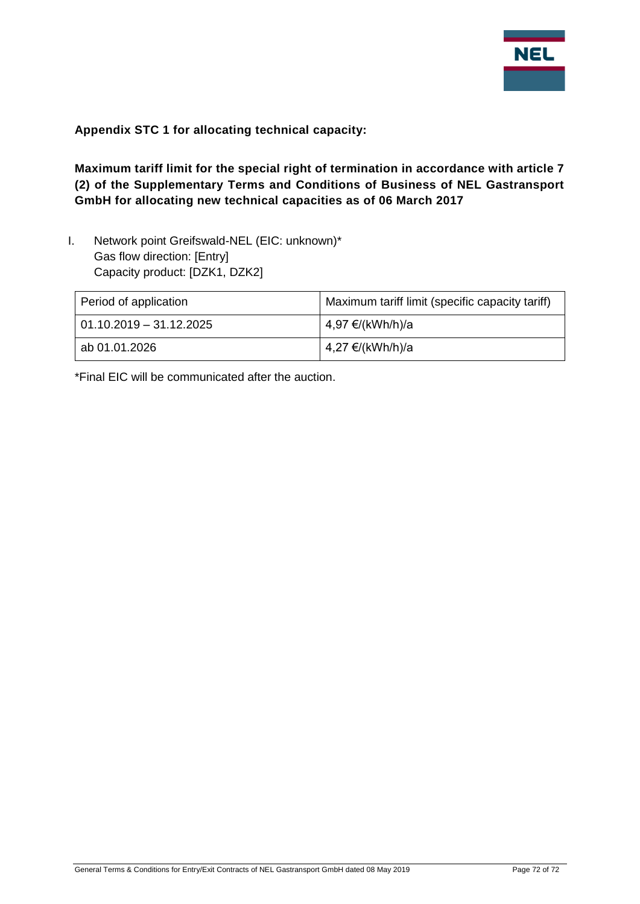**Appendix STC 1 for allocating technical capacity:**

**Maximum tariff limit for the special right of termination in accordance with article 7 (2) of the Supplementary Terms and Conditions of Business of NEL Gastransport GmbH for allocating new technical capacities as of 06 March 2017**

I. Network point Greifswald-NEL (EIC: unknown)*
   Gas flow direction: [Entry]
   Capacity product: [DZK1, DZK2]

| Period of application | Maximum tariff limit (specific capacity tariff) |
|---|---|
| 01.10.2019 – 31.12.2025 | 4,97 €/(kWh/h)/a |
| ab 01.01.2026 | 4,27 €/(kWh/h)/a |

*Final EIC will be communicated after the auction.